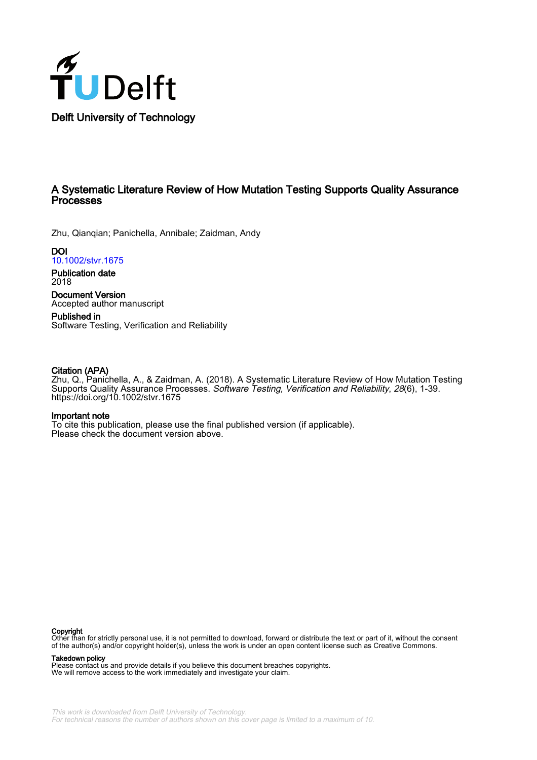Delft University of Technology

# A Systematic Literature Review of How Mutation Testing Supports Quality Assurance Processes

Zhu, Qianqian; Panichella, Annibale; Zaidman, Andy

**DOI**
10.1002/stvr.1675

**Publication date**
2018

**Document Version**
Accepted author manuscript

**Published in**
Software Testing, Verification and Reliability

**Citation (APA)**
Zhu, Q., Panichella, A., & Zaidman, A. (2018). A Systematic Literature Review of How Mutation Testing Supports Quality Assurance Processes. *Software Testing, Verification and Reliability*, *28*(6), 1-39. https://doi.org/10.1002/stvr.1675

**Important note**
To cite this publication, please use the final published version (if applicable). Please check the document version above.

**Copyright**
Other than for strictly personal use, it is not permitted to download, forward or distribute the text or part of it, without the consent of the author(s) and/or copyright holder(s), unless the work is under an open content license such as Creative Commons.

**Takedown policy**
Please contact us and provide details if you believe this document breaches copyrights. We will remove access to the work immediately and investigate your claim.

*This work is downloaded from Delft University of Technology.*
*For technical reasons the number of authors shown on this cover page is limited to a maximum of 10.*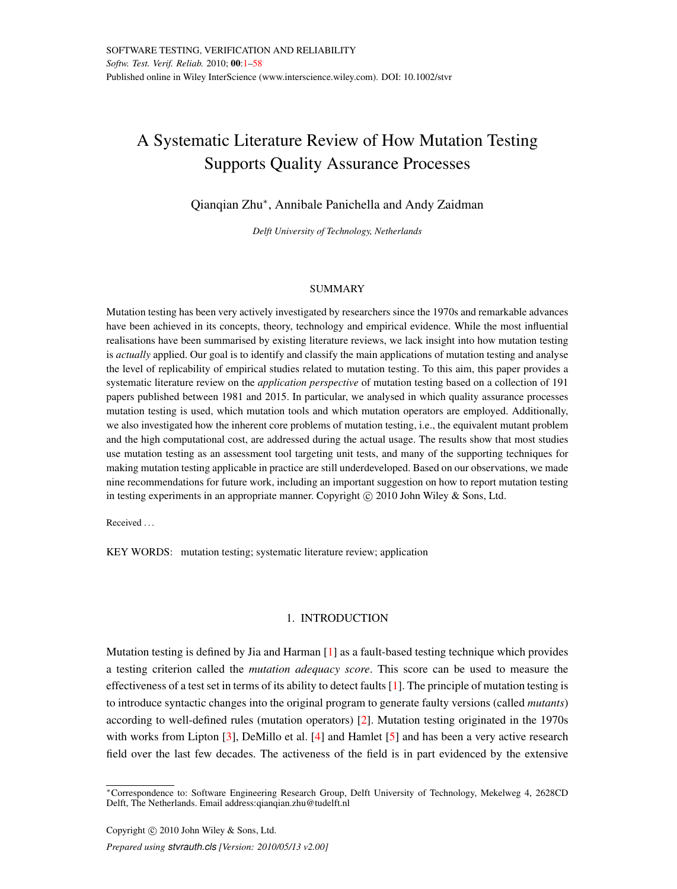A Systematic Literature Review of How Mutation Testing Supports Quality Assurance Processes

Qianqian Zhu*, Annibale Panichella and Andy Zaidman

*Delft University of Technology, Netherlands*

## SUMMARY

Mutation testing has been very actively investigated by researchers since the 1970s and remarkable advances have been achieved in its concepts, theory, technology and empirical evidence. While the most influential realisations have been summarised by existing literature reviews, we lack insight into how mutation testing is *actually* applied. Our goal is to identify and classify the main applications of mutation testing and analyse the level of replicability of empirical studies related to mutation testing. To this aim, this paper provides a systematic literature review on the *application perspective* of mutation testing based on a collection of 191 papers published between 1981 and 2015. In particular, we analysed in which quality assurance processes mutation testing is used, which mutation tools and which mutation operators are employed. Additionally, we also investigated how the inherent core problems of mutation testing, i.e., the equivalent mutant problem and the high computational cost, are addressed during the actual usage. The results show that most studies use mutation testing as an assessment tool targeting unit tests, and many of the supporting techniques for making mutation testing applicable in practice are still underdeveloped. Based on our observations, we made nine recommendations for future work, including an important suggestion on how to report mutation testing in testing experiments in an appropriate manner. Copyright © 2010 John Wiley & Sons, Ltd.

Received ...

KEY WORDS: mutation testing; systematic literature review; application

## 1. INTRODUCTION

Mutation testing is defined by Jia and Harman [1] as a fault-based testing technique which provides a testing criterion called the *mutation adequacy score*. This score can be used to measure the effectiveness of a test set in terms of its ability to detect faults [1]. The principle of mutation testing is to introduce syntactic changes into the original program to generate faulty versions (called *mutants*) according to well-defined rules (mutation operators) [2]. Mutation testing originated in the 1970s with works from Lipton [3], DeMillo et al. [4] and Hamlet [5] and has been a very active research field over the last few decades. The activeness of the field is in part evidenced by the extensive

*Correspondence to: Software Engineering Research Group, Delft University of Technology, Mekelweg 4, 2628CD Delft, The Netherlands. Email address:qianqian.zhu@tudelft.nl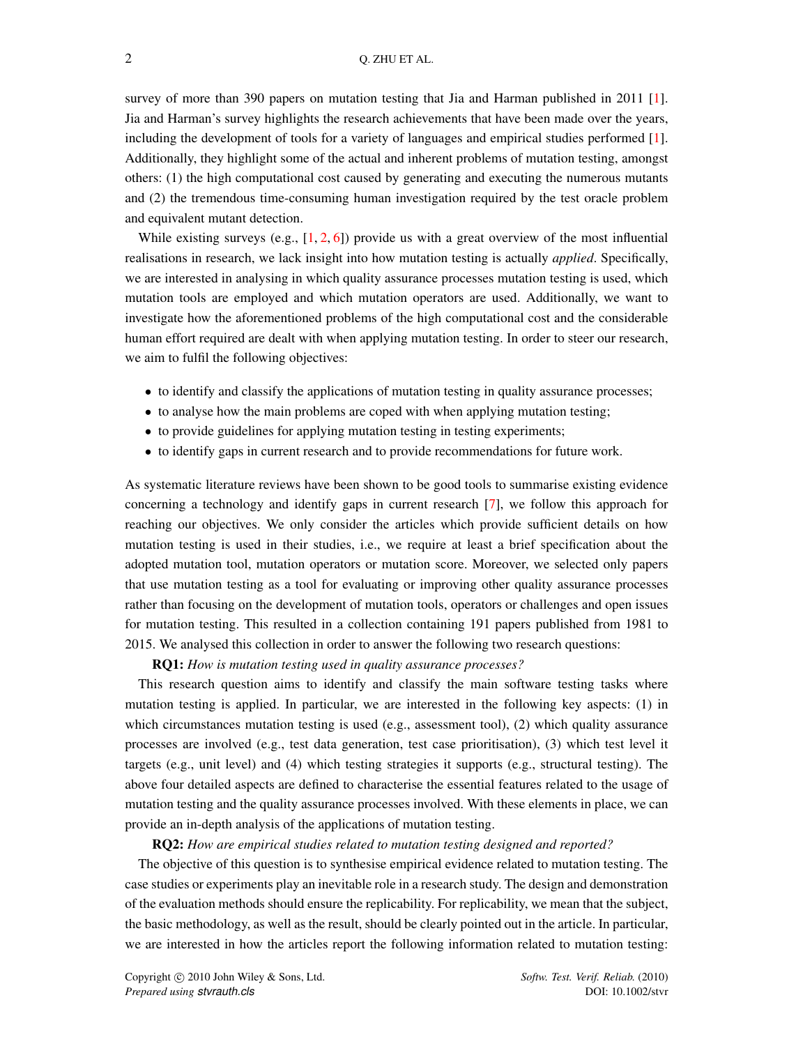survey of more than 390 papers on mutation testing that Jia and Harman published in 2011 [1]. Jia and Harman's survey highlights the research achievements that have been made over the years, including the development of tools for a variety of languages and empirical studies performed [1]. Additionally, they highlight some of the actual and inherent problems of mutation testing, amongst others: (1) the high computational cost caused by generating and executing the numerous mutants and (2) the tremendous time-consuming human investigation required by the test oracle problem and equivalent mutant detection.

While existing surveys (e.g., [1, 2, 6]) provide us with a great overview of the most influential realisations in research, we lack insight into how mutation testing is actually *applied*. Specifically, we are interested in analysing in which quality assurance processes mutation testing is used, which mutation tools are employed and which mutation operators are used. Additionally, we want to investigate how the aforementioned problems of the high computational cost and the considerable human effort required are dealt with when applying mutation testing. In order to steer our research, we aim to fulfil the following objectives:

- to identify and classify the applications of mutation testing in quality assurance processes;
- to analyse how the main problems are coped with when applying mutation testing;
- to provide guidelines for applying mutation testing in testing experiments;
- to identify gaps in current research and to provide recommendations for future work.

As systematic literature reviews have been shown to be good tools to summarise existing evidence concerning a technology and identify gaps in current research [7], we follow this approach for reaching our objectives. We only consider the articles which provide sufficient details on how mutation testing is used in their studies, i.e., we require at least a brief specification about the adopted mutation tool, mutation operators or mutation score. Moreover, we selected only papers that use mutation testing as a tool for evaluating or improving other quality assurance processes rather than focusing on the development of mutation tools, operators or challenges and open issues for mutation testing. This resulted in a collection containing 191 papers published from 1981 to 2015. We analysed this collection in order to answer the following two research questions:

**RQ1:** *How is mutation testing used in quality assurance processes?*

This research question aims to identify and classify the main software testing tasks where mutation testing is applied. In particular, we are interested in the following key aspects: (1) in which circumstances mutation testing is used (e.g., assessment tool), (2) which quality assurance processes are involved (e.g., test data generation, test case prioritisation), (3) which test level it targets (e.g., unit level) and (4) which testing strategies it supports (e.g., structural testing). The above four detailed aspects are defined to characterise the essential features related to the usage of mutation testing and the quality assurance processes involved. With these elements in place, we can provide an in-depth analysis of the applications of mutation testing.

**RQ2:** *How are empirical studies related to mutation testing designed and reported?*

The objective of this question is to synthesise empirical evidence related to mutation testing. The case studies or experiments play an inevitable role in a research study. The design and demonstration of the evaluation methods should ensure the replicability. For replicability, we mean that the subject, the basic methodology, as well as the result, should be clearly pointed out in the article. In particular, we are interested in how the articles report the following information related to mutation testing: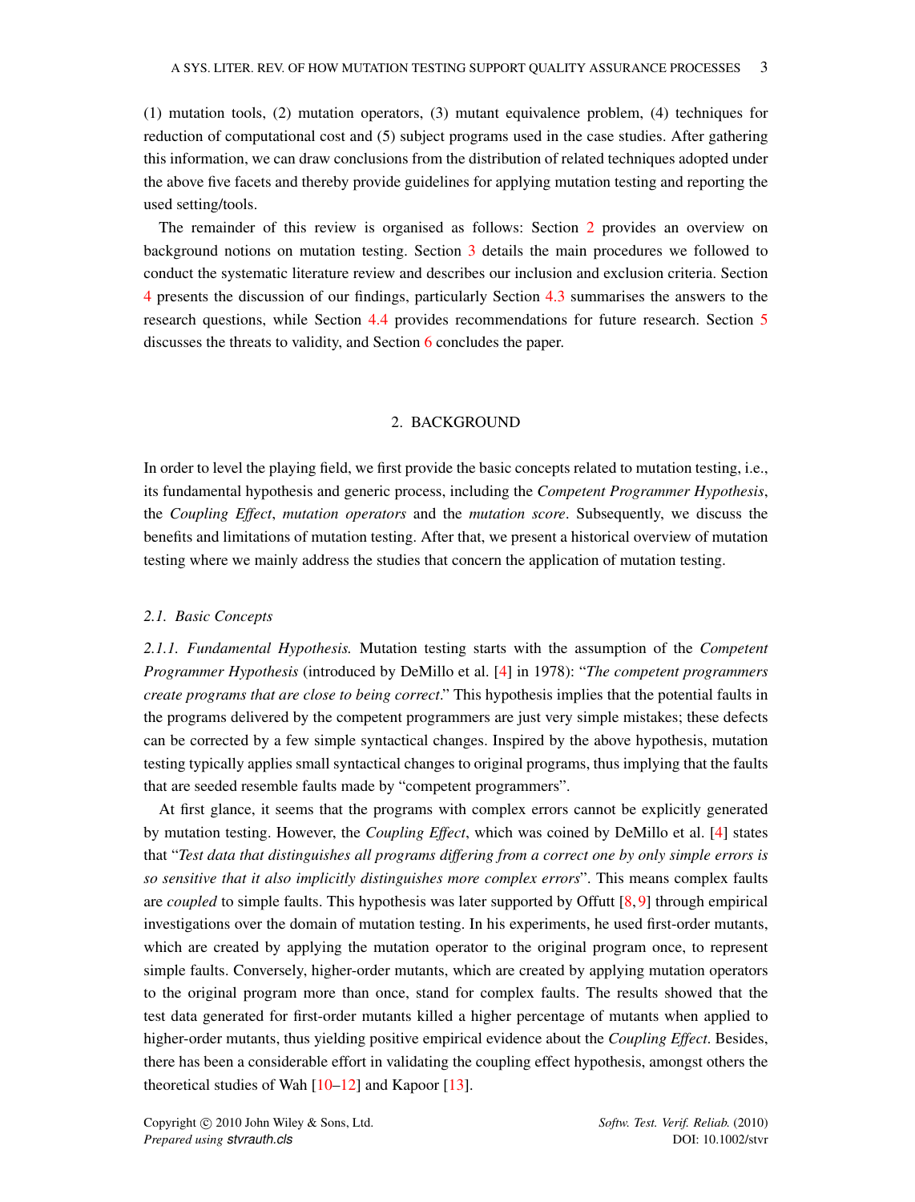(1) mutation tools, (2) mutation operators, (3) mutant equivalence problem, (4) techniques for reduction of computational cost and (5) subject programs used in the case studies. After gathering this information, we can draw conclusions from the distribution of related techniques adopted under the above five facets and thereby provide guidelines for applying mutation testing and reporting the used setting/tools.

The remainder of this review is organised as follows: Section 2 provides an overview on background notions on mutation testing. Section 3 details the main procedures we followed to conduct the systematic literature review and describes our inclusion and exclusion criteria. Section 4 presents the discussion of our findings, particularly Section 4.3 summarises the answers to the research questions, while Section 4.4 provides recommendations for future research. Section 5 discusses the threats to validity, and Section 6 concludes the paper.

## 2. BACKGROUND

In order to level the playing field, we first provide the basic concepts related to mutation testing, i.e., its fundamental hypothesis and generic process, including the *Competent Programmer Hypothesis*, the *Coupling Effect*, *mutation operators* and the *mutation score*. Subsequently, we discuss the benefits and limitations of mutation testing. After that, we present a historical overview of mutation testing where we mainly address the studies that concern the application of mutation testing.

### 2.1. Basic Concepts

*2.1.1. Fundamental Hypothesis.* Mutation testing starts with the assumption of the *Competent Programmer Hypothesis* (introduced by DeMillo et al. [4] in 1978): "*The competent programmers create programs that are close to being correct*." This hypothesis implies that the potential faults in the programs delivered by the competent programmers are just very simple mistakes; these defects can be corrected by a few simple syntactical changes. Inspired by the above hypothesis, mutation testing typically applies small syntactical changes to original programs, thus implying that the faults that are seeded resemble faults made by "competent programmers".

At first glance, it seems that the programs with complex errors cannot be explicitly generated by mutation testing. However, the *Coupling Effect*, which was coined by DeMillo et al. [4] states that "*Test data that distinguishes all programs differing from a correct one by only simple errors is so sensitive that it also implicitly distinguishes more complex errors*". This means complex faults are *coupled* to simple faults. This hypothesis was later supported by Offutt [8, 9] through empirical investigations over the domain of mutation testing. In his experiments, he used first-order mutants, which are created by applying the mutation operator to the original program once, to represent simple faults. Conversely, higher-order mutants, which are created by applying mutation operators to the original program more than once, stand for complex faults. The results showed that the test data generated for first-order mutants killed a higher percentage of mutants when applied to higher-order mutants, thus yielding positive empirical evidence about the *Coupling Effect*. Besides, there has been a considerable effort in validating the coupling effect hypothesis, amongst others the theoretical studies of Wah [10–12] and Kapoor [13].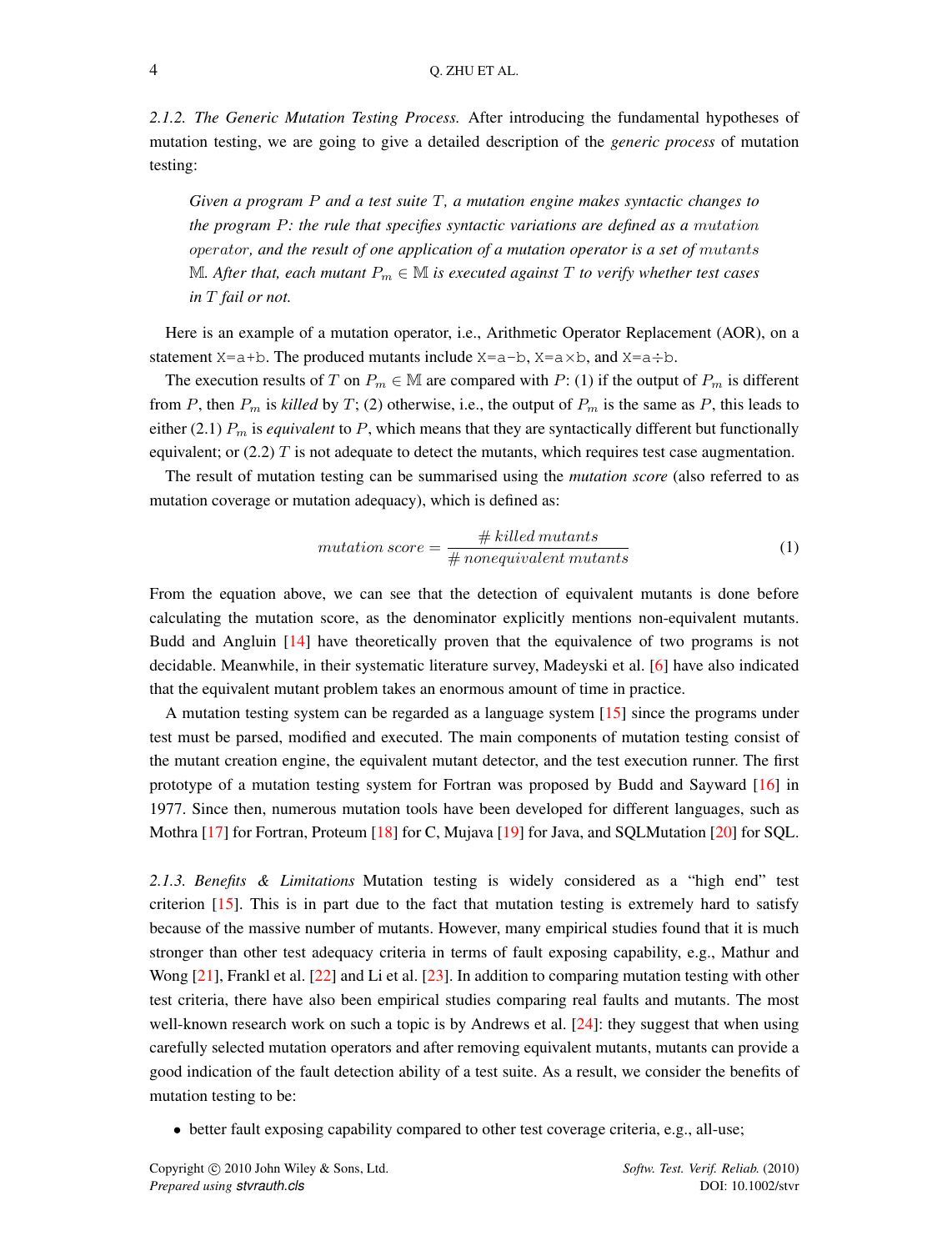*2.1.2. The Generic Mutation Testing Process.* After introducing the fundamental hypotheses of mutation testing, we are going to give a detailed description of the *generic process* of mutation testing:

> *Given a program $P$ and a test suite $T$, a mutation engine makes syntactic changes to the program $P$: the rule that specifies syntactic variations are defined as a $mutation$ $operator$, and the result of one application of a mutation operator is a set of $mutants$ $\mathbb{M}$. After that, each mutant $P_m \in \mathbb{M}$ is executed against $T$ to verify whether test cases in $T$ fail or not.*

Here is an example of a mutation operator, i.e., Arithmetic Operator Replacement (AOR), on a statement `X=a+b`. The produced mutants include `X=a-b`, `X=a×b`, and `X=a÷b`.

The execution results of $T$ on $P_m \in \mathbb{M}$ are compared with $P$: (1) if the output of $P_m$ is different from $P$, then $P_m$ is *killed* by $T$; (2) otherwise, i.e., the output of $P_m$ is the same as $P$, this leads to either (2.1) $P_m$ is *equivalent* to $P$, which means that they are syntactically different but functionally equivalent; or (2.2) $T$ is not adequate to detect the mutants, which requires test case augmentation.

The result of mutation testing can be summarised using the *mutation score* (also referred to as mutation coverage or mutation adequacy), which is defined as:

$$mutation\ score = \frac{\#\ killed\ mutants}{\#\ nonequivalent\ mutants} \tag{1}$$

From the equation above, we can see that the detection of equivalent mutants is done before calculating the mutation score, as the denominator explicitly mentions non-equivalent mutants. Budd and Angluin [14] have theoretically proven that the equivalence of two programs is not decidable. Meanwhile, in their systematic literature survey, Madeyski et al. [6] have also indicated that the equivalent mutant problem takes an enormous amount of time in practice.

A mutation testing system can be regarded as a language system [15] since the programs under test must be parsed, modified and executed. The main components of mutation testing consist of the mutant creation engine, the equivalent mutant detector, and the test execution runner. The first prototype of a mutation testing system for Fortran was proposed by Budd and Sayward [16] in 1977. Since then, numerous mutation tools have been developed for different languages, such as Mothra [17] for Fortran, Proteum [18] for C, Mujava [19] for Java, and SQLMutation [20] for SQL.

*2.1.3. Benefits & Limitations* Mutation testing is widely considered as a "high end" test criterion [15]. This is in part due to the fact that mutation testing is extremely hard to satisfy because of the massive number of mutants. However, many empirical studies found that it is much stronger than other test adequacy criteria in terms of fault exposing capability, e.g., Mathur and Wong [21], Frankl et al. [22] and Li et al. [23]. In addition to comparing mutation testing with other test criteria, there have also been empirical studies comparing real faults and mutants. The most well-known research work on such a topic is by Andrews et al. [24]: they suggest that when using carefully selected mutation operators and after removing equivalent mutants, mutants can provide a good indication of the fault detection ability of a test suite. As a result, we consider the benefits of mutation testing to be:

- better fault exposing capability compared to other test coverage criteria, e.g., all-use;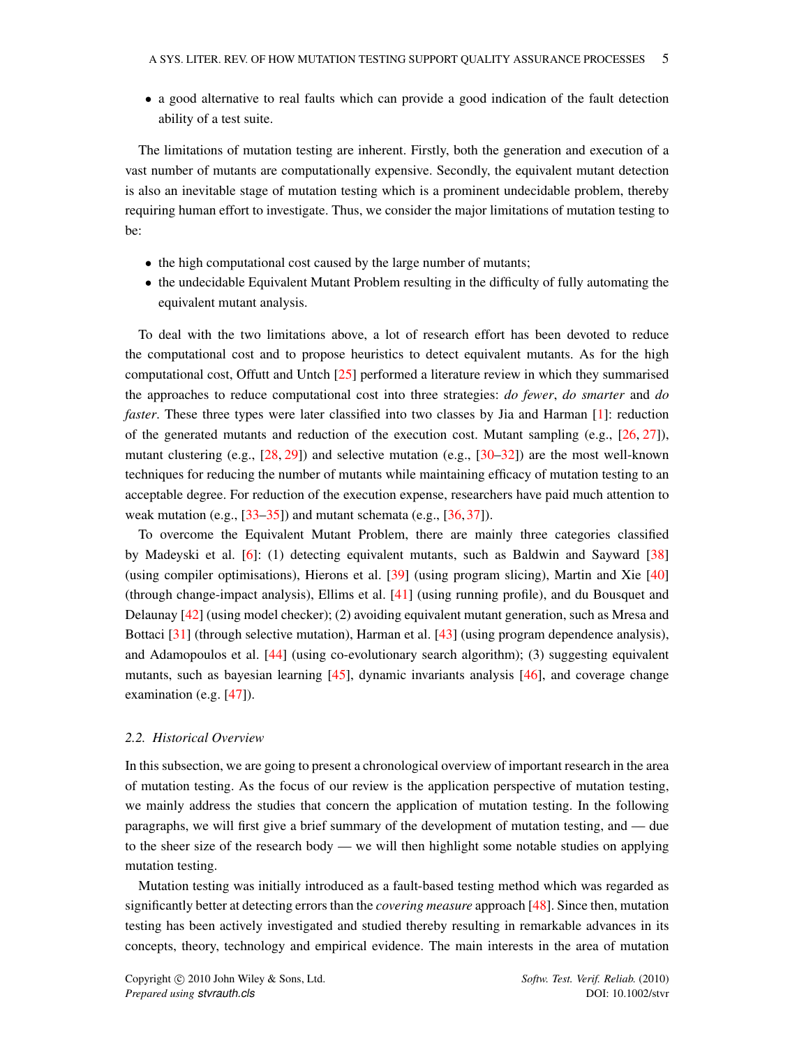- a good alternative to real faults which can provide a good indication of the fault detection ability of a test suite.

The limitations of mutation testing are inherent. Firstly, both the generation and execution of a vast number of mutants are computationally expensive. Secondly, the equivalent mutant detection is also an inevitable stage of mutation testing which is a prominent undecidable problem, thereby requiring human effort to investigate. Thus, we consider the major limitations of mutation testing to be:

- the high computational cost caused by the large number of mutants;
- the undecidable Equivalent Mutant Problem resulting in the difficulty of fully automating the equivalent mutant analysis.

To deal with the two limitations above, a lot of research effort has been devoted to reduce the computational cost and to propose heuristics to detect equivalent mutants. As for the high computational cost, Offutt and Untch [25] performed a literature review in which they summarised the approaches to reduce computational cost into three strategies: *do fewer*, *do smarter* and *do faster*. These three types were later classified into two classes by Jia and Harman [1]: reduction of the generated mutants and reduction of the execution cost. Mutant sampling (e.g., [26, 27]), mutant clustering (e.g., [28, 29]) and selective mutation (e.g., [30–32]) are the most well-known techniques for reducing the number of mutants while maintaining efficacy of mutation testing to an acceptable degree. For reduction of the execution expense, researchers have paid much attention to weak mutation (e.g., [33–35]) and mutant schemata (e.g., [36, 37]).

To overcome the Equivalent Mutant Problem, there are mainly three categories classified by Madeyski et al. [6]: (1) detecting equivalent mutants, such as Baldwin and Sayward [38] (using compiler optimisations), Hierons et al. [39] (using program slicing), Martin and Xie [40] (through change-impact analysis), Ellims et al. [41] (using running profile), and du Bousquet and Delaunay [42] (using model checker); (2) avoiding equivalent mutant generation, such as Mresa and Bottaci [31] (through selective mutation), Harman et al. [43] (using program dependence analysis), and Adamopoulos et al. [44] (using co-evolutionary search algorithm); (3) suggesting equivalent mutants, such as bayesian learning [45], dynamic invariants analysis [46], and coverage change examination (e.g. [47]).

### 2.2. *Historical Overview*

In this subsection, we are going to present a chronological overview of important research in the area of mutation testing. As the focus of our review is the application perspective of mutation testing, we mainly address the studies that concern the application of mutation testing. In the following paragraphs, we will first give a brief summary of the development of mutation testing, and — due to the sheer size of the research body — we will then highlight some notable studies on applying mutation testing.

Mutation testing was initially introduced as a fault-based testing method which was regarded as significantly better at detecting errors than the *covering measure* approach [48]. Since then, mutation testing has been actively investigated and studied thereby resulting in remarkable advances in its concepts, theory, technology and empirical evidence. The main interests in the area of mutation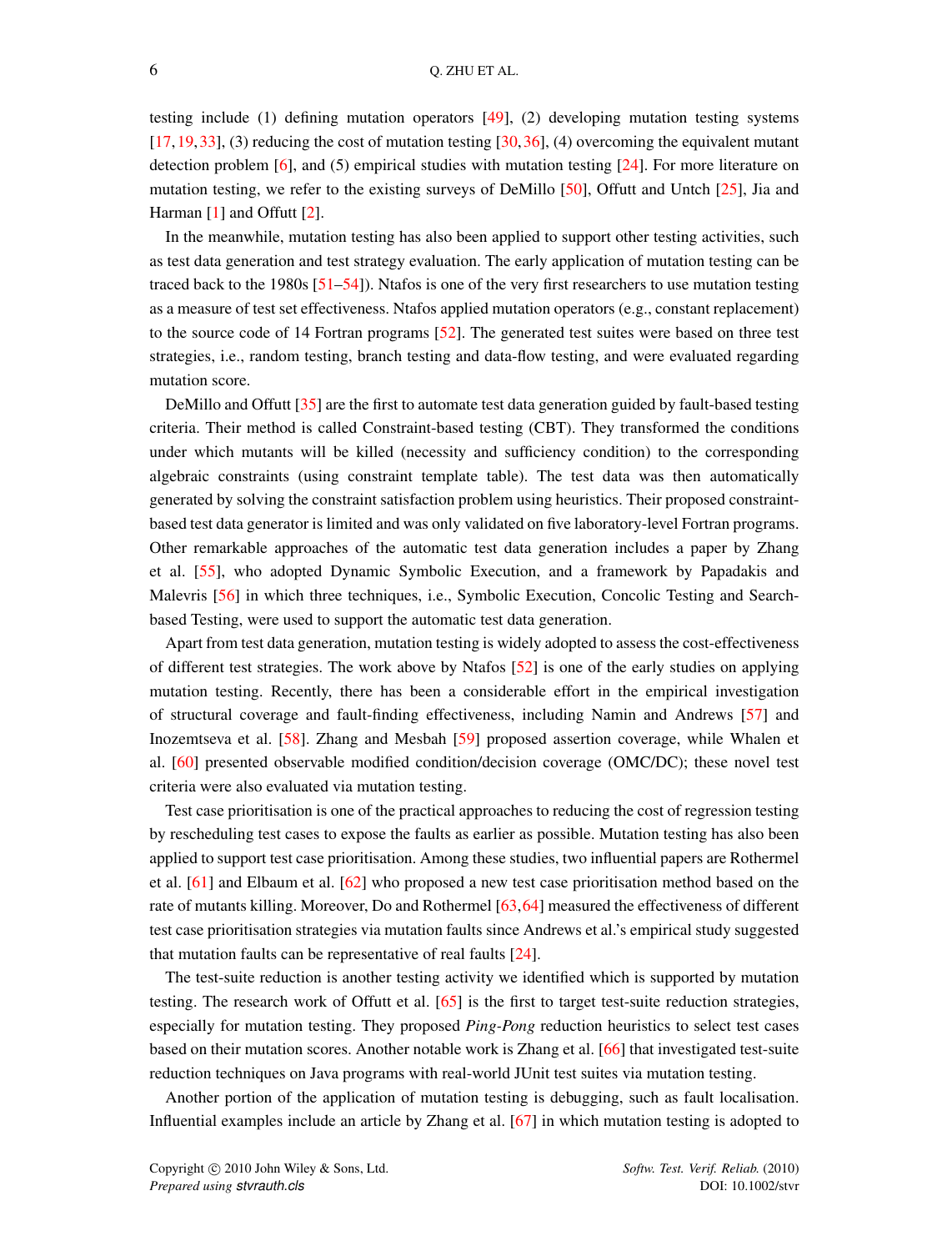testing include (1) defining mutation operators [49], (2) developing mutation testing systems [17, 19, 33], (3) reducing the cost of mutation testing [30, 36], (4) overcoming the equivalent mutant detection problem [6], and (5) empirical studies with mutation testing [24]. For more literature on mutation testing, we refer to the existing surveys of DeMillo [50], Offutt and Untch [25], Jia and Harman [1] and Offutt [2].

In the meanwhile, mutation testing has also been applied to support other testing activities, such as test data generation and test strategy evaluation. The early application of mutation testing can be traced back to the 1980s [51–54]). Ntafos is one of the very first researchers to use mutation testing as a measure of test set effectiveness. Ntafos applied mutation operators (e.g., constant replacement) to the source code of 14 Fortran programs [52]. The generated test suites were based on three test strategies, i.e., random testing, branch testing and data-flow testing, and were evaluated regarding mutation score.

DeMillo and Offutt [35] are the first to automate test data generation guided by fault-based testing criteria. Their method is called Constraint-based testing (CBT). They transformed the conditions under which mutants will be killed (necessity and sufficiency condition) to the corresponding algebraic constraints (using constraint template table). The test data was then automatically generated by solving the constraint satisfaction problem using heuristics. Their proposed constraint-based test data generator is limited and was only validated on five laboratory-level Fortran programs. Other remarkable approaches of the automatic test data generation includes a paper by Zhang et al. [55], who adopted Dynamic Symbolic Execution, and a framework by Papadakis and Malevris [56] in which three techniques, i.e., Symbolic Execution, Concolic Testing and Search-based Testing, were used to support the automatic test data generation.

Apart from test data generation, mutation testing is widely adopted to assess the cost-effectiveness of different test strategies. The work above by Ntafos [52] is one of the early studies on applying mutation testing. Recently, there has been a considerable effort in the empirical investigation of structural coverage and fault-finding effectiveness, including Namin and Andrews [57] and Inozemtseva et al. [58]. Zhang and Mesbah [59] proposed assertion coverage, while Whalen et al. [60] presented observable modified condition/decision coverage (OMC/DC); these novel test criteria were also evaluated via mutation testing.

Test case prioritisation is one of the practical approaches to reducing the cost of regression testing by rescheduling test cases to expose the faults as earlier as possible. Mutation testing has also been applied to support test case prioritisation. Among these studies, two influential papers are Rothermel et al. [61] and Elbaum et al. [62] who proposed a new test case prioritisation method based on the rate of mutants killing. Moreover, Do and Rothermel [63, 64] measured the effectiveness of different test case prioritisation strategies via mutation faults since Andrews et al.'s empirical study suggested that mutation faults can be representative of real faults [24].

The test-suite reduction is another testing activity we identified which is supported by mutation testing. The research work of Offutt et al. [65] is the first to target test-suite reduction strategies, especially for mutation testing. They proposed *Ping-Pong* reduction heuristics to select test cases based on their mutation scores. Another notable work is Zhang et al. [66] that investigated test-suite reduction techniques on Java programs with real-world JUnit test suites via mutation testing.

Another portion of the application of mutation testing is debugging, such as fault localisation. Influential examples include an article by Zhang et al. [67] in which mutation testing is adopted to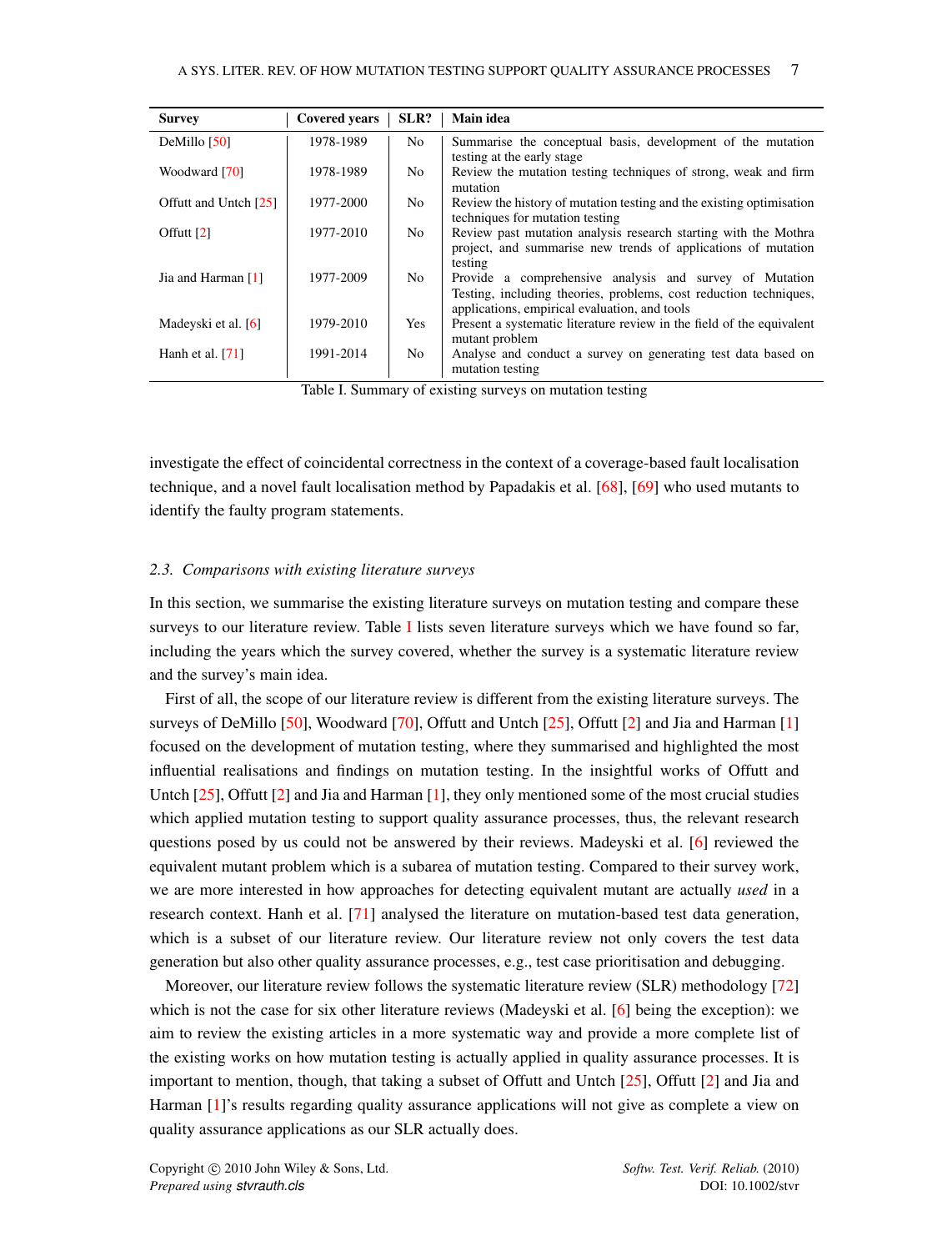| Survey | Covered years | SLR? | Main idea |
|---|---|---|---|
| DeMillo [50] | 1978-1989 | No | Summarise the conceptual basis, development of the mutation testing at the early stage |
| Woodward [70] | 1978-1989 | No | Review the mutation testing techniques of strong, weak and firm mutation |
| Offutt and Untch [25] | 1977-2000 | No | Review the history of mutation testing and the existing optimisation techniques for mutation testing |
| Offutt [2] | 1977-2010 | No | Review past mutation analysis research starting with the Mothra project, and summarise new trends of applications of mutation testing |
| Jia and Harman [1] | 1977-2009 | No | Provide a comprehensive analysis and survey of Mutation Testing, including theories, problems, cost reduction techniques, applications, empirical evaluation, and tools |
| Madeyski et al. [6] | 1979-2010 | Yes | Present a systematic literature review in the field of the equivalent mutant problem |
| Hanh et al. [71] | 1991-2014 | No | Analyse and conduct a survey on generating test data based on mutation testing |

Table I. Summary of existing surveys on mutation testing

investigate the effect of coincidental correctness in the context of a coverage-based fault localisation technique, and a novel fault localisation method by Papadakis et al. [68], [69] who used mutants to identify the faulty program statements.

### 2.3. Comparisons with existing literature surveys

In this section, we summarise the existing literature surveys on mutation testing and compare these surveys to our literature review. Table I lists seven literature surveys which we have found so far, including the years which the survey covered, whether the survey is a systematic literature review and the survey's main idea.

First of all, the scope of our literature review is different from the existing literature surveys. The surveys of DeMillo [50], Woodward [70], Offutt and Untch [25], Offutt [2] and Jia and Harman [1] focused on the development of mutation testing, where they summarised and highlighted the most influential realisations and findings on mutation testing. In the insightful works of Offutt and Untch [25], Offutt [2] and Jia and Harman [1], they only mentioned some of the most crucial studies which applied mutation testing to support quality assurance processes, thus, the relevant research questions posed by us could not be answered by their reviews. Madeyski et al. [6] reviewed the equivalent mutant problem which is a subarea of mutation testing. Compared to their survey work, we are more interested in how approaches for detecting equivalent mutant are actually *used* in a research context. Hanh et al. [71] analysed the literature on mutation-based test data generation, which is a subset of our literature review. Our literature review not only covers the test data generation but also other quality assurance processes, e.g., test case prioritisation and debugging.

Moreover, our literature review follows the systematic literature review (SLR) methodology [72] which is not the case for six other literature reviews (Madeyski et al. [6] being the exception): we aim to review the existing articles in a more systematic way and provide a more complete list of the existing works on how mutation testing is actually applied in quality assurance processes. It is important to mention, though, that taking a subset of Offutt and Untch [25], Offutt [2] and Jia and Harman [1]'s results regarding quality assurance applications will not give as complete a view on quality assurance applications as our SLR actually does.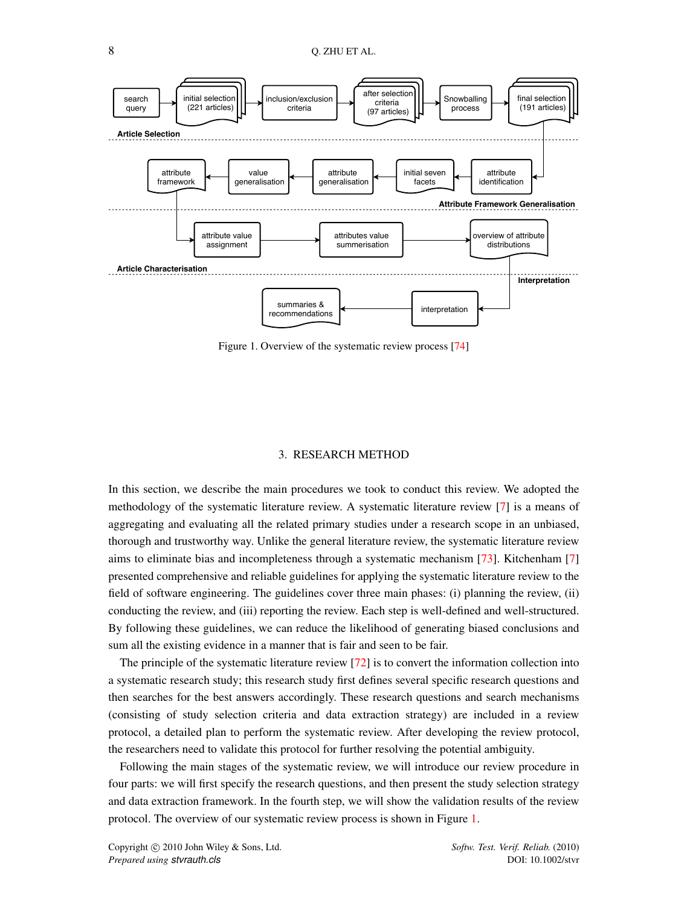Figure 1. Overview of the systematic review process [74]

## 3. RESEARCH METHOD

In this section, we describe the main procedures we took to conduct this review. We adopted the methodology of the systematic literature review. A systematic literature review [7] is a means of aggregating and evaluating all the related primary studies under a research scope in an unbiased, thorough and trustworthy way. Unlike the general literature review, the systematic literature review aims to eliminate bias and incompleteness through a systematic mechanism [73]. Kitchenham [7] presented comprehensive and reliable guidelines for applying the systematic literature review to the field of software engineering. The guidelines cover three main phases: (i) planning the review, (ii) conducting the review, and (iii) reporting the review. Each step is well-defined and well-structured. By following these guidelines, we can reduce the likelihood of generating biased conclusions and sum all the existing evidence in a manner that is fair and seen to be fair.

The principle of the systematic literature review [72] is to convert the information collection into a systematic research study; this research study first defines several specific research questions and then searches for the best answers accordingly. These research questions and search mechanisms (consisting of study selection criteria and data extraction strategy) are included in a review protocol, a detailed plan to perform the systematic review. After developing the review protocol, the researchers need to validate this protocol for further resolving the potential ambiguity.

Following the main stages of the systematic review, we will introduce our review procedure in four parts: we will first specify the research questions, and then present the study selection strategy and data extraction framework. In the fourth step, we will show the validation results of the review protocol. The overview of our systematic review process is shown in Figure 1.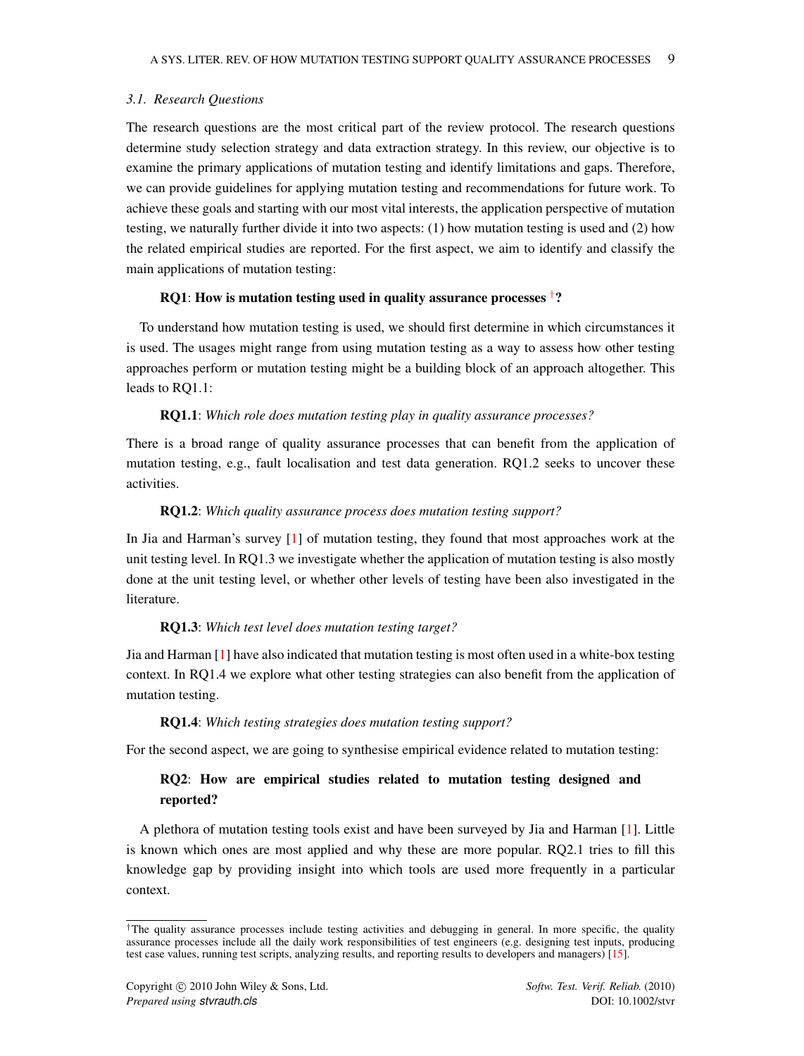### 3.1. Research Questions

The research questions are the most critical part of the review protocol. The research questions determine study selection strategy and data extraction strategy. In this review, our objective is to examine the primary applications of mutation testing and identify limitations and gaps. Therefore, we can provide guidelines for applying mutation testing and recommendations for future work. To achieve these goals and starting with our most vital interests, the application perspective of mutation testing, we naturally further divide it into two aspects: (1) how mutation testing is used and (2) how the related empirical studies are reported. For the first aspect, we aim to identify and classify the main applications of mutation testing:

**RQ1**: **How is mutation testing used in quality assurance processes** [†]**?**

To understand how mutation testing is used, we should first determine in which circumstances it is used. The usages might range from using mutation testing as a way to assess how other testing approaches perform or mutation testing might be a building block of an approach altogether. This leads to RQ1.1:

**RQ1.1**: *Which role does mutation testing play in quality assurance processes?*

There is a broad range of quality assurance processes that can benefit from the application of mutation testing, e.g., fault localisation and test data generation. RQ1.2 seeks to uncover these activities.

**RQ1.2**: *Which quality assurance process does mutation testing support?*

In Jia and Harman's survey [1] of mutation testing, they found that most approaches work at the unit testing level. In RQ1.3 we investigate whether the application of mutation testing is also mostly done at the unit testing level, or whether other levels of testing have been also investigated in the literature.

**RQ1.3**: *Which test level does mutation testing target?*

Jia and Harman [1] have also indicated that mutation testing is most often used in a white-box testing context. In RQ1.4 we explore what other testing strategies can also benefit from the application of mutation testing.

**RQ1.4**: *Which testing strategies does mutation testing support?*

For the second aspect, we are going to synthesise empirical evidence related to mutation testing:

**RQ2**: **How are empirical studies related to mutation testing designed and reported?**

A plethora of mutation testing tools exist and have been surveyed by Jia and Harman [1]. Little is known which ones are most applied and why these are more popular. RQ2.1 tries to fill this knowledge gap by providing insight into which tools are used more frequently in a particular context.

[†]The quality assurance processes include testing activities and debugging in general. In more specific, the quality assurance processes include all the daily work responsibilities of test engineers (e.g. designing test inputs, producing test case values, running test scripts, analyzing results, and reporting results to developers and managers) [15].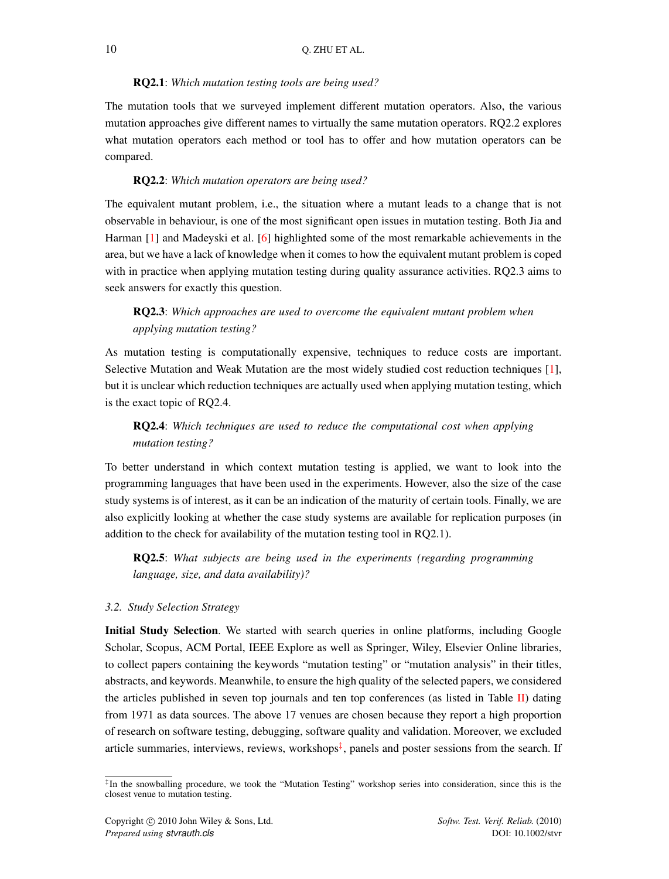**RQ2.1**: *Which mutation testing tools are being used?*

The mutation tools that we surveyed implement different mutation operators. Also, the various mutation approaches give different names to virtually the same mutation operators. RQ2.2 explores what mutation operators each method or tool has to offer and how mutation operators can be compared.

**RQ2.2**: *Which mutation operators are being used?*

The equivalent mutant problem, i.e., the situation where a mutant leads to a change that is not observable in behaviour, is one of the most significant open issues in mutation testing. Both Jia and Harman [1] and Madeyski et al. [6] highlighted some of the most remarkable achievements in the area, but we have a lack of knowledge when it comes to how the equivalent mutant problem is coped with in practice when applying mutation testing during quality assurance activities. RQ2.3 aims to seek answers for exactly this question.

**RQ2.3**: *Which approaches are used to overcome the equivalent mutant problem when applying mutation testing?*

As mutation testing is computationally expensive, techniques to reduce costs are important. Selective Mutation and Weak Mutation are the most widely studied cost reduction techniques [1], but it is unclear which reduction techniques are actually used when applying mutation testing, which is the exact topic of RQ2.4.

**RQ2.4**: *Which techniques are used to reduce the computational cost when applying mutation testing?*

To better understand in which context mutation testing is applied, we want to look into the programming languages that have been used in the experiments. However, also the size of the case study systems is of interest, as it can be an indication of the maturity of certain tools. Finally, we are also explicitly looking at whether the case study systems are available for replication purposes (in addition to the check for availability of the mutation testing tool in RQ2.1).

**RQ2.5**: *What subjects are being used in the experiments (regarding programming language, size, and data availability)?*

### 3.2. Study Selection Strategy

**Initial Study Selection**. We started with search queries in online platforms, including Google Scholar, Scopus, ACM Portal, IEEE Explore as well as Springer, Wiley, Elsevier Online libraries, to collect papers containing the keywords "mutation testing" or "mutation analysis" in their titles, abstracts, and keywords. Meanwhile, to ensure the high quality of the selected papers, we considered the articles published in seven top journals and ten top conferences (as listed in Table II) dating from 1971 as data sources. The above 17 venues are chosen because they report a high proportion of research on software testing, debugging, software quality and validation. Moreover, we excluded article summaries, interviews, reviews, workshops[‡], panels and poster sessions from the search. If

[‡]In the snowballing procedure, we took the "Mutation Testing" workshop series into consideration, since this is the closest venue to mutation testing.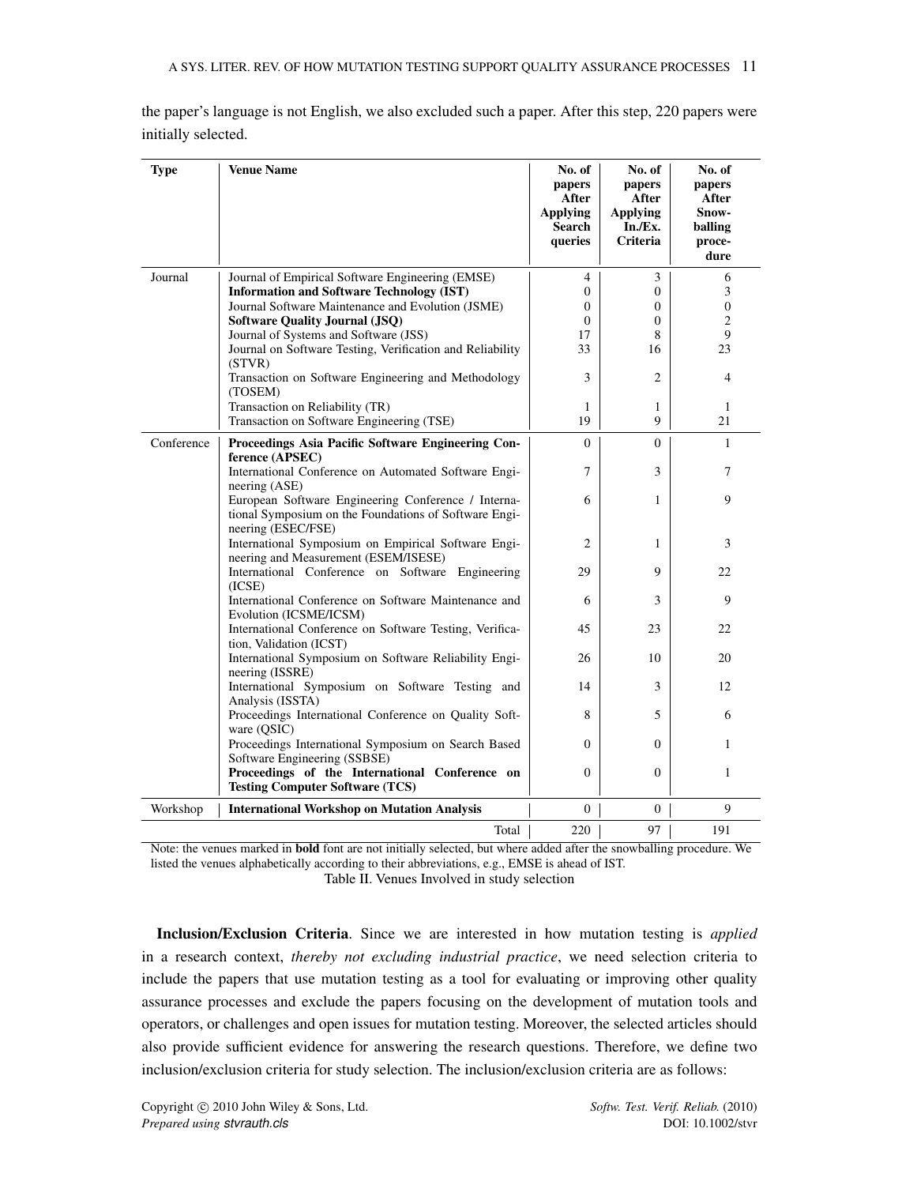the paper's language is not English, we also excluded such a paper. After this step, 220 papers were initially selected.

| Type | Venue Name | No. of papers After Applying Search queries | No. of papers After Applying In./Ex. Criteria | No. of papers After Snow-balling proce-dure |
|---|---|---|---|---|
| Journal | Journal of Empirical Software Engineering (EMSE) | 4 | 3 | 6 |
| | **Information and Software Technology (IST)** | 0 | 0 | 3 |
| | Journal Software Maintenance and Evolution (JSME) | 0 | 0 | 0 |
| | **Software Quality Journal (JSQ)** | 0 | 0 | 2 |
| | Journal of Systems and Software (JSS) | 17 | 8 | 9 |
| | Journal on Software Testing, Verification and Reliability (STVR) | 33 | 16 | 23 |
| | Transaction on Software Engineering and Methodology (TOSEM) | 3 | 2 | 4 |
| | Transaction on Reliability (TR) | 1 | 1 | 1 |
| | Transaction on Software Engineering (TSE) | 19 | 9 | 21 |
| Conference | **Proceedings Asia Pacific Software Engineering Conference (APSEC)** | 0 | 0 | 1 |
| | International Conference on Automated Software Engineering (ASE) | 7 | 3 | 7 |
| | European Software Engineering Conference / International Symposium on the Foundations of Software Engineering (ESEC/FSE) | 6 | 1 | 9 |
| | International Symposium on Empirical Software Engineering and Measurement (ESEM/ISESE) | 2 | 1 | 3 |
| | International Conference on Software Engineering (ICSE) | 29 | 9 | 22 |
| | International Conference on Software Maintenance and Evolution (ICSME/ICSM) | 6 | 3 | 9 |
| | International Conference on Software Testing, Verification, Validation (ICST) | 45 | 23 | 22 |
| | International Symposium on Software Reliability Engineering (ISSRE) | 26 | 10 | 20 |
| | International Symposium on Software Testing and Analysis (ISSTA) | 14 | 3 | 12 |
| | Proceedings International Conference on Quality Software (QSIC) | 8 | 5 | 6 |
| | Proceedings International Symposium on Search Based Software Engineering (SSBSE) | 0 | 0 | 1 |
| | **Proceedings of the International Conference on Testing Computer Software (TCS)** | 0 | 0 | 1 |
| Workshop | **International Workshop on Mutation Analysis** | 0 | 0 | 9 |
| | Total | 220 | 97 | 191 |

Note: the venues marked in **bold** font are not initially selected, but where added after the snowballing procedure. We listed the venues alphabetically according to their abbreviations, e.g., EMSE is ahead of IST.

Table II. Venues Involved in study selection

**Inclusion/Exclusion Criteria**. Since we are interested in how mutation testing is *applied* in a research context, *thereby not excluding industrial practice*, we need selection criteria to include the papers that use mutation testing as a tool for evaluating or improving other quality assurance processes and exclude the papers focusing on the development of mutation tools and operators, or challenges and open issues for mutation testing. Moreover, the selected articles should also provide sufficient evidence for answering the research questions. Therefore, we define two inclusion/exclusion criteria for study selection. The inclusion/exclusion criteria are as follows: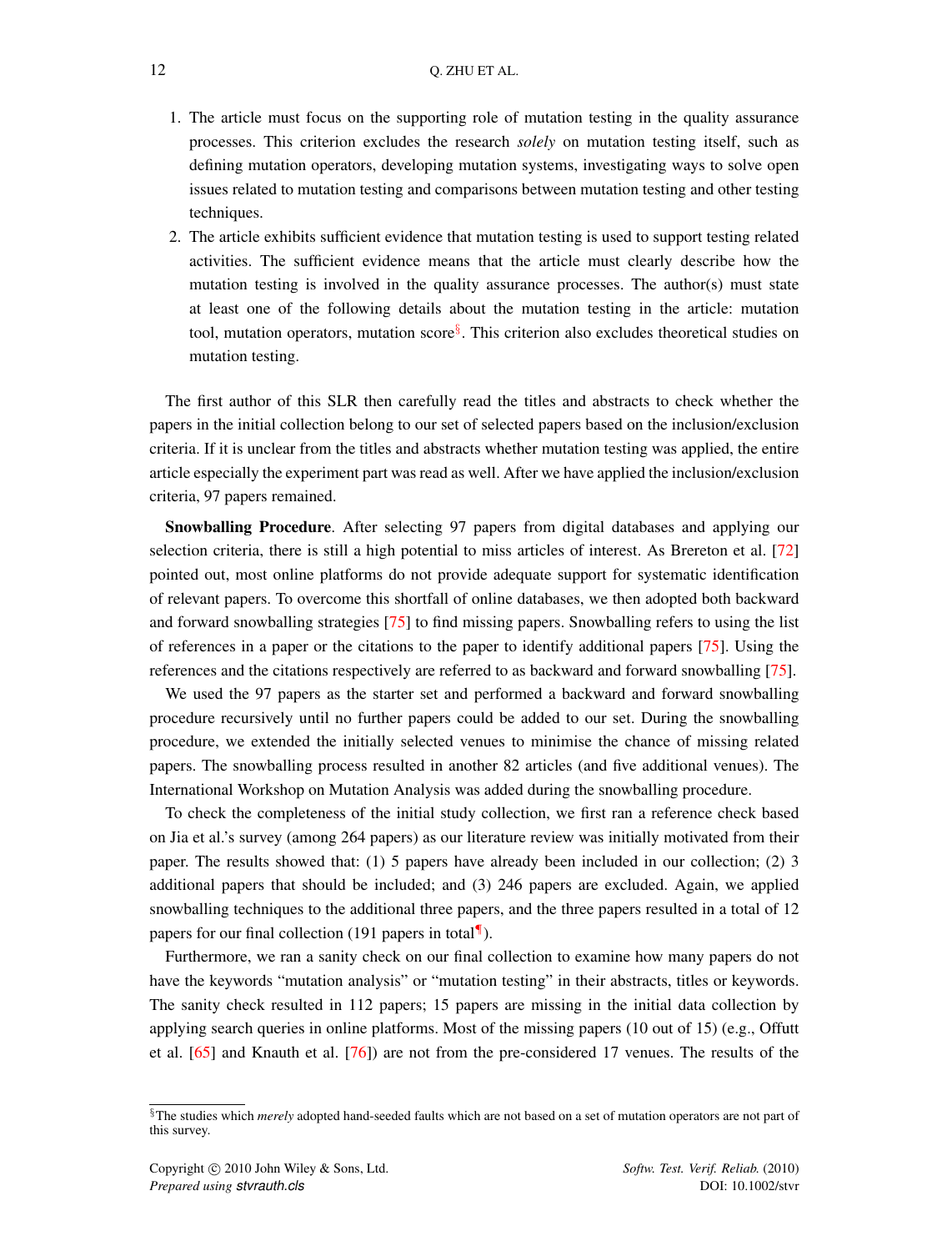1. The article must focus on the supporting role of mutation testing in the quality assurance processes. This criterion excludes the research *solely* on mutation testing itself, such as defining mutation operators, developing mutation systems, investigating ways to solve open issues related to mutation testing and comparisons between mutation testing and other testing techniques.
2. The article exhibits sufficient evidence that mutation testing is used to support testing related activities. The sufficient evidence means that the article must clearly describe how the mutation testing is involved in the quality assurance processes. The author(s) must state at least one of the following details about the mutation testing in the article: mutation tool, mutation operators, mutation score[§]. This criterion also excludes theoretical studies on mutation testing.

The first author of this SLR then carefully read the titles and abstracts to check whether the papers in the initial collection belong to our set of selected papers based on the inclusion/exclusion criteria. If it is unclear from the titles and abstracts whether mutation testing was applied, the entire article especially the experiment part was read as well. After we have applied the inclusion/exclusion criteria, 97 papers remained.

**Snowballing Procedure**. After selecting 97 papers from digital databases and applying our selection criteria, there is still a high potential to miss articles of interest. As Brereton et al. [72] pointed out, most online platforms do not provide adequate support for systematic identification of relevant papers. To overcome this shortfall of online databases, we then adopted both backward and forward snowballing strategies [75] to find missing papers. Snowballing refers to using the list of references in a paper or the citations to the paper to identify additional papers [75]. Using the references and the citations respectively are referred to as backward and forward snowballing [75].

We used the 97 papers as the starter set and performed a backward and forward snowballing procedure recursively until no further papers could be added to our set. During the snowballing procedure, we extended the initially selected venues to minimise the chance of missing related papers. The snowballing process resulted in another 82 articles (and five additional venues). The International Workshop on Mutation Analysis was added during the snowballing procedure.

To check the completeness of the initial study collection, we first ran a reference check based on Jia et al.'s survey (among 264 papers) as our literature review was initially motivated from their paper. The results showed that: (1) 5 papers have already been included in our collection; (2) 3 additional papers that should be included; and (3) 246 papers are excluded. Again, we applied snowballing techniques to the additional three papers, and the three papers resulted in a total of 12 papers for our final collection (191 papers in total[¶]).

Furthermore, we ran a sanity check on our final collection to examine how many papers do not have the keywords "mutation analysis" or "mutation testing" in their abstracts, titles or keywords. The sanity check resulted in 112 papers; 15 papers are missing in the initial data collection by applying search queries in online platforms. Most of the missing papers (10 out of 15) (e.g., Offutt et al. [65] and Knauth et al. [76]) are not from the pre-considered 17 venues. The results of the

[§]The studies which *merely* adopted hand-seeded faults which are not based on a set of mutation operators are not part of this survey.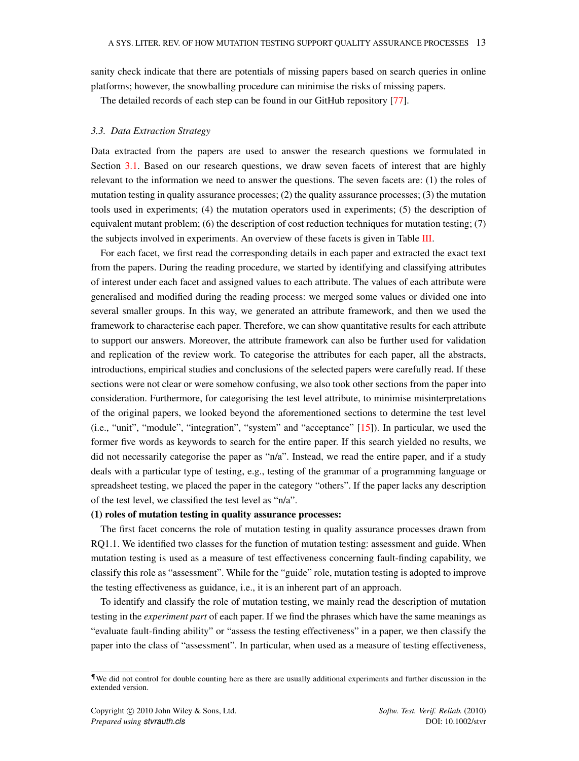sanity check indicate that there are potentials of missing papers based on search queries in online platforms; however, the snowballing procedure can minimise the risks of missing papers.

The detailed records of each step can be found in our GitHub repository [77].

### 3.3. Data Extraction Strategy

Data extracted from the papers are used to answer the research questions we formulated in Section 3.1. Based on our research questions, we draw seven facets of interest that are highly relevant to the information we need to answer the questions. The seven facets are: (1) the roles of mutation testing in quality assurance processes; (2) the quality assurance processes; (3) the mutation tools used in experiments; (4) the mutation operators used in experiments; (5) the description of equivalent mutant problem; (6) the description of cost reduction techniques for mutation testing; (7) the subjects involved in experiments. An overview of these facets is given in Table III.

For each facet, we first read the corresponding details in each paper and extracted the exact text from the papers. During the reading procedure, we started by identifying and classifying attributes of interest under each facet and assigned values to each attribute. The values of each attribute were generalised and modified during the reading process: we merged some values or divided one into several smaller groups. In this way, we generated an attribute framework, and then we used the framework to characterise each paper. Therefore, we can show quantitative results for each attribute to support our answers. Moreover, the attribute framework can also be further used for validation and replication of the review work. To categorise the attributes for each paper, all the abstracts, introductions, empirical studies and conclusions of the selected papers were carefully read. If these sections were not clear or were somehow confusing, we also took other sections from the paper into consideration. Furthermore, for categorising the test level attribute, to minimise misinterpretations of the original papers, we looked beyond the aforementioned sections to determine the test level (i.e., "unit", "module", "integration", "system" and "acceptance" [15]). In particular, we used the former five words as keywords to search for the entire paper. If this search yielded no results, we did not necessarily categorise the paper as "n/a". Instead, we read the entire paper, and if a study deals with a particular type of testing, e.g., testing of the grammar of a programming language or spreadsheet testing, we placed the paper in the category "others". If the paper lacks any description of the test level, we classified the test level as "n/a".

**(1) roles of mutation testing in quality assurance processes:**

The first facet concerns the role of mutation testing in quality assurance processes drawn from RQ1.1. We identified two classes for the function of mutation testing: assessment and guide. When mutation testing is used as a measure of test effectiveness concerning fault-finding capability, we classify this role as "assessment". While for the "guide" role, mutation testing is adopted to improve the testing effectiveness as guidance, i.e., it is an inherent part of an approach.

To identify and classify the role of mutation testing, we mainly read the description of mutation testing in the *experiment part* of each paper. If we find the phrases which have the same meanings as "evaluate fault-finding ability" or "assess the testing effectiveness" in a paper, we then classify the paper into the class of "assessment". In particular, when used as a measure of testing effectiveness,

---

¶We did not control for double counting here as there are usually additional experiments and further discussion in the extended version.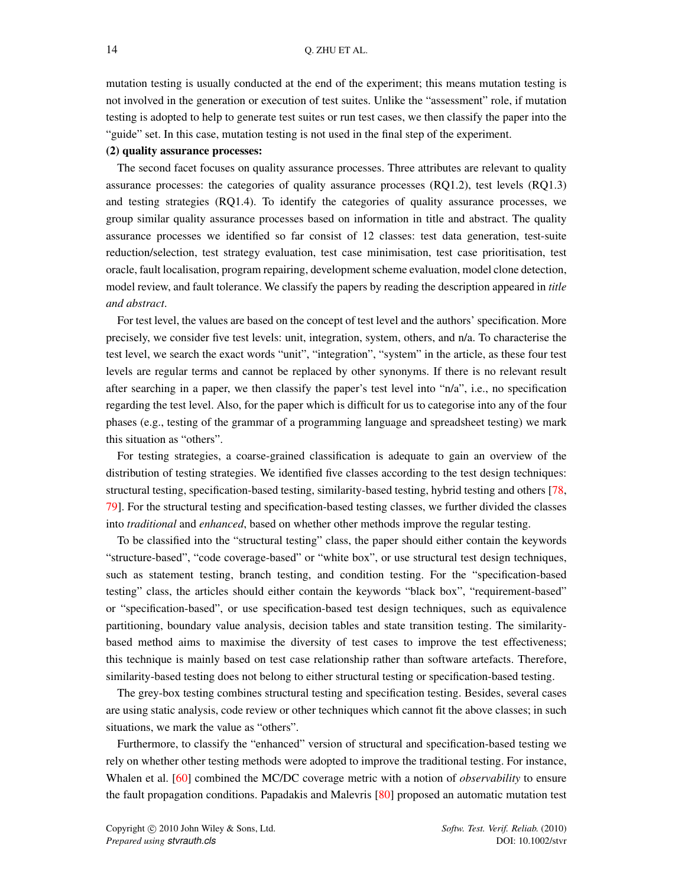mutation testing is usually conducted at the end of the experiment; this means mutation testing is not involved in the generation or execution of test suites. Unlike the "assessment" role, if mutation testing is adopted to help to generate test suites or run test cases, we then classify the paper into the "guide" set. In this case, mutation testing is not used in the final step of the experiment.

**(2) quality assurance processes:**

The second facet focuses on quality assurance processes. Three attributes are relevant to quality assurance processes: the categories of quality assurance processes (RQ1.2), test levels (RQ1.3) and testing strategies (RQ1.4). To identify the categories of quality assurance processes, we group similar quality assurance processes based on information in title and abstract. The quality assurance processes we identified so far consist of 12 classes: test data generation, test-suite reduction/selection, test strategy evaluation, test case minimisation, test case prioritisation, test oracle, fault localisation, program repairing, development scheme evaluation, model clone detection, model review, and fault tolerance. We classify the papers by reading the description appeared in *title and abstract*.

For test level, the values are based on the concept of test level and the authors' specification. More precisely, we consider five test levels: unit, integration, system, others, and n/a. To characterise the test level, we search the exact words "unit", "integration", "system" in the article, as these four test levels are regular terms and cannot be replaced by other synonyms. If there is no relevant result after searching in a paper, we then classify the paper's test level into "n/a", i.e., no specification regarding the test level. Also, for the paper which is difficult for us to categorise into any of the four phases (e.g., testing of the grammar of a programming language and spreadsheet testing) we mark this situation as "others".

For testing strategies, a coarse-grained classification is adequate to gain an overview of the distribution of testing strategies. We identified five classes according to the test design techniques: structural testing, specification-based testing, similarity-based testing, hybrid testing and others [78, 79]. For the structural testing and specification-based testing classes, we further divided the classes into *traditional* and *enhanced*, based on whether other methods improve the regular testing.

To be classified into the "structural testing" class, the paper should either contain the keywords "structure-based", "code coverage-based" or "white box", or use structural test design techniques, such as statement testing, branch testing, and condition testing. For the "specification-based testing" class, the articles should either contain the keywords "black box", "requirement-based" or "specification-based", or use specification-based test design techniques, such as equivalence partitioning, boundary value analysis, decision tables and state transition testing. The similarity-based method aims to maximise the diversity of test cases to improve the test effectiveness; this technique is mainly based on test case relationship rather than software artefacts. Therefore, similarity-based testing does not belong to either structural testing or specification-based testing.

The grey-box testing combines structural testing and specification testing. Besides, several cases are using static analysis, code review or other techniques which cannot fit the above classes; in such situations, we mark the value as "others".

Furthermore, to classify the "enhanced" version of structural and specification-based testing we rely on whether other testing methods were adopted to improve the traditional testing. For instance, Whalen et al. [60] combined the MC/DC coverage metric with a notion of *observability* to ensure the fault propagation conditions. Papadakis and Malevris [80] proposed an automatic mutation test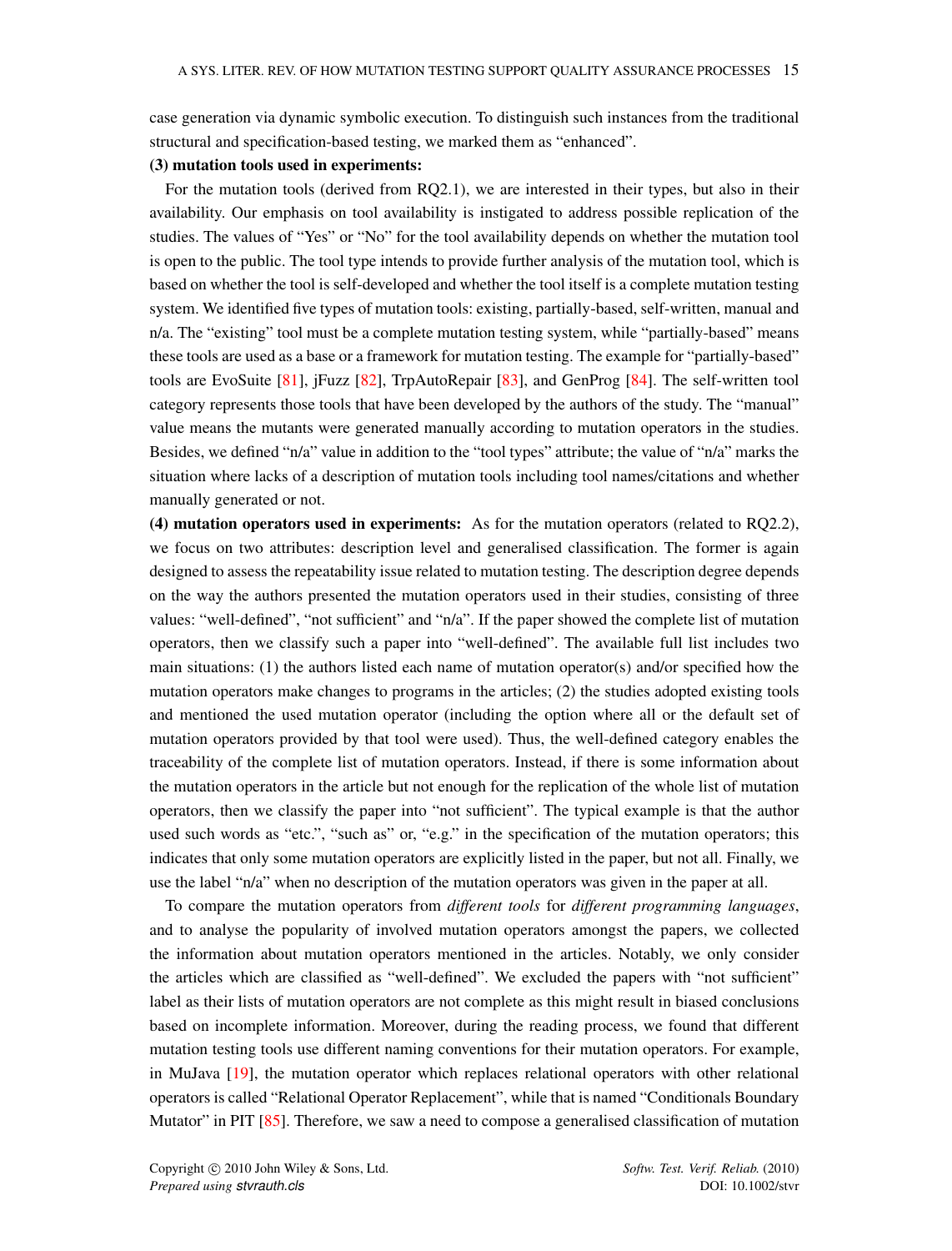case generation via dynamic symbolic execution. To distinguish such instances from the traditional structural and specification-based testing, we marked them as "enhanced".

**(3) mutation tools used in experiments:**

For the mutation tools (derived from RQ2.1), we are interested in their types, but also in their availability. Our emphasis on tool availability is instigated to address possible replication of the studies. The values of "Yes" or "No" for the tool availability depends on whether the mutation tool is open to the public. The tool type intends to provide further analysis of the mutation tool, which is based on whether the tool is self-developed and whether the tool itself is a complete mutation testing system. We identified five types of mutation tools: existing, partially-based, self-written, manual and n/a. The "existing" tool must be a complete mutation testing system, while "partially-based" means these tools are used as a base or a framework for mutation testing. The example for "partially-based" tools are EvoSuite [81], jFuzz [82], TrpAutoRepair [83], and GenProg [84]. The self-written tool category represents those tools that have been developed by the authors of the study. The "manual" value means the mutants were generated manually according to mutation operators in the studies. Besides, we defined "n/a" value in addition to the "tool types" attribute; the value of "n/a" marks the situation where lacks of a description of mutation tools including tool names/citations and whether manually generated or not.

**(4) mutation operators used in experiments:** As for the mutation operators (related to RQ2.2), we focus on two attributes: description level and generalised classification. The former is again designed to assess the repeatability issue related to mutation testing. The description degree depends on the way the authors presented the mutation operators used in their studies, consisting of three values: "well-defined", "not sufficient" and "n/a". If the paper showed the complete list of mutation operators, then we classify such a paper into "well-defined". The available full list includes two main situations: (1) the authors listed each name of mutation operator(s) and/or specified how the mutation operators make changes to programs in the articles; (2) the studies adopted existing tools and mentioned the used mutation operator (including the option where all or the default set of mutation operators provided by that tool were used). Thus, the well-defined category enables the traceability of the complete list of mutation operators. Instead, if there is some information about the mutation operators in the article but not enough for the replication of the whole list of mutation operators, then we classify the paper into "not sufficient". The typical example is that the author used such words as "etc.", "such as" or, "e.g." in the specification of the mutation operators; this indicates that only some mutation operators are explicitly listed in the paper, but not all. Finally, we use the label "n/a" when no description of the mutation operators was given in the paper at all.

To compare the mutation operators from *different tools* for *different programming languages*, and to analyse the popularity of involved mutation operators amongst the papers, we collected the information about mutation operators mentioned in the articles. Notably, we only consider the articles which are classified as "well-defined". We excluded the papers with "not sufficient" label as their lists of mutation operators are not complete as this might result in biased conclusions based on incomplete information. Moreover, during the reading process, we found that different mutation testing tools use different naming conventions for their mutation operators. For example, in MuJava [19], the mutation operator which replaces relational operators with other relational operators is called "Relational Operator Replacement", while that is named "Conditionals Boundary Mutator" in PIT [85]. Therefore, we saw a need to compose a generalised classification of mutation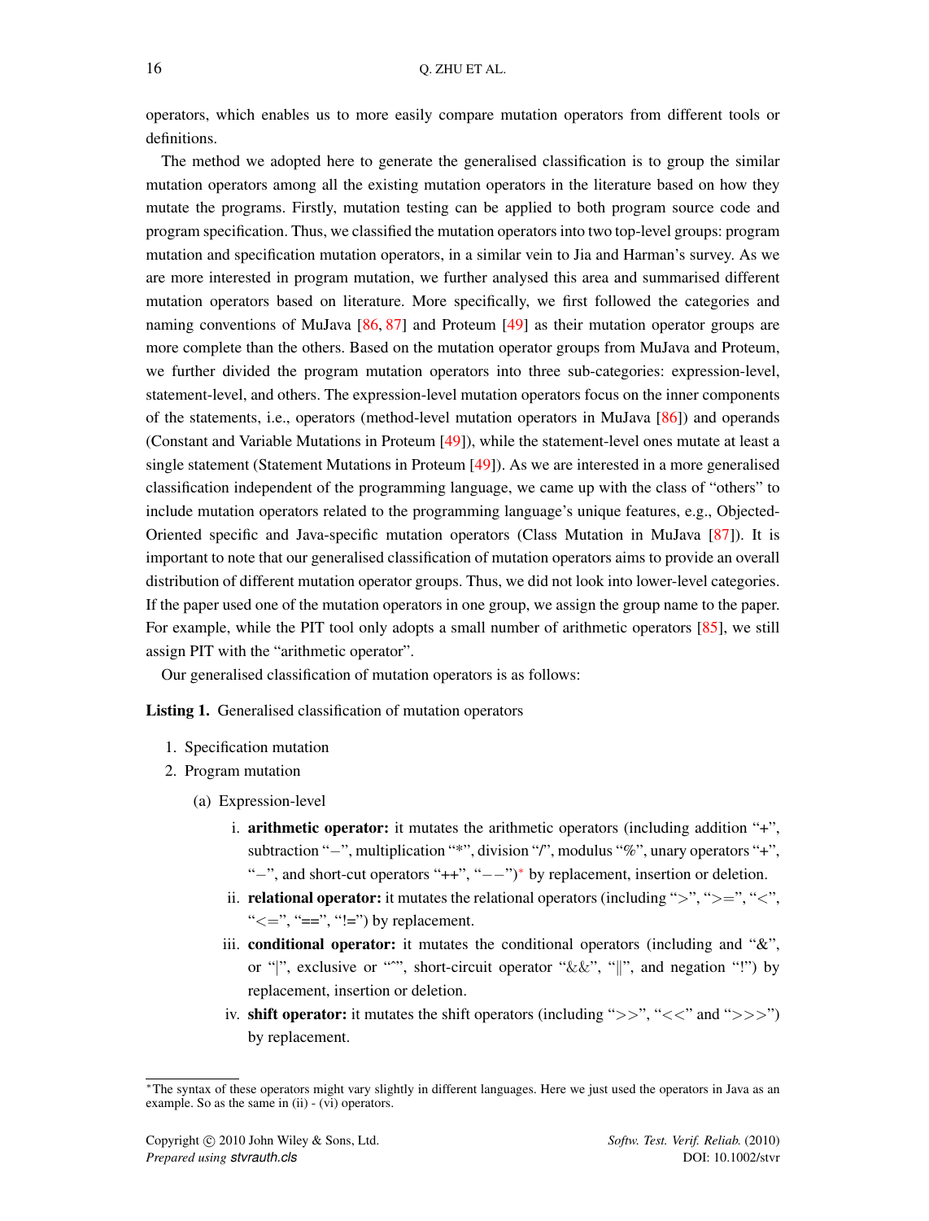operators, which enables us to more easily compare mutation operators from different tools or definitions.

The method we adopted here to generate the generalised classification is to group the similar mutation operators among all the existing mutation operators in the literature based on how they mutate the programs. Firstly, mutation testing can be applied to both program source code and program specification. Thus, we classified the mutation operators into two top-level groups: program mutation and specification mutation operators, in a similar vein to Jia and Harman's survey. As we are more interested in program mutation, we further analysed this area and summarised different mutation operators based on literature. More specifically, we first followed the categories and naming conventions of MuJava [86, 87] and Proteum [49] as their mutation operator groups are more complete than the others. Based on the mutation operator groups from MuJava and Proteum, we further divided the program mutation operators into three sub-categories: expression-level, statement-level, and others. The expression-level mutation operators focus on the inner components of the statements, i.e., operators (method-level mutation operators in MuJava [86]) and operands (Constant and Variable Mutations in Proteum [49]), while the statement-level ones mutate at least a single statement (Statement Mutations in Proteum [49]). As we are interested in a more generalised classification independent of the programming language, we came up with the class of "others" to include mutation operators related to the programming language's unique features, e.g., Objected-Oriented specific and Java-specific mutation operators (Class Mutation in MuJava [87]). It is important to note that our generalised classification of mutation operators aims to provide an overall distribution of different mutation operator groups. Thus, we did not look into lower-level categories. If the paper used one of the mutation operators in one group, we assign the group name to the paper. For example, while the PIT tool only adopts a small number of arithmetic operators [85], we still assign PIT with the "arithmetic operator".

Our generalised classification of mutation operators is as follows:

**Listing 1.** Generalised classification of mutation operators

1. Specification mutation
2. Program mutation
   (a) Expression-level
      i. **arithmetic operator:** it mutates the arithmetic operators (including addition "+", subtraction "−", multiplication "*", division "/", modulus "%", unary operators "+", "−", and short-cut operators "++", "−−")[*] by replacement, insertion or deletion.
      ii. **relational operator:** it mutates the relational operators (including ">", ">=", "<", "<=", "==", "!=") by replacement.
      iii. **conditional operator:** it mutates the conditional operators (including and "&", or "|", exclusive or "^", short-circuit operator "&&", "‖", and negation "!") by replacement, insertion or deletion.
      iv. **shift operator:** it mutates the shift operators (including ">>", "<<" and ">>>") by replacement.

[*]The syntax of these operators might vary slightly in different languages. Here we just used the operators in Java as an example. So as the same in (ii) - (vi) operators.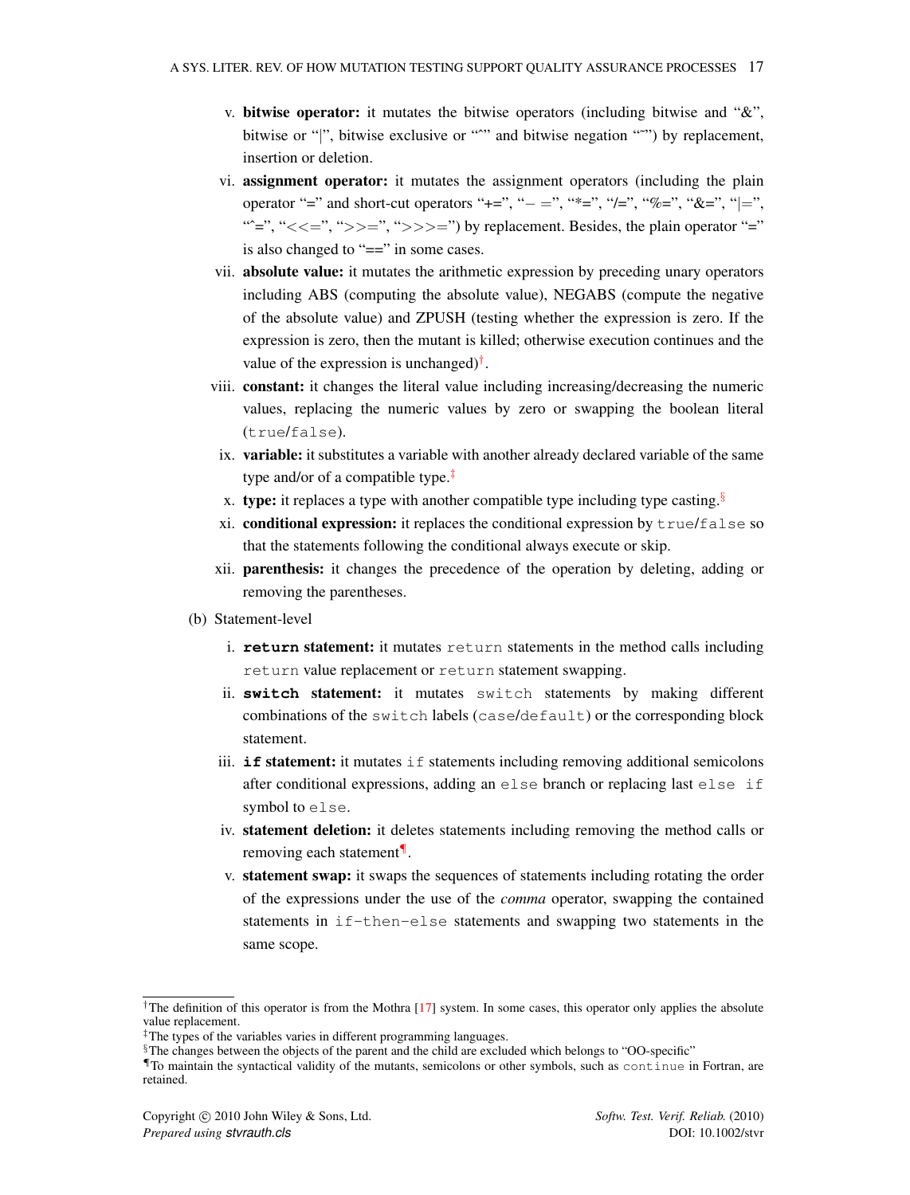v. **bitwise operator:** it mutates the bitwise operators (including bitwise and "&", bitwise or "|", bitwise exclusive or "^" and bitwise negation "~") by replacement, insertion or deletion.

vi. **assignment operator:** it mutates the assignment operators (including the plain operator "=" and short-cut operators "+=", "− =", "*=", "/=", "%=", "&=", "|=", "^=", "<<=", ">>=", ">>>=") by replacement. Besides, the plain operator "=" is also changed to "==" in some cases.

vii. **absolute value:** it mutates the arithmetic expression by preceding unary operators including ABS (computing the absolute value), NEGABS (compute the negative of the absolute value) and ZPUSH (testing whether the expression is zero. If the expression is zero, then the mutant is killed; otherwise execution continues and the value of the expression is unchanged)[†].

viii. **constant:** it changes the literal value including increasing/decreasing the numeric values, replacing the numeric values by zero or swapping the boolean literal (`true`/`false`).

ix. **variable:** it substitutes a variable with another already declared variable of the same type and/or of a compatible type.[‡]

x. **type:** it replaces a type with another compatible type including type casting.[§]

xi. **conditional expression:** it replaces the conditional expression by `true`/`false` so that the statements following the conditional always execute or skip.

xii. **parenthesis:** it changes the precedence of the operation by deleting, adding or removing the parentheses.

(b) Statement-level

i. **`return` statement:** it mutates `return` statements in the method calls including `return` value replacement or `return` statement swapping.

ii. **`switch` statement:** it mutates `switch` statements by making different combinations of the `switch` labels (`case`/`default`) or the corresponding block statement.

iii. **`if` statement:** it mutates `if` statements including removing additional semicolons after conditional expressions, adding an `else` branch or replacing last `else if` symbol to `else`.

iv. **statement deletion:** it deletes statements including removing the method calls or removing each statement[¶].

v. **statement swap:** it swaps the sequences of statements including rotating the order of the expressions under the use of the *comma* operator, swapping the contained statements in `if-then-else` statements and swapping two statements in the same scope.

---

[†] The definition of this operator is from the Mothra [17] system. In some cases, this operator only applies the absolute value replacement.

[‡] The types of the variables varies in different programming languages.

[§] The changes between the objects of the parent and the child are excluded which belongs to "OO-specific"

[¶] To maintain the syntactical validity of the mutants, semicolons or other symbols, such as `continue` in Fortran, are retained.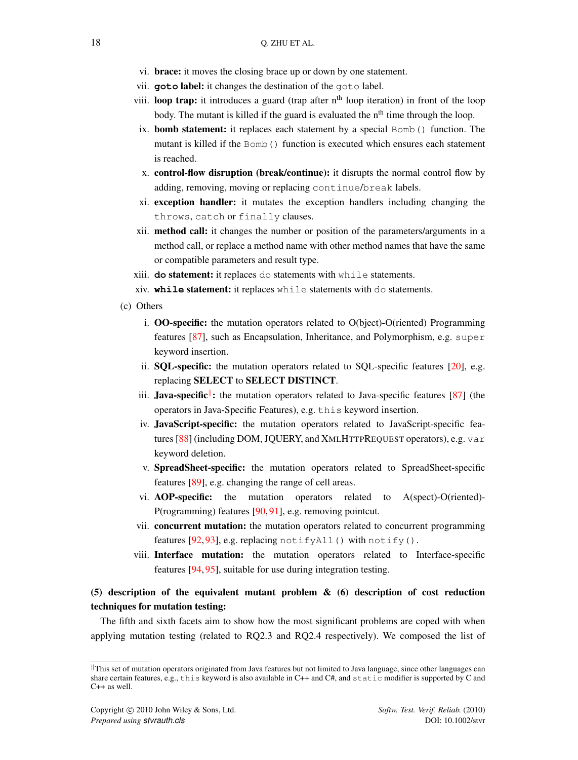vi. **brace:** it moves the closing brace up or down by one statement.

vii. **`goto` label:** it changes the destination of the `goto` label.

viii. **loop trap:** it introduces a guard (trap after $n^{th}$ loop iteration) in front of the loop body. The mutant is killed if the guard is evaluated the $n^{th}$ time through the loop.

ix. **bomb statement:** it replaces each statement by a special `Bomb()` function. The mutant is killed if the `Bomb()` function is executed which ensures each statement is reached.

x. **control-flow disruption (break/continue):** it disrupts the normal control flow by adding, removing, moving or replacing `continue`/`break` labels.

xi. **exception handler:** it mutates the exception handlers including changing the `throws`, `catch` or `finally` clauses.

xii. **method call:** it changes the number or position of the parameters/arguments in a method call, or replace a method name with other method names that have the same or compatible parameters and result type.

xiii. **`do` statement:** it replaces `do` statements with `while` statements.

xiv. **`while` statement:** it replaces `while` statements with `do` statements.

(c) Others

i. **OO-specific:** the mutation operators related to O(bject)-O(riented) Programming features [87], such as Encapsulation, Inheritance, and Polymorphism, e.g. `super` keyword insertion.

ii. **SQL-specific:** the mutation operators related to SQL-specific features [20], e.g. replacing **SELECT** to **SELECT DISTINCT**.

iii. **Java-specific**[‖]**:** the mutation operators related to Java-specific features [87] (the operators in Java-Specific Features), e.g. `this` keyword insertion.

iv. **JavaScript-specific:** the mutation operators related to JavaScript-specific features [88] (including DOM, JQUERY, and XMLHTTPREQUEST operators), e.g. `var` keyword deletion.

v. **SpreadSheet-specific:** the mutation operators related to SpreadSheet-specific features [89], e.g. changing the range of cell areas.

vi. **AOP-specific:** the mutation operators related to A(spect)-O(riented)-P(rogramming) features [90, 91], e.g. removing pointcut.

vii. **concurrent mutation:** the mutation operators related to concurrent programming features [92, 93], e.g. replacing `notifyAll()` with `notify()`.

viii. **Interface mutation:** the mutation operators related to Interface-specific features [94, 95], suitable for use during integration testing.

**(5) description of the equivalent mutant problem & (6) description of cost reduction techniques for mutation testing:**

The fifth and sixth facets aim to show how the most significant problems are coped with when applying mutation testing (related to RQ2.3 and RQ2.4 respectively). We composed the list of

‖ This set of mutation operators originated from Java features but not limited to Java language, since other languages can share certain features, e.g., `this` keyword is also available in C++ and C#, and `static` modifier is supported by C and C++ as well.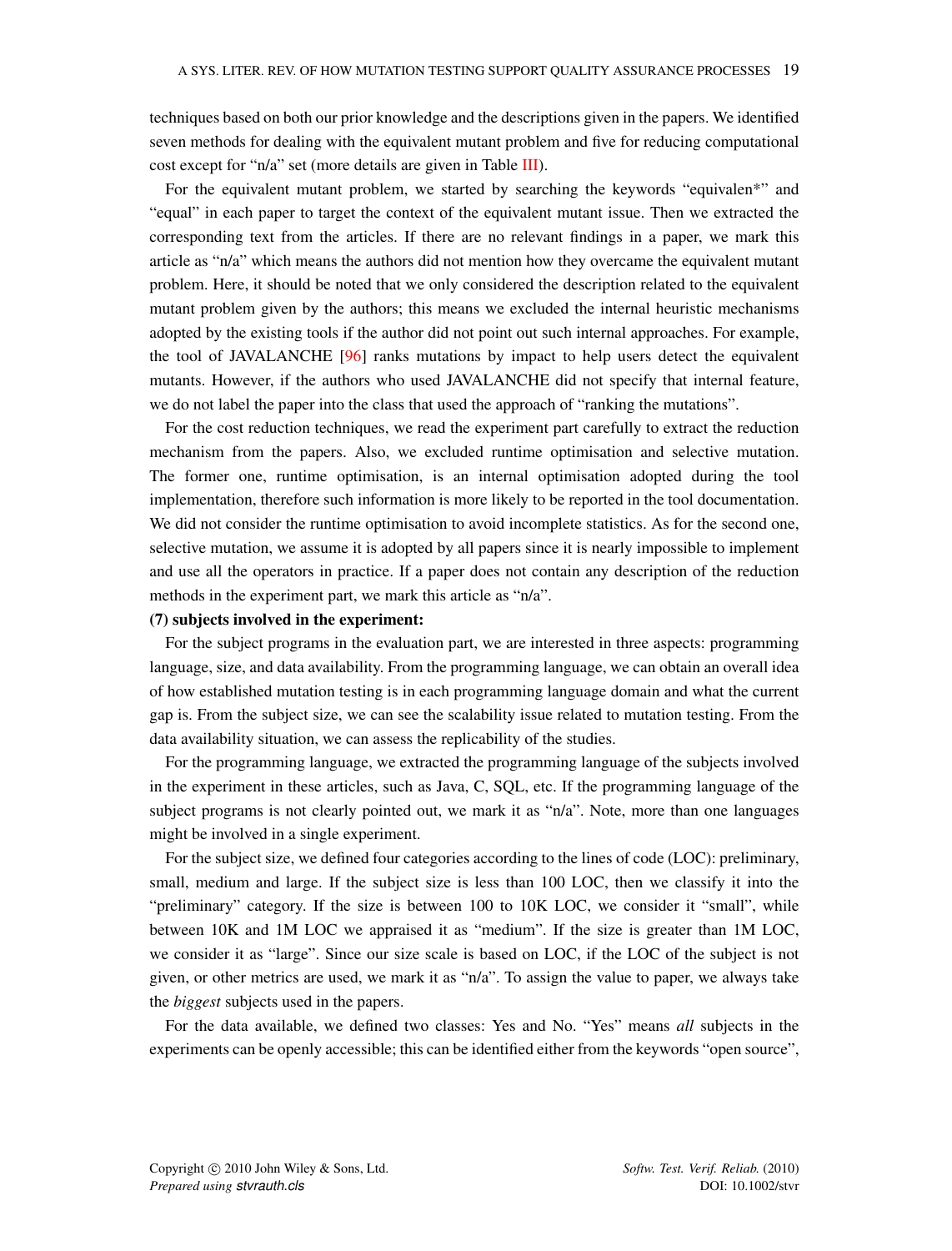techniques based on both our prior knowledge and the descriptions given in the papers. We identified seven methods for dealing with the equivalent mutant problem and five for reducing computational cost except for "n/a" set (more details are given in Table III).

For the equivalent mutant problem, we started by searching the keywords "equivalen*" and "equal" in each paper to target the context of the equivalent mutant issue. Then we extracted the corresponding text from the articles. If there are no relevant findings in a paper, we mark this article as "n/a" which means the authors did not mention how they overcame the equivalent mutant problem. Here, it should be noted that we only considered the description related to the equivalent mutant problem given by the authors; this means we excluded the internal heuristic mechanisms adopted by the existing tools if the author did not point out such internal approaches. For example, the tool of JAVALANCHE [96] ranks mutations by impact to help users detect the equivalent mutants. However, if the authors who used JAVALANCHE did not specify that internal feature, we do not label the paper into the class that used the approach of "ranking the mutations".

For the cost reduction techniques, we read the experiment part carefully to extract the reduction mechanism from the papers. Also, we excluded runtime optimisation and selective mutation. The former one, runtime optimisation, is an internal optimisation adopted during the tool implementation, therefore such information is more likely to be reported in the tool documentation. We did not consider the runtime optimisation to avoid incomplete statistics. As for the second one, selective mutation, we assume it is adopted by all papers since it is nearly impossible to implement and use all the operators in practice. If a paper does not contain any description of the reduction methods in the experiment part, we mark this article as "n/a".

**(7) subjects involved in the experiment:**

For the subject programs in the evaluation part, we are interested in three aspects: programming language, size, and data availability. From the programming language, we can obtain an overall idea of how established mutation testing is in each programming language domain and what the current gap is. From the subject size, we can see the scalability issue related to mutation testing. From the data availability situation, we can assess the replicability of the studies.

For the programming language, we extracted the programming language of the subjects involved in the experiment in these articles, such as Java, C, SQL, etc. If the programming language of the subject programs is not clearly pointed out, we mark it as "n/a". Note, more than one languages might be involved in a single experiment.

For the subject size, we defined four categories according to the lines of code (LOC): preliminary, small, medium and large. If the subject size is less than 100 LOC, then we classify it into the "preliminary" category. If the size is between 100 to 10K LOC, we consider it "small", while between 10K and 1M LOC we appraised it as "medium". If the size is greater than 1M LOC, we consider it as "large". Since our size scale is based on LOC, if the LOC of the subject is not given, or other metrics are used, we mark it as "n/a". To assign the value to paper, we always take the *biggest* subjects used in the papers.

For the data available, we defined two classes: Yes and No. "Yes" means *all* subjects in the experiments can be openly accessible; this can be identified either from the keywords "open source",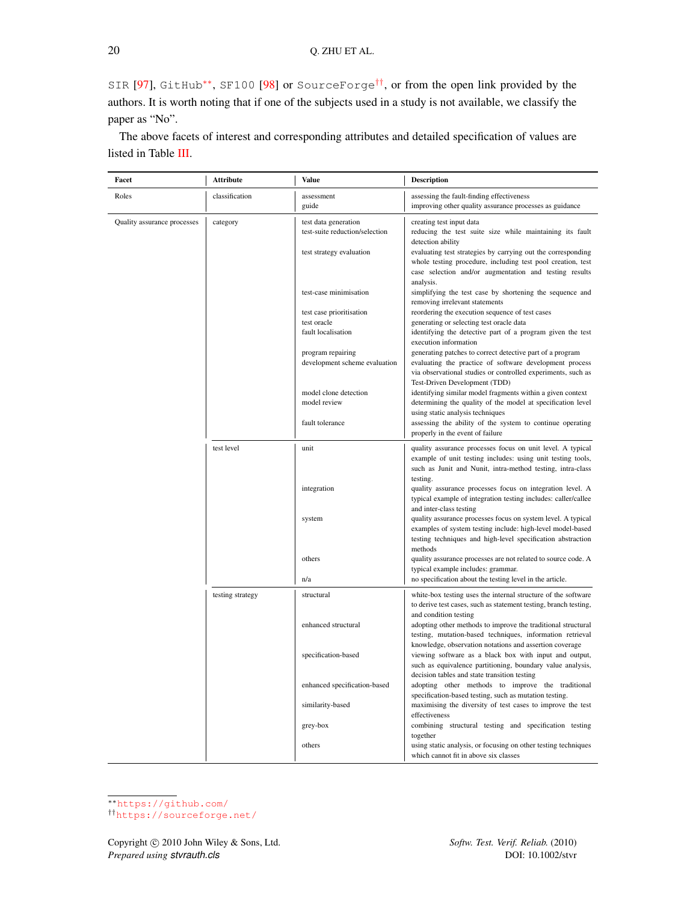SIR [97], GitHub[**], SF100 [98] or SourceForge[††], or from the open link provided by the authors. It is worth noting that if one of the subjects used in a study is not available, we classify the paper as "No".

The above facets of interest and corresponding attributes and detailed specification of values are listed in Table III.

| Facet | Attribute | Value | Description |
|---|---|---|---|
| Roles | classification | assessment | assessing the fault-finding effectiveness |
| | | guide | improving other quality assurance processes as guidance |
| Quality assurance processes | category | test data generation | creating test input data |
| | | test-suite reduction/selection | reducing the test suite size while maintaining its fault detection ability |
| | | test strategy evaluation | evaluating test strategies by carrying out the corresponding whole testing procedure, including test pool creation, test case selection and/or augmentation and testing results analysis. |
| | | test-case minimisation | simplifying the test case by shortening the sequence and removing irrelevant statements |
| | | test case prioritisation | reordering the execution sequence of test cases |
| | | test oracle | generating or selecting test oracle data |
| | | fault localisation | identifying the detective part of a program given the test execution information |
| | | program repairing | generating patches to correct detective part of a program |
| | | development scheme evaluation | evaluating the practice of software development process via observational studies or controlled experiments, such as Test-Driven Development (TDD) |
| | | model clone detection | identifying similar model fragments within a given context |
| | | model review | determining the quality of the model at specification level using static analysis techniques |
| | | fault tolerance | assessing the ability of the system to continue operating properly in the event of failure |
| | test level | unit | quality assurance processes focus on unit level. A typical example of unit testing includes: using unit testing tools, such as Junit and Nunit, intra-method testing, intra-class testing. |
| | | integration | quality assurance processes focus on integration level. A typical example of integration testing includes: caller/callee and inter-class testing |
| | | system | quality assurance processes focus on system level. A typical examples of system testing include: high-level model-based testing techniques and high-level specification abstraction methods |
| | | others | quality assurance processes are not related to source code. A typical example includes: grammar. |
| | | n/a | no specification about the testing level in the article. |
| | testing strategy | structural | white-box testing uses the internal structure of the software to derive test cases, such as statement testing, branch testing, and condition testing |
| | | enhanced structural | adopting other methods to improve the traditional structural testing, mutation-based techniques, information retrieval knowledge, observation notations and assertion coverage |
| | | specification-based | viewing software as a black box with input and output, such as equivalence partitioning, boundary value analysis, decision tables and state transition testing |
| | | enhanced specification-based | adopting other methods to improve the traditional specification-based testing, such as mutation testing. |
| | | similarity-based | maximising the diversity of test cases to improve the test effectiveness |
| | | grey-box | combining structural testing and specification testing together |
| | | others | using static analysis, or focusing on other testing techniques which cannot fit in above six classes |

[**] https://github.com/

[††] https://sourceforge.net/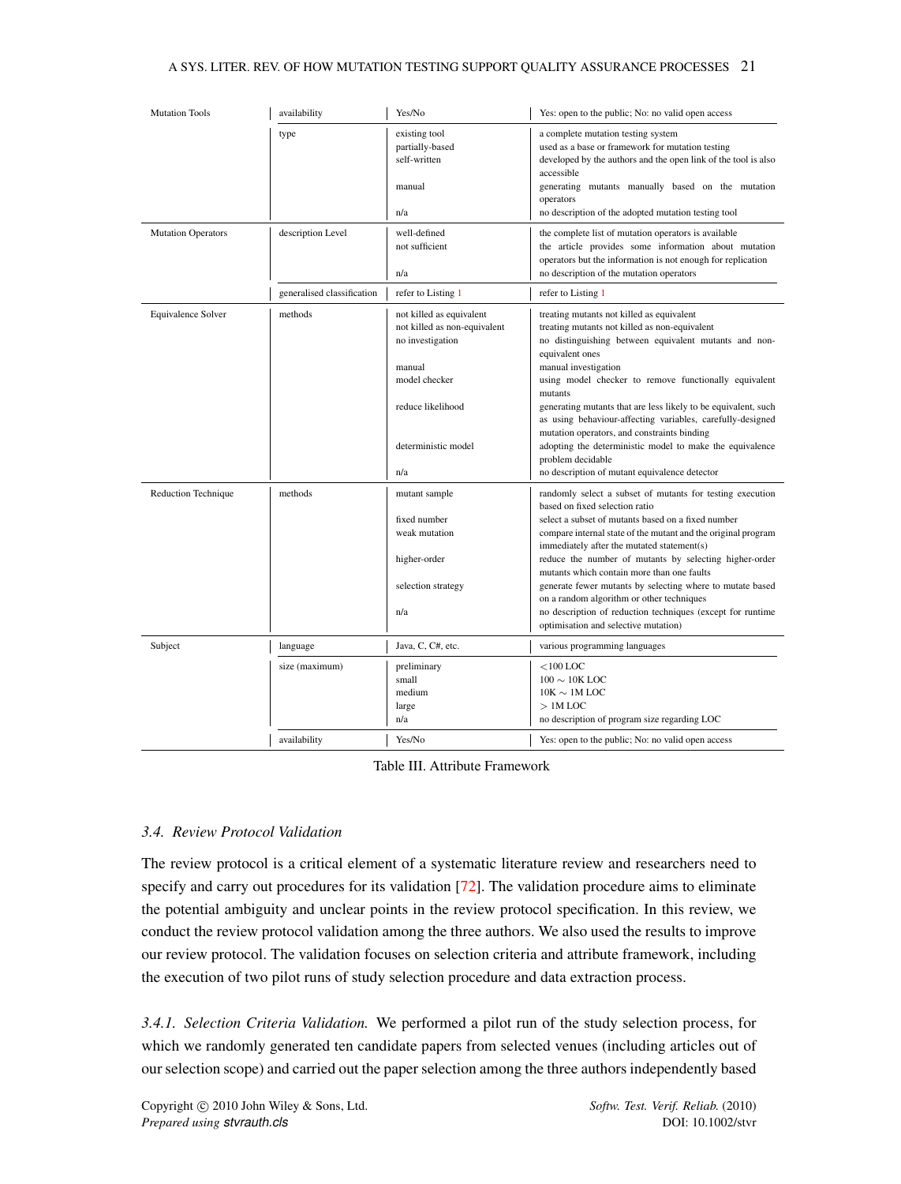| Mutation Tools | availability | Yes/No | Yes: open to the public; No: no valid open access |
|---|---|---|---|
| | type | existing tool | a complete mutation testing system |
| | | partially-based | used as a base or framework for mutation testing |
| | | self-written | developed by the authors and the open link of the tool is also accessible |
| | | manual | generating mutants manually based on the mutation operators |
| | | n/a | no description of the adopted mutation testing tool |
| Mutation Operators | description Level | well-defined | the complete list of mutation operators is available |
| | | not sufficient | the article provides some information about mutation operators but the information is not enough for replication |
| | | n/a | no description of the mutation operators |
| | generalised classification | refer to Listing 1 | refer to Listing 1 |
| Equivalence Solver | methods | not killed as equivalent | treating mutants not killed as equivalent |
| | | not killed as non-equivalent | treating mutants not killed as non-equivalent |
| | | no investigation | no distinguishing between equivalent mutants and non-equivalent ones |
| | | manual | manual investigation |
| | | model checker | using model checker to remove functionally equivalent mutants |
| | | reduce likelihood | generating mutants that are less likely to be equivalent, such as using behaviour-affecting variables, carefully-designed mutation operators, and constraints binding |
| | | deterministic model | adopting the deterministic model to make the equivalence problem decidable |
| | | n/a | no description of mutant equivalence detector |
| Reduction Technique | methods | mutant sample | randomly select a subset of mutants for testing execution based on fixed selection ratio |
| | | fixed number | select a subset of mutants based on a fixed number |
| | | weak mutation | compare internal state of the mutant and the original program immediately after the mutated statement(s) |
| | | higher-order | reduce the number of mutants by selecting higher-order mutants which contain more than one faults |
| | | selection strategy | generate fewer mutants by selecting where to mutate based on a random algorithm or other techniques |
| | | n/a | no description of reduction techniques (except for runtime optimisation and selective mutation) |
| Subject | language | Java, C, C#, etc. | various programming languages |
| | size (maximum) | preliminary | <100 LOC |
| | | small | 100 ∼ 10K LOC |
| | | medium | 10K ∼ 1M LOC |
| | | large | > 1M LOC |
| | | n/a | no description of program size regarding LOC |
| | availability | Yes/No | Yes: open to the public; No: no valid open access |

Table III. Attribute Framework

### 3.4. *Review Protocol Validation*

The review protocol is a critical element of a systematic literature review and researchers need to specify and carry out procedures for its validation [72]. The validation procedure aims to eliminate the potential ambiguity and unclear points in the review protocol specification. In this review, we conduct the review protocol validation among the three authors. We also used the results to improve our review protocol. The validation focuses on selection criteria and attribute framework, including the execution of two pilot runs of study selection procedure and data extraction process.

*3.4.1. Selection Criteria Validation.* We performed a pilot run of the study selection process, for which we randomly generated ten candidate papers from selected venues (including articles out of our selection scope) and carried out the paper selection among the three authors independently based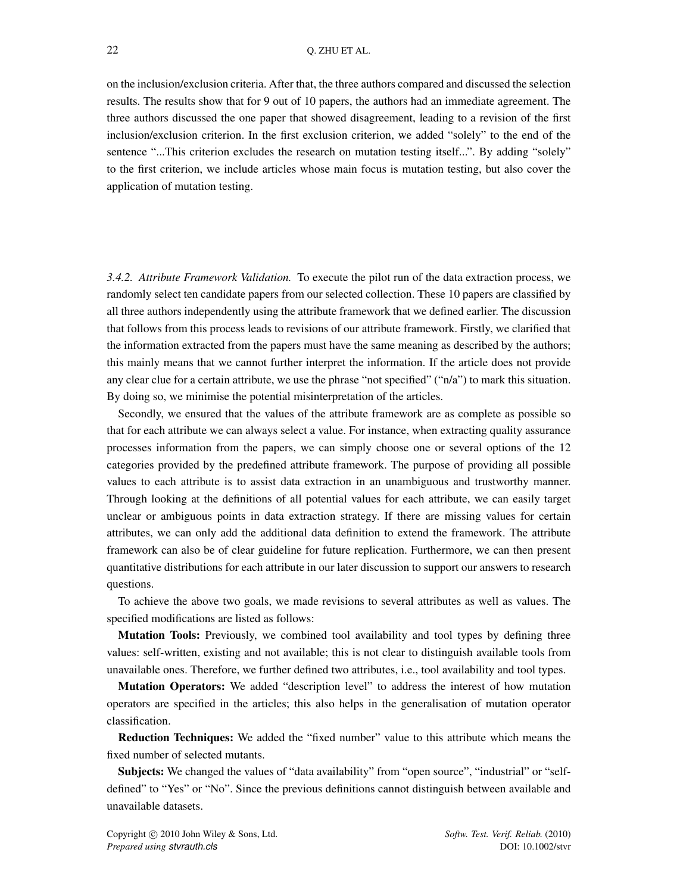on the inclusion/exclusion criteria. After that, the three authors compared and discussed the selection results. The results show that for 9 out of 10 papers, the authors had an immediate agreement. The three authors discussed the one paper that showed disagreement, leading to a revision of the first inclusion/exclusion criterion. In the first exclusion criterion, we added "solely" to the end of the sentence "...This criterion excludes the research on mutation testing itself...". By adding "solely" to the first criterion, we include articles whose main focus is mutation testing, but also cover the application of mutation testing.

*3.4.2. Attribute Framework Validation.* To execute the pilot run of the data extraction process, we randomly select ten candidate papers from our selected collection. These 10 papers are classified by all three authors independently using the attribute framework that we defined earlier. The discussion that follows from this process leads to revisions of our attribute framework. Firstly, we clarified that the information extracted from the papers must have the same meaning as described by the authors; this mainly means that we cannot further interpret the information. If the article does not provide any clear clue for a certain attribute, we use the phrase "not specified" ("n/a") to mark this situation. By doing so, we minimise the potential misinterpretation of the articles.

Secondly, we ensured that the values of the attribute framework are as complete as possible so that for each attribute we can always select a value. For instance, when extracting quality assurance processes information from the papers, we can simply choose one or several options of the 12 categories provided by the predefined attribute framework. The purpose of providing all possible values to each attribute is to assist data extraction in an unambiguous and trustworthy manner. Through looking at the definitions of all potential values for each attribute, we can easily target unclear or ambiguous points in data extraction strategy. If there are missing values for certain attributes, we can only add the additional data definition to extend the framework. The attribute framework can also be of clear guideline for future replication. Furthermore, we can then present quantitative distributions for each attribute in our later discussion to support our answers to research questions.

To achieve the above two goals, we made revisions to several attributes as well as values. The specified modifications are listed as follows:

**Mutation Tools:** Previously, we combined tool availability and tool types by defining three values: self-written, existing and not available; this is not clear to distinguish available tools from unavailable ones. Therefore, we further defined two attributes, i.e., tool availability and tool types.

**Mutation Operators:** We added "description level" to address the interest of how mutation operators are specified in the articles; this also helps in the generalisation of mutation operator classification.

**Reduction Techniques:** We added the "fixed number" value to this attribute which means the fixed number of selected mutants.

**Subjects:** We changed the values of "data availability" from "open source", "industrial" or "self-defined" to "Yes" or "No". Since the previous definitions cannot distinguish between available and unavailable datasets.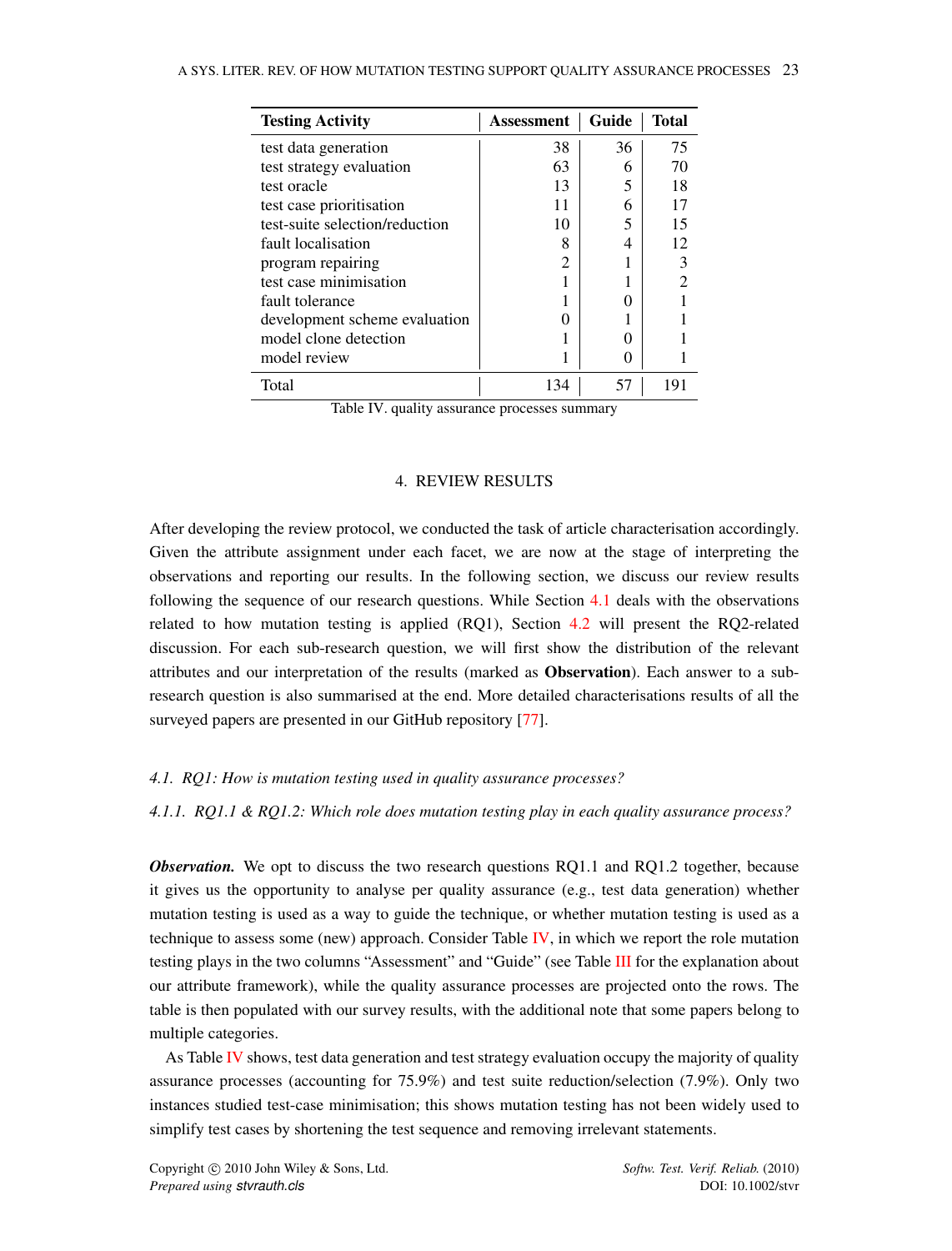| Testing Activity | Assessment | Guide | Total |
|---|---|---|---|
| test data generation | 38 | 36 | 75 |
| test strategy evaluation | 63 | 6 | 70 |
| test oracle | 13 | 5 | 18 |
| test case prioritisation | 11 | 6 | 17 |
| test-suite selection/reduction | 10 | 5 | 15 |
| fault localisation | 8 | 4 | 12 |
| program repairing | 2 | 1 | 3 |
| test case minimisation | 1 | 1 | 2 |
| fault tolerance | 1 | 0 | 1 |
| development scheme evaluation | 0 | 1 | 1 |
| model clone detection | 1 | 0 | 1 |
| model review | 1 | 0 | 1 |
| Total | 134 | 57 | 191 |

Table IV. quality assurance processes summary

## 4. REVIEW RESULTS

After developing the review protocol, we conducted the task of article characterisation accordingly. Given the attribute assignment under each facet, we are now at the stage of interpreting the observations and reporting our results. In the following section, we discuss our review results following the sequence of our research questions. While Section 4.1 deals with the observations related to how mutation testing is applied (RQ1), Section 4.2 will present the RQ2-related discussion. For each sub-research question, we will first show the distribution of the relevant attributes and our interpretation of the results (marked as **Observation**). Each answer to a sub-research question is also summarised at the end. More detailed characterisations results of all the surveyed papers are presented in our GitHub repository [77].

### *4.1. RQ1: How is mutation testing used in quality assurance processes?*

#### *4.1.1. RQ1.1 & RQ1.2: Which role does mutation testing play in each quality assurance process?*

***Observation.*** We opt to discuss the two research questions RQ1.1 and RQ1.2 together, because it gives us the opportunity to analyse per quality assurance (e.g., test data generation) whether mutation testing is used as a way to guide the technique, or whether mutation testing is used as a technique to assess some (new) approach. Consider Table IV, in which we report the role mutation testing plays in the two columns "Assessment" and "Guide" (see Table III for the explanation about our attribute framework), while the quality assurance processes are projected onto the rows. The table is then populated with our survey results, with the additional note that some papers belong to multiple categories.

As Table IV shows, test data generation and test strategy evaluation occupy the majority of quality assurance processes (accounting for 75.9%) and test suite reduction/selection (7.9%). Only two instances studied test-case minimisation; this shows mutation testing has not been widely used to simplify test cases by shortening the test sequence and removing irrelevant statements.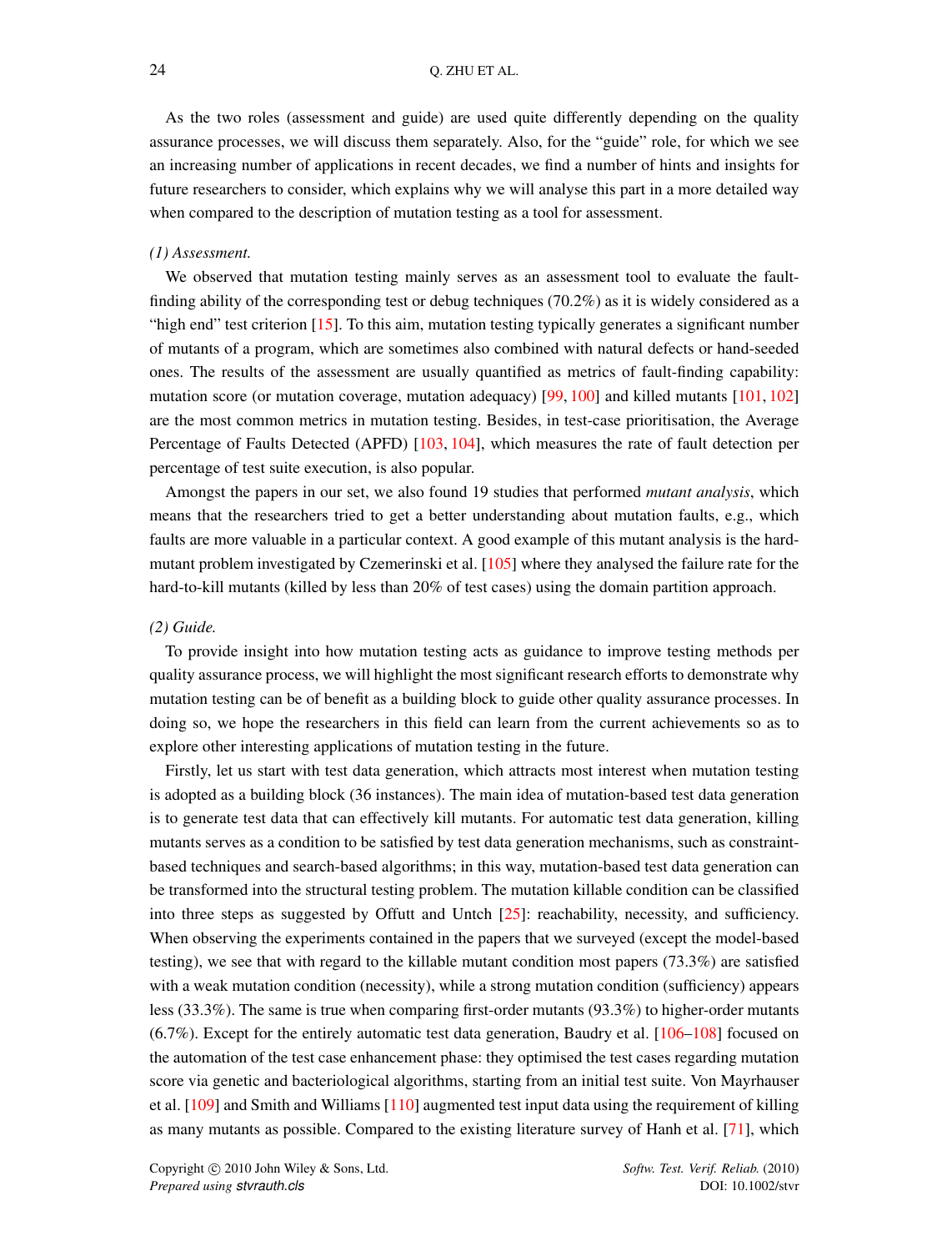As the two roles (assessment and guide) are used quite differently depending on the quality assurance processes, we will discuss them separately. Also, for the "guide" role, for which we see an increasing number of applications in recent decades, we find a number of hints and insights for future researchers to consider, which explains why we will analyse this part in a more detailed way when compared to the description of mutation testing as a tool for assessment.

*(1) Assessment.*

We observed that mutation testing mainly serves as an assessment tool to evaluate the fault-finding ability of the corresponding test or debug techniques (70.2%) as it is widely considered as a "high end" test criterion [15]. To this aim, mutation testing typically generates a significant number of mutants of a program, which are sometimes also combined with natural defects or hand-seeded ones. The results of the assessment are usually quantified as metrics of fault-finding capability: mutation score (or mutation coverage, mutation adequacy) [99, 100] and killed mutants [101, 102] are the most common metrics in mutation testing. Besides, in test-case prioritisation, the Average Percentage of Faults Detected (APFD) [103, 104], which measures the rate of fault detection per percentage of test suite execution, is also popular.

Amongst the papers in our set, we also found 19 studies that performed *mutant analysis*, which means that the researchers tried to get a better understanding about mutation faults, e.g., which faults are more valuable in a particular context. A good example of this mutant analysis is the hard-mutant problem investigated by Czemerinski et al. [105] where they analysed the failure rate for the hard-to-kill mutants (killed by less than 20% of test cases) using the domain partition approach.

*(2) Guide.*

To provide insight into how mutation testing acts as guidance to improve testing methods per quality assurance process, we will highlight the most significant research efforts to demonstrate why mutation testing can be of benefit as a building block to guide other quality assurance processes. In doing so, we hope the researchers in this field can learn from the current achievements so as to explore other interesting applications of mutation testing in the future.

Firstly, let us start with test data generation, which attracts most interest when mutation testing is adopted as a building block (36 instances). The main idea of mutation-based test data generation is to generate test data that can effectively kill mutants. For automatic test data generation, killing mutants serves as a condition to be satisfied by test data generation mechanisms, such as constraint-based techniques and search-based algorithms; in this way, mutation-based test data generation can be transformed into the structural testing problem. The mutation killable condition can be classified into three steps as suggested by Offutt and Untch [25]: reachability, necessity, and sufficiency. When observing the experiments contained in the papers that we surveyed (except the model-based testing), we see that with regard to the killable mutant condition most papers (73.3%) are satisfied with a weak mutation condition (necessity), while a strong mutation condition (sufficiency) appears less (33.3%). The same is true when comparing first-order mutants (93.3%) to higher-order mutants (6.7%). Except for the entirely automatic test data generation, Baudry et al. [106–108] focused on the automation of the test case enhancement phase: they optimised the test cases regarding mutation score via genetic and bacteriological algorithms, starting from an initial test suite. Von Mayrhauser et al. [109] and Smith and Williams [110] augmented test input data using the requirement of killing as many mutants as possible. Compared to the existing literature survey of Hanh et al. [71], which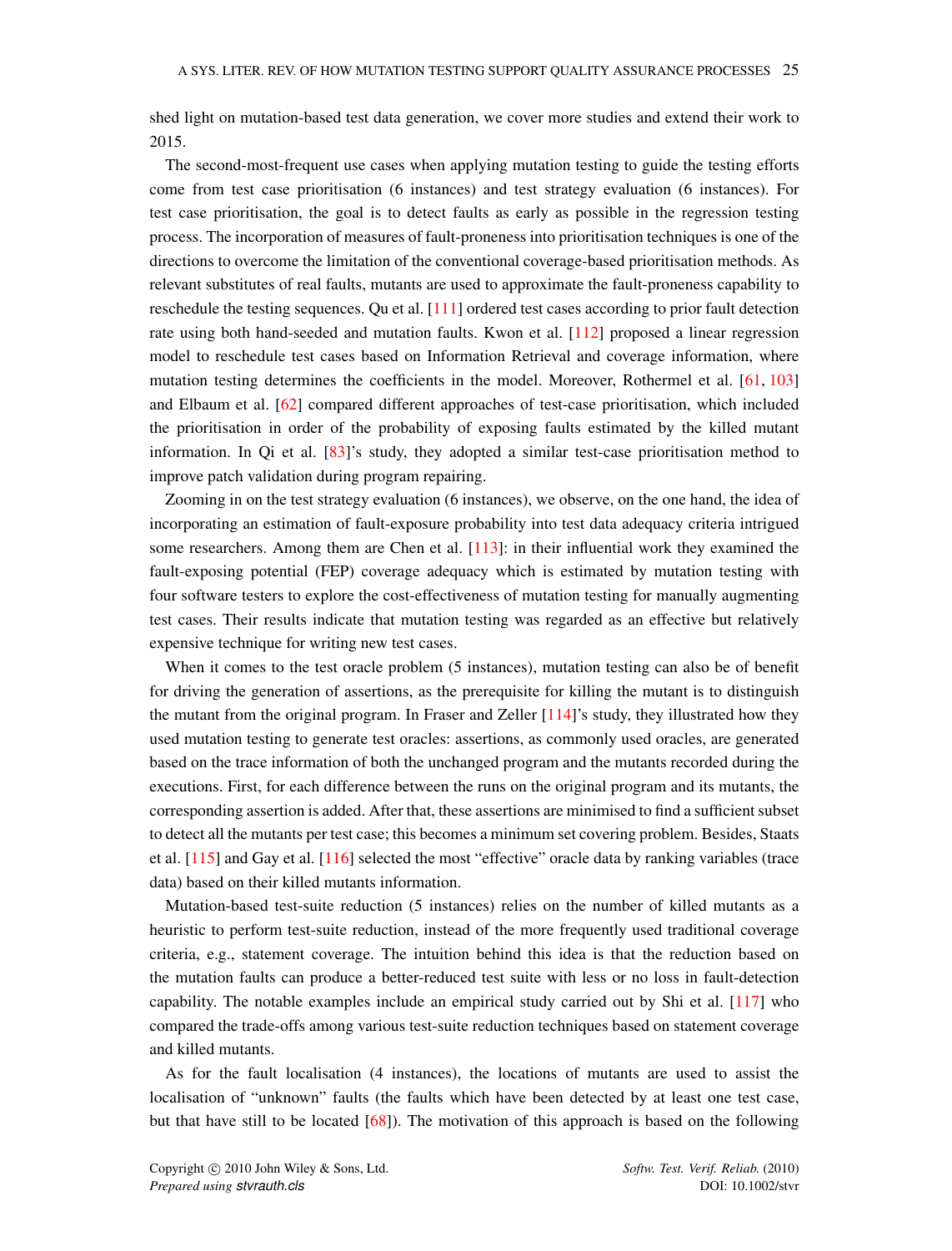shed light on mutation-based test data generation, we cover more studies and extend their work to 2015.

The second-most-frequent use cases when applying mutation testing to guide the testing efforts come from test case prioritisation (6 instances) and test strategy evaluation (6 instances). For test case prioritisation, the goal is to detect faults as early as possible in the regression testing process. The incorporation of measures of fault-proneness into prioritisation techniques is one of the directions to overcome the limitation of the conventional coverage-based prioritisation methods. As relevant substitutes of real faults, mutants are used to approximate the fault-proneness capability to reschedule the testing sequences. Qu et al. [111] ordered test cases according to prior fault detection rate using both hand-seeded and mutation faults. Kwon et al. [112] proposed a linear regression model to reschedule test cases based on Information Retrieval and coverage information, where mutation testing determines the coefficients in the model. Moreover, Rothermel et al. [61, 103] and Elbaum et al. [62] compared different approaches of test-case prioritisation, which included the prioritisation in order of the probability of exposing faults estimated by the killed mutant information. In Qi et al. [83]'s study, they adopted a similar test-case prioritisation method to improve patch validation during program repairing.

Zooming in on the test strategy evaluation (6 instances), we observe, on the one hand, the idea of incorporating an estimation of fault-exposure probability into test data adequacy criteria intrigued some researchers. Among them are Chen et al. [113]: in their influential work they examined the fault-exposing potential (FEP) coverage adequacy which is estimated by mutation testing with four software testers to explore the cost-effectiveness of mutation testing for manually augmenting test cases. Their results indicate that mutation testing was regarded as an effective but relatively expensive technique for writing new test cases.

When it comes to the test oracle problem (5 instances), mutation testing can also be of benefit for driving the generation of assertions, as the prerequisite for killing the mutant is to distinguish the mutant from the original program. In Fraser and Zeller [114]'s study, they illustrated how they used mutation testing to generate test oracles: assertions, as commonly used oracles, are generated based on the trace information of both the unchanged program and the mutants recorded during the executions. First, for each difference between the runs on the original program and its mutants, the corresponding assertion is added. After that, these assertions are minimised to find a sufficient subset to detect all the mutants per test case; this becomes a minimum set covering problem. Besides, Staats et al. [115] and Gay et al. [116] selected the most "effective" oracle data by ranking variables (trace data) based on their killed mutants information.

Mutation-based test-suite reduction (5 instances) relies on the number of killed mutants as a heuristic to perform test-suite reduction, instead of the more frequently used traditional coverage criteria, e.g., statement coverage. The intuition behind this idea is that the reduction based on the mutation faults can produce a better-reduced test suite with less or no loss in fault-detection capability. The notable examples include an empirical study carried out by Shi et al. [117] who compared the trade-offs among various test-suite reduction techniques based on statement coverage and killed mutants.

As for the fault localisation (4 instances), the locations of mutants are used to assist the localisation of "unknown" faults (the faults which have been detected by at least one test case, but that have still to be located [68]). The motivation of this approach is based on the following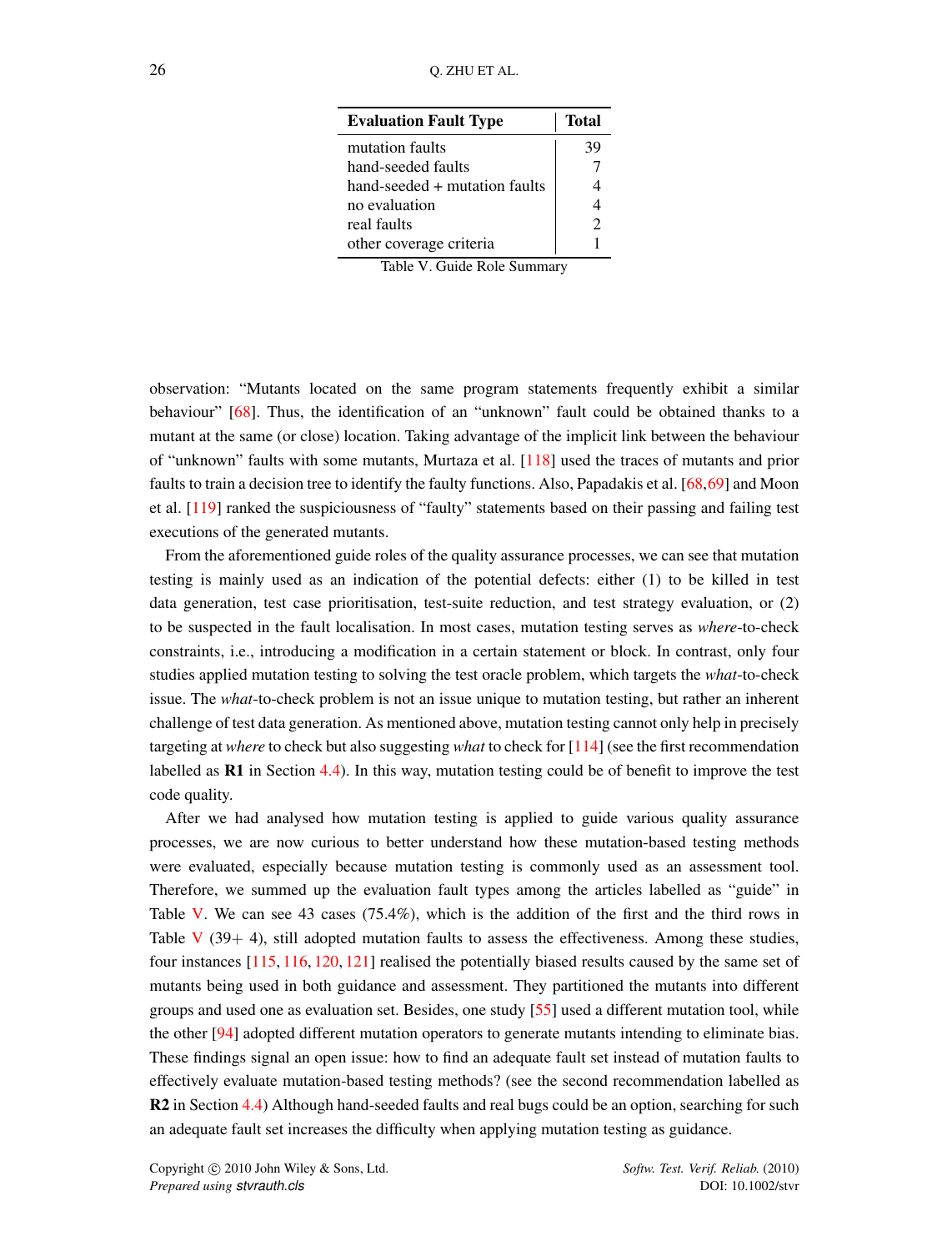| Evaluation Fault Type | Total |
|---|---|
| mutation faults | 39 |
| hand-seeded faults | 7 |
| hand-seeded + mutation faults | 4 |
| no evaluation | 4 |
| real faults | 2 |
| other coverage criteria | 1 |

Table V. Guide Role Summary

observation: "Mutants located on the same program statements frequently exhibit a similar behaviour" [68]. Thus, the identification of an "unknown" fault could be obtained thanks to a mutant at the same (or close) location. Taking advantage of the implicit link between the behaviour of "unknown" faults with some mutants, Murtaza et al. [118] used the traces of mutants and prior faults to train a decision tree to identify the faulty functions. Also, Papadakis et al. [68,69] and Moon et al. [119] ranked the suspiciousness of "faulty" statements based on their passing and failing test executions of the generated mutants.

From the aforementioned guide roles of the quality assurance processes, we can see that mutation testing is mainly used as an indication of the potential defects: either (1) to be killed in test data generation, test case prioritisation, test-suite reduction, and test strategy evaluation, or (2) to be suspected in the fault localisation. In most cases, mutation testing serves as *where*-to-check constraints, i.e., introducing a modification in a certain statement or block. In contrast, only four studies applied mutation testing to solving the test oracle problem, which targets the *what*-to-check issue. The *what*-to-check problem is not an issue unique to mutation testing, but rather an inherent challenge of test data generation. As mentioned above, mutation testing cannot only help in precisely targeting at *where* to check but also suggesting *what* to check for [114] (see the first recommendation labelled as **R1** in Section 4.4). In this way, mutation testing could be of benefit to improve the test code quality.

After we had analysed how mutation testing is applied to guide various quality assurance processes, we are now curious to better understand how these mutation-based testing methods were evaluated, especially because mutation testing is commonly used as an assessment tool. Therefore, we summed up the evaluation fault types among the articles labelled as "guide" in Table V. We can see 43 cases (75.4%), which is the addition of the first and the third rows in Table V (39+ 4), still adopted mutation faults to assess the effectiveness. Among these studies, four instances [115, 116, 120, 121] realised the potentially biased results caused by the same set of mutants being used in both guidance and assessment. They partitioned the mutants into different groups and used one as evaluation set. Besides, one study [55] used a different mutation tool, while the other [94] adopted different mutation operators to generate mutants intending to eliminate bias. These findings signal an open issue: how to find an adequate fault set instead of mutation faults to effectively evaluate mutation-based testing methods? (see the second recommendation labelled as **R2** in Section 4.4) Although hand-seeded faults and real bugs could be an option, searching for such an adequate fault set increases the difficulty when applying mutation testing as guidance.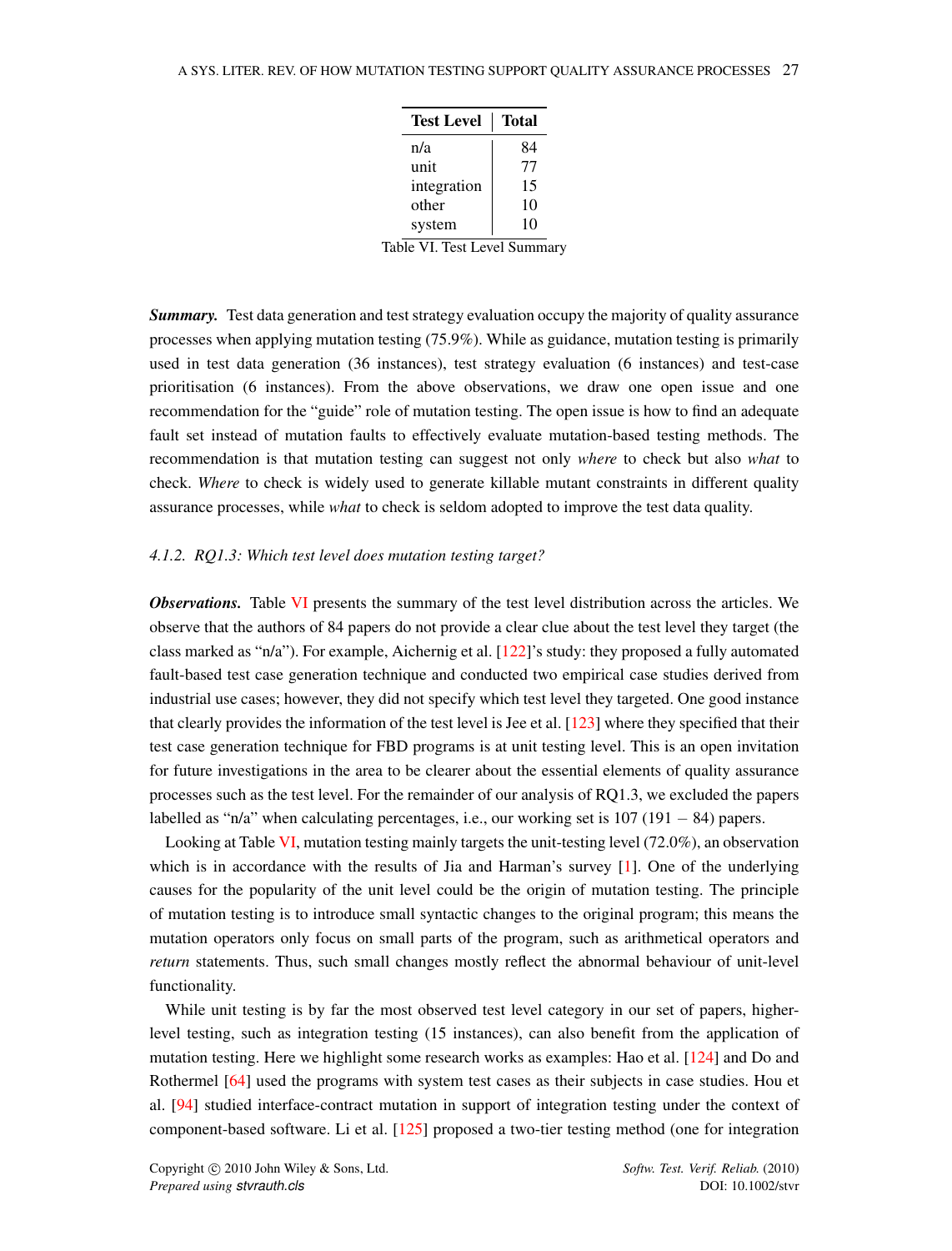| Test Level | Total |
|---|---|
| n/a | 84 |
| unit | 77 |
| integration | 15 |
| other | 10 |
| system | 10 |

Table VI. Test Level Summary

***Summary.*** Test data generation and test strategy evaluation occupy the majority of quality assurance processes when applying mutation testing (75.9%). While as guidance, mutation testing is primarily used in test data generation (36 instances), test strategy evaluation (6 instances) and test-case prioritisation (6 instances). From the above observations, we draw one open issue and one recommendation for the "guide" role of mutation testing. The open issue is how to find an adequate fault set instead of mutation faults to effectively evaluate mutation-based testing methods. The recommendation is that mutation testing can suggest not only *where* to check but also *what* to check. *Where* to check is widely used to generate killable mutant constraints in different quality assurance processes, while *what* to check is seldom adopted to improve the test data quality.

#### *4.1.2. RQ1.3: Which test level does mutation testing target?*

***Observations.*** Table VI presents the summary of the test level distribution across the articles. We observe that the authors of 84 papers do not provide a clear clue about the test level they target (the class marked as "n/a"). For example, Aichernig et al. [122]'s study: they proposed a fully automated fault-based test case generation technique and conducted two empirical case studies derived from industrial use cases; however, they did not specify which test level they targeted. One good instance that clearly provides the information of the test level is Jee et al. [123] where they specified that their test case generation technique for FBD programs is at unit testing level. This is an open invitation for future investigations in the area to be clearer about the essential elements of quality assurance processes such as the test level. For the remainder of our analysis of RQ1.3, we excluded the papers labelled as "n/a" when calculating percentages, i.e., our working set is 107 (191 − 84) papers.

Looking at Table VI, mutation testing mainly targets the unit-testing level (72.0%), an observation which is in accordance with the results of Jia and Harman's survey [1]. One of the underlying causes for the popularity of the unit level could be the origin of mutation testing. The principle of mutation testing is to introduce small syntactic changes to the original program; this means the mutation operators only focus on small parts of the program, such as arithmetical operators and *return* statements. Thus, such small changes mostly reflect the abnormal behaviour of unit-level functionality.

While unit testing is by far the most observed test level category in our set of papers, higher-level testing, such as integration testing (15 instances), can also benefit from the application of mutation testing. Here we highlight some research works as examples: Hao et al. [124] and Do and Rothermel [64] used the programs with system test cases as their subjects in case studies. Hou et al. [94] studied interface-contract mutation in support of integration testing under the context of component-based software. Li et al. [125] proposed a two-tier testing method (one for integration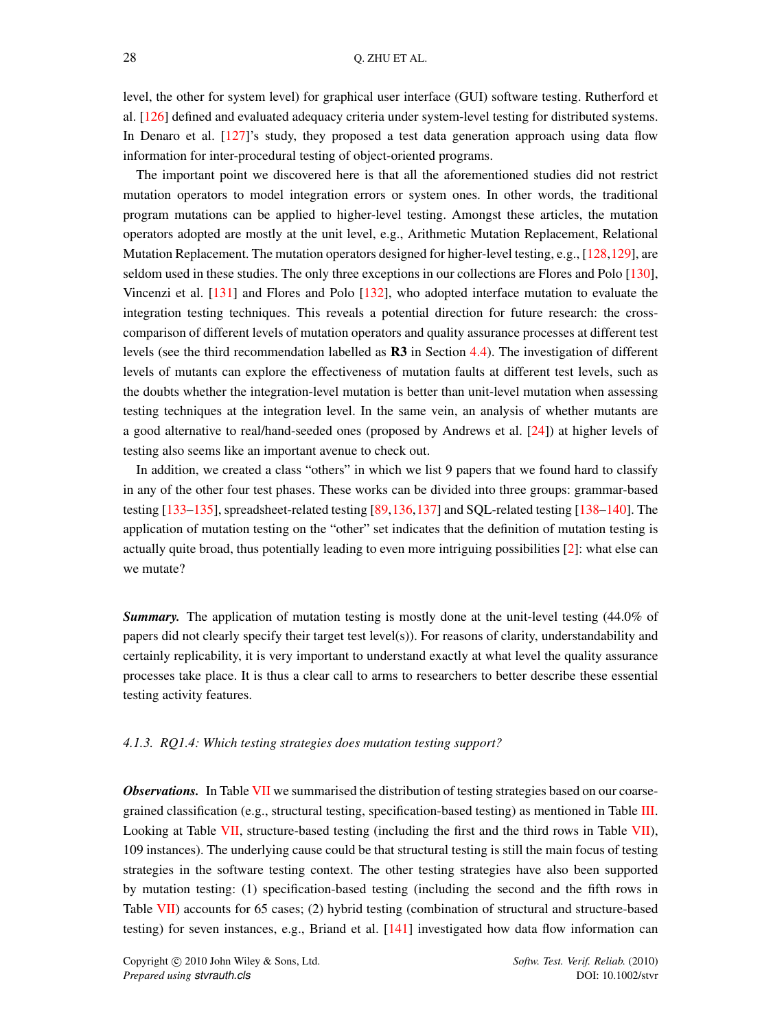level, the other for system level) for graphical user interface (GUI) software testing. Rutherford et al. [126] defined and evaluated adequacy criteria under system-level testing for distributed systems. In Denaro et al. [127]'s study, they proposed a test data generation approach using data flow information for inter-procedural testing of object-oriented programs.

The important point we discovered here is that all the aforementioned studies did not restrict mutation operators to model integration errors or system ones. In other words, the traditional program mutations can be applied to higher-level testing. Amongst these articles, the mutation operators adopted are mostly at the unit level, e.g., Arithmetic Mutation Replacement, Relational Mutation Replacement. The mutation operators designed for higher-level testing, e.g., [128,129], are seldom used in these studies. The only three exceptions in our collections are Flores and Polo [130], Vincenzi et al. [131] and Flores and Polo [132], who adopted interface mutation to evaluate the integration testing techniques. This reveals a potential direction for future research: the cross-comparison of different levels of mutation operators and quality assurance processes at different test levels (see the third recommendation labelled as **R3** in Section 4.4). The investigation of different levels of mutants can explore the effectiveness of mutation faults at different test levels, such as the doubts whether the integration-level mutation is better than unit-level mutation when assessing testing techniques at the integration level. In the same vein, an analysis of whether mutants are a good alternative to real/hand-seeded ones (proposed by Andrews et al. [24]) at higher levels of testing also seems like an important avenue to check out.

In addition, we created a class "others" in which we list 9 papers that we found hard to classify in any of the other four test phases. These works can be divided into three groups: grammar-based testing [133–135], spreadsheet-related testing [89,136,137] and SQL-related testing [138–140]. The application of mutation testing on the "other" set indicates that the definition of mutation testing is actually quite broad, thus potentially leading to even more intriguing possibilities [2]: what else can we mutate?

***Summary.*** The application of mutation testing is mostly done at the unit-level testing (44.0% of papers did not clearly specify their target test level(s)). For reasons of clarity, understandability and certainly replicability, it is very important to understand exactly at what level the quality assurance processes take place. It is thus a clear call to arms to researchers to better describe these essential testing activity features.

#### *4.1.3. RQ1.4: Which testing strategies does mutation testing support?*

***Observations.*** In Table VII we summarised the distribution of testing strategies based on our coarse-grained classification (e.g., structural testing, specification-based testing) as mentioned in Table III. Looking at Table VII, structure-based testing (including the first and the third rows in Table VII), 109 instances). The underlying cause could be that structural testing is still the main focus of testing strategies in the software testing context. The other testing strategies have also been supported by mutation testing: (1) specification-based testing (including the second and the fifth rows in Table VII) accounts for 65 cases; (2) hybrid testing (combination of structural and structure-based testing) for seven instances, e.g., Briand et al. [141] investigated how data flow information can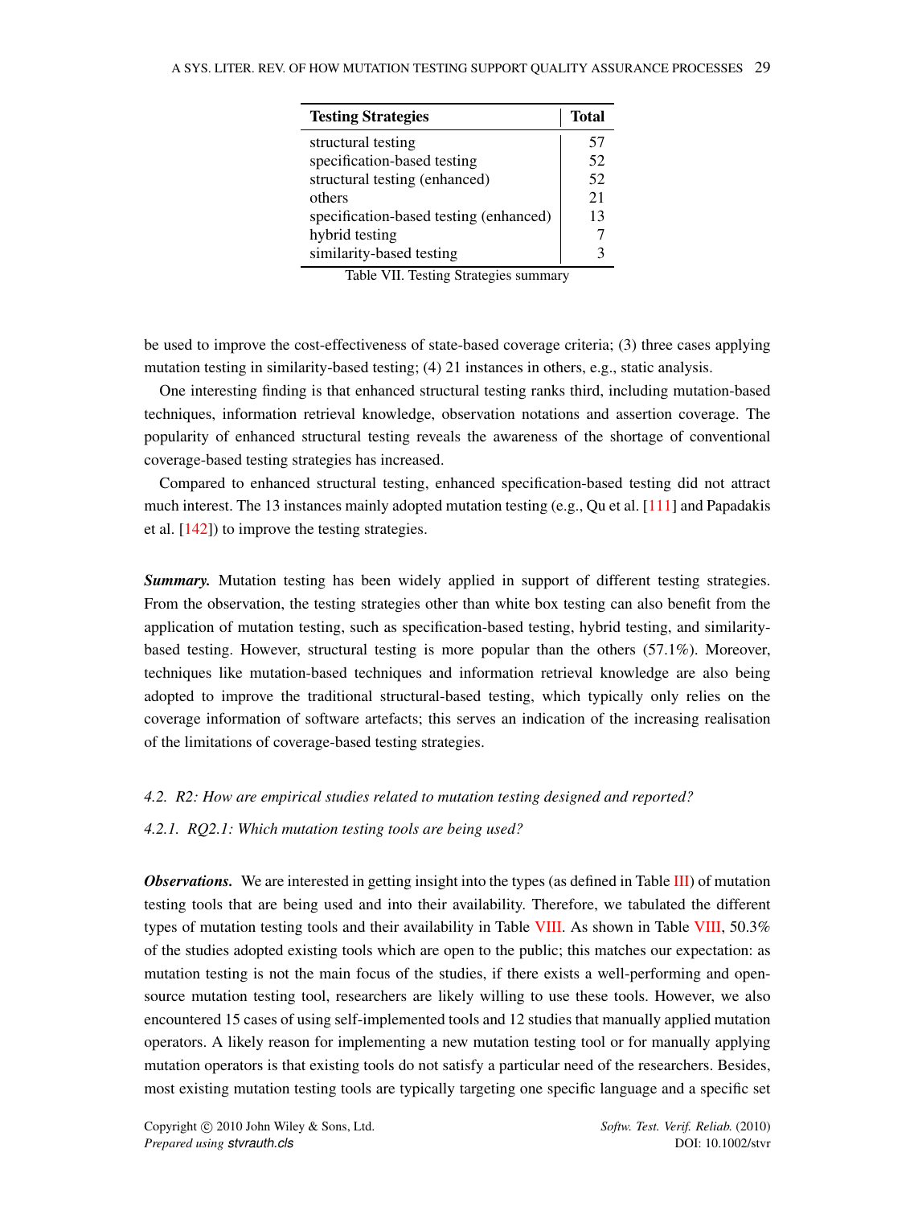| Testing Strategies | Total |
|---|---|
| structural testing | 57 |
| specification-based testing | 52 |
| structural testing (enhanced) | 52 |
| others | 21 |
| specification-based testing (enhanced) | 13 |
| hybrid testing | 7 |
| similarity-based testing | 3 |

Table VII. Testing Strategies summary

be used to improve the cost-effectiveness of state-based coverage criteria; (3) three cases applying mutation testing in similarity-based testing; (4) 21 instances in others, e.g., static analysis.

One interesting finding is that enhanced structural testing ranks third, including mutation-based techniques, information retrieval knowledge, observation notations and assertion coverage. The popularity of enhanced structural testing reveals the awareness of the shortage of conventional coverage-based testing strategies has increased.

Compared to enhanced structural testing, enhanced specification-based testing did not attract much interest. The 13 instances mainly adopted mutation testing (e.g., Qu et al. [111] and Papadakis et al. [142]) to improve the testing strategies.

***Summary.*** Mutation testing has been widely applied in support of different testing strategies. From the observation, the testing strategies other than white box testing can also benefit from the application of mutation testing, such as specification-based testing, hybrid testing, and similarity-based testing. However, structural testing is more popular than the others (57.1%). Moreover, techniques like mutation-based techniques and information retrieval knowledge are also being adopted to improve the traditional structural-based testing, which typically only relies on the coverage information of software artefacts; this serves an indication of the increasing realisation of the limitations of coverage-based testing strategies.

### *4.2. R2: How are empirical studies related to mutation testing designed and reported?*

#### *4.2.1. RQ2.1: Which mutation testing tools are being used?*

***Observations.*** We are interested in getting insight into the types (as defined in Table III) of mutation testing tools that are being used and into their availability. Therefore, we tabulated the different types of mutation testing tools and their availability in Table VIII. As shown in Table VIII, 50.3% of the studies adopted existing tools which are open to the public; this matches our expectation: as mutation testing is not the main focus of the studies, if there exists a well-performing and open-source mutation testing tool, researchers are likely willing to use these tools. However, we also encountered 15 cases of using self-implemented tools and 12 studies that manually applied mutation operators. A likely reason for implementing a new mutation testing tool or for manually applying mutation operators is that existing tools do not satisfy a particular need of the researchers. Besides, most existing mutation testing tools are typically targeting one specific language and a specific set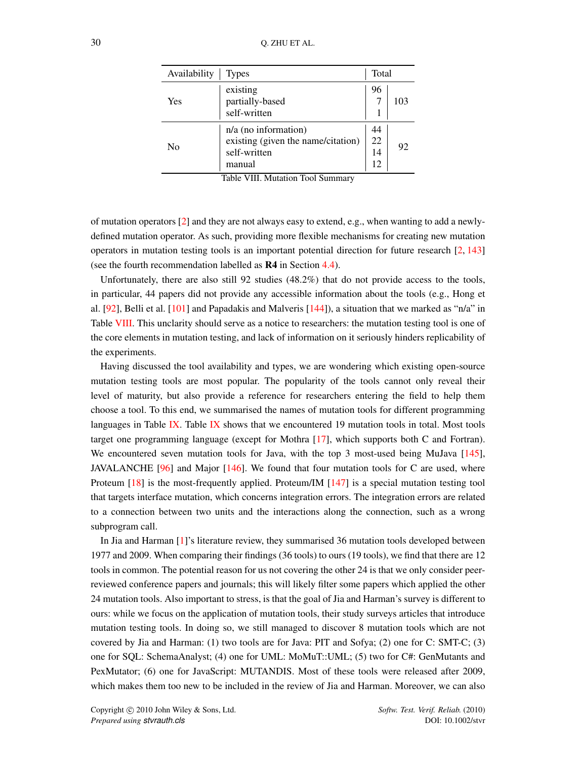| Availability | Types | Total | |
|---|---|---|---|
| Yes | existing | 96 | 103 |
| | partially-based | 7 | |
| | self-written | 1 | |
| No | n/a (no information) | 44 | 92 |
| | existing (given the name/citation) | 22 | |
| | self-written | 14 | |
| | manual | 12 | |

Table VIII. Mutation Tool Summary

of mutation operators [2] and they are not always easy to extend, e.g., when wanting to add a newly-defined mutation operator. As such, providing more flexible mechanisms for creating new mutation operators in mutation testing tools is an important potential direction for future research [2, 143] (see the fourth recommendation labelled as **R4** in Section 4.4).

Unfortunately, there are also still 92 studies (48.2%) that do not provide access to the tools, in particular, 44 papers did not provide any accessible information about the tools (e.g., Hong et al. [92], Belli et al. [101] and Papadakis and Malveris [144]), a situation that we marked as "n/a" in Table VIII. This unclarity should serve as a notice to researchers: the mutation testing tool is one of the core elements in mutation testing, and lack of information on it seriously hinders replicability of the experiments.

Having discussed the tool availability and types, we are wondering which existing open-source mutation testing tools are most popular. The popularity of the tools cannot only reveal their level of maturity, but also provide a reference for researchers entering the field to help them choose a tool. To this end, we summarised the names of mutation tools for different programming languages in Table IX. Table IX shows that we encountered 19 mutation tools in total. Most tools target one programming language (except for Mothra [17], which supports both C and Fortran). We encountered seven mutation tools for Java, with the top 3 most-used being MuJava [145], JAVALANCHE [96] and Major [146]. We found that four mutation tools for C are used, where Proteum [18] is the most-frequently applied. Proteum/IM [147] is a special mutation testing tool that targets interface mutation, which concerns integration errors. The integration errors are related to a connection between two units and the interactions along the connection, such as a wrong subprogram call.

In Jia and Harman [1]'s literature review, they summarised 36 mutation tools developed between 1977 and 2009. When comparing their findings (36 tools) to ours (19 tools), we find that there are 12 tools in common. The potential reason for us not covering the other 24 is that we only consider peer-reviewed conference papers and journals; this will likely filter some papers which applied the other 24 mutation tools. Also important to stress, is that the goal of Jia and Harman's survey is different to ours: while we focus on the application of mutation tools, their study surveys articles that introduce mutation testing tools. In doing so, we still managed to discover 8 mutation tools which are not covered by Jia and Harman: (1) two tools are for Java: PIT and Sofya; (2) one for C: SMT-C; (3) one for SQL: SchemaAnalyst; (4) one for UML: MoMuT::UML; (5) two for C#: GenMutants and PexMutator; (6) one for JavaScript: MUTANDIS. Most of these tools were released after 2009, which makes them too new to be included in the review of Jia and Harman. Moreover, we can also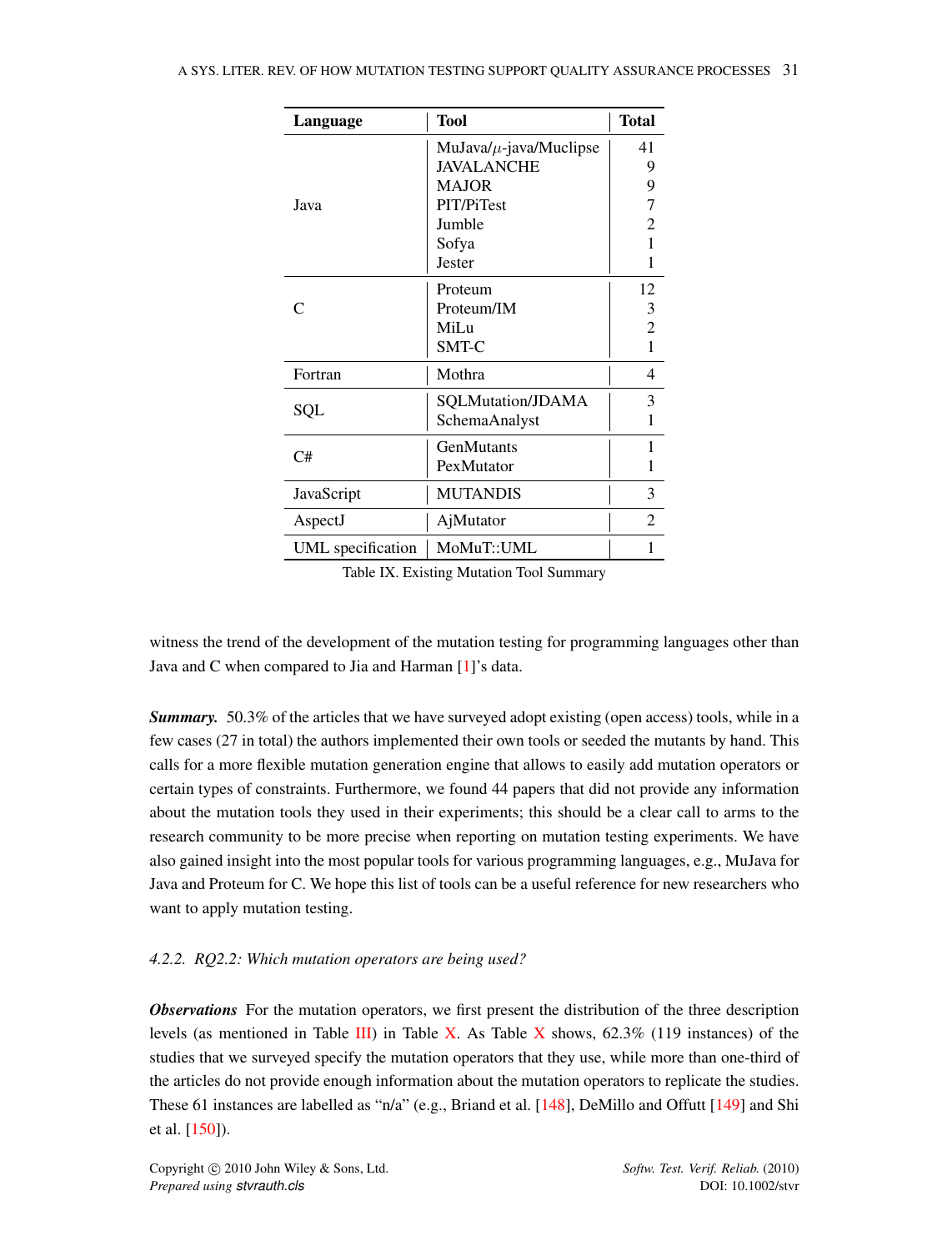| Language | Tool | Total |
|---|---|---|
| Java | MuJava/$\mu$-java/Muclipse | 41 |
| | JAVALANCHE | 9 |
| | MAJOR | 9 |
| | PIT/PiTest | 7 |
| | Jumble | 2 |
| | Sofya | 1 |
| | Jester | 1 |
| C | Proteum | 12 |
| | Proteum/IM | 3 |
| | MiLu | 2 |
| | SMT-C | 1 |
| Fortran | Mothra | 4 |
| SQL | SQLMutation/JDAMA | 3 |
| | SchemaAnalyst | 1 |
| C# | GenMutants | 1 |
| | PexMutator | 1 |
| JavaScript | MUTANDIS | 3 |
| AspectJ | AjMutator | 2 |
| UML specification | MoMuT::UML | 1 |

Table IX. Existing Mutation Tool Summary

witness the trend of the development of the mutation testing for programming languages other than Java and C when compared to Jia and Harman [1]'s data.

***Summary.*** 50.3% of the articles that we have surveyed adopt existing (open access) tools, while in a few cases (27 in total) the authors implemented their own tools or seeded the mutants by hand. This calls for a more flexible mutation generation engine that allows to easily add mutation operators or certain types of constraints. Furthermore, we found 44 papers that did not provide any information about the mutation tools they used in their experiments; this should be a clear call to arms to the research community to be more precise when reporting on mutation testing experiments. We have also gained insight into the most popular tools for various programming languages, e.g., MuJava for Java and Proteum for C. We hope this list of tools can be a useful reference for new researchers who want to apply mutation testing.

*4.2.2. RQ2.2: Which mutation operators are being used?*

***Observations*** For the mutation operators, we first present the distribution of the three description levels (as mentioned in Table III) in Table X. As Table X shows, 62.3% (119 instances) of the studies that we surveyed specify the mutation operators that they use, while more than one-third of the articles do not provide enough information about the mutation operators to replicate the studies. These 61 instances are labelled as "n/a" (e.g., Briand et al. [148], DeMillo and Offutt [149] and Shi et al. [150]).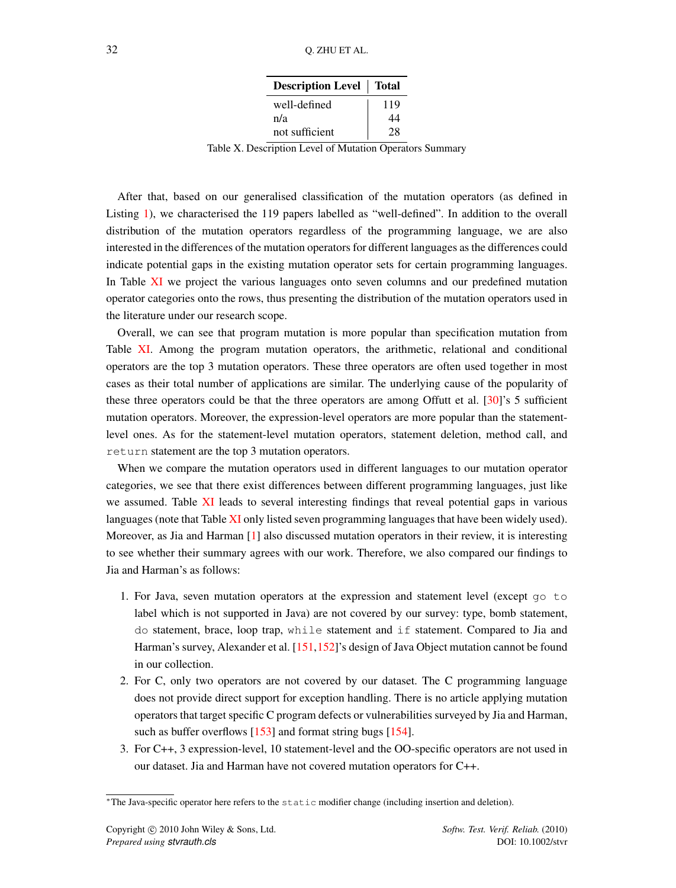| Description Level | Total |
|---|---|
| well-defined | 119 |
| n/a | 44 |
| not sufficient | 28 |

Table X. Description Level of Mutation Operators Summary

After that, based on our generalised classification of the mutation operators (as defined in Listing 1), we characterised the 119 papers labelled as "well-defined". In addition to the overall distribution of the mutation operators regardless of the programming language, we are also interested in the differences of the mutation operators for different languages as the differences could indicate potential gaps in the existing mutation operator sets for certain programming languages. In Table XI we project the various languages onto seven columns and our predefined mutation operator categories onto the rows, thus presenting the distribution of the mutation operators used in the literature under our research scope.

Overall, we can see that program mutation is more popular than specification mutation from Table XI. Among the program mutation operators, the arithmetic, relational and conditional operators are the top 3 mutation operators. These three operators are often used together in most cases as their total number of applications are similar. The underlying cause of the popularity of these three operators could be that the three operators are among Offutt et al. [30]'s 5 sufficient mutation operators. Moreover, the expression-level operators are more popular than the statement-level ones. As for the statement-level mutation operators, statement deletion, method call, and `return` statement are the top 3 mutation operators.

When we compare the mutation operators used in different languages to our mutation operator categories, we see that there exist differences between different programming languages, just like we assumed. Table XI leads to several interesting findings that reveal potential gaps in various languages (note that Table XI only listed seven programming languages that have been widely used). Moreover, as Jia and Harman [1] also discussed mutation operators in their review, it is interesting to see whether their summary agrees with our work. Therefore, we also compared our findings to Jia and Harman's as follows:

1. For Java, seven mutation operators at the expression and statement level (except `go to` label which is not supported in Java) are not covered by our survey: type, bomb statement, `do` statement, brace, loop trap, `while` statement and `if` statement. Compared to Jia and Harman's survey, Alexander et al. [151,152]'s design of Java Object mutation cannot be found in our collection.
2. For C, only two operators are not covered by our dataset. The C programming language does not provide direct support for exception handling. There is no article applying mutation operators that target specific C program defects or vulnerabilities surveyed by Jia and Harman, such as buffer overflows [153] and format string bugs [154].
3. For C++, 3 expression-level, 10 statement-level and the OO-specific operators are not used in our dataset. Jia and Harman have not covered mutation operators for C++.

*The Java-specific operator here refers to the `static` modifier change (including insertion and deletion).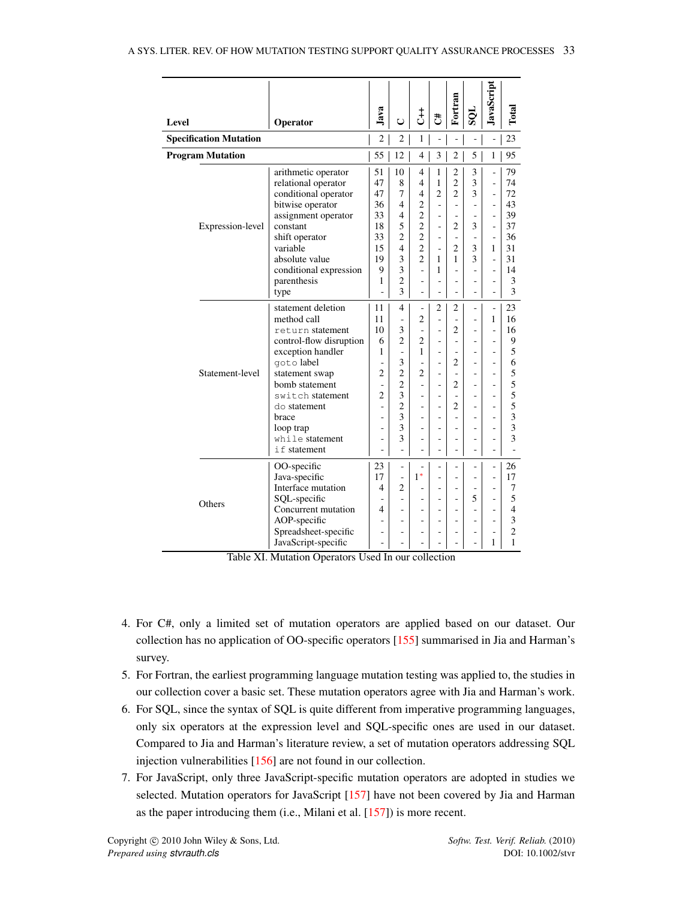| Level | Operator | Java | C | C++ | C# | Fortran | SQL | JavaScript | Total |
|---|---|---|---|---|---|---|---|---|---|
| **Specification Mutation** | | 2 | 2 | 1 | - | - | - | - | 23 |
| **Program Mutation** | | 55 | 12 | 4 | 3 | 2 | 5 | 1 | 95 |
| Expression-level | arithmetic operator | 51 | 10 | 4 | 1 | 2 | 3 | - | 79 |
| | relational operator | 47 | 8 | 4 | 1 | 2 | 3 | - | 74 |
| | conditional operator | 47 | 7 | 4 | 2 | 2 | 3 | - | 72 |
| | bitwise operator | 36 | 4 | 2 | - | - | - | - | 43 |
| | assignment operator | 33 | 4 | 2 | - | - | - | - | 39 |
| | constant | 18 | 5 | 2 | - | 2 | 3 | - | 37 |
| | shift operator | 33 | 2 | 2 | - | - | - | - | 36 |
| | variable | 15 | 4 | 2 | - | 2 | 3 | 1 | 31 |
| | absolute value | 19 | 3 | 2 | 1 | 1 | 3 | - | 31 |
| | conditional expression | 9 | 3 | - | 1 | - | - | - | 14 |
| | parenthesis | 1 | 2 | - | - | - | - | - | 3 |
| | type | - | 3 | - | - | - | - | - | 3 |
| Statement-level | statement deletion | 11 | 4 | - | 2 | 2 | - | - | 23 |
| | method call | 11 | - | 2 | - | - | - | 1 | 16 |
| | `return` statement | 10 | 3 | - | - | 2 | - | - | 16 |
| | control-flow disruption | 6 | 2 | 2 | - | - | - | - | 9 |
| | exception handler | 1 | - | 1 | - | - | - | - | 5 |
| | `goto` label | - | 3 | - | - | 2 | - | - | 6 |
| | statement swap | 2 | 2 | 2 | - | - | - | - | 5 |
| | bomb statement | - | 2 | - | - | 2 | - | - | 5 |
| | `switch` statement | 2 | 3 | - | - | - | - | - | 5 |
| | `do` statement | - | 2 | - | - | 2 | - | - | 5 |
| | brace | - | 3 | - | - | - | - | - | 3 |
| | loop trap | - | 3 | - | - | - | - | - | 3 |
| | `while` statement | - | 3 | - | - | - | - | - | 3 |
| | `if` statement | - | - | - | - | - | - | - | - |
| Others | OO-specific | 23 | - | - | - | - | - | - | 26 |
| | Java-specific | 17 | - | 1* | - | - | - | - | 17 |
| | Interface mutation | 4 | 2 | - | - | - | - | - | 7 |
| | SQL-specific | - | - | - | - | - | 5 | - | 5 |
| | Concurrent mutation | 4 | - | - | - | - | - | - | 4 |
| | AOP-specific | - | - | - | - | - | - | - | 3 |
| | Spreadsheet-specific | - | - | - | - | - | - | - | 2 |
| | JavaScript-specific | - | - | - | - | - | - | 1 | 1 |

Table XI. Mutation Operators Used In our collection

4. For C#, only a limited set of mutation operators are applied based on our dataset. Our collection has no application of OO-specific operators [155] summarised in Jia and Harman's survey.
5. For Fortran, the earliest programming language mutation testing was applied to, the studies in our collection cover a basic set. These mutation operators agree with Jia and Harman's work.
6. For SQL, since the syntax of SQL is quite different from imperative programming languages, only six operators at the expression level and SQL-specific ones are used in our dataset. Compared to Jia and Harman's literature review, a set of mutation operators addressing SQL injection vulnerabilities [156] are not found in our collection.
7. For JavaScript, only three JavaScript-specific mutation operators are adopted in studies we selected. Mutation operators for JavaScript [157] have not been covered by Jia and Harman as the paper introducing them (i.e., Milani et al. [157]) is more recent.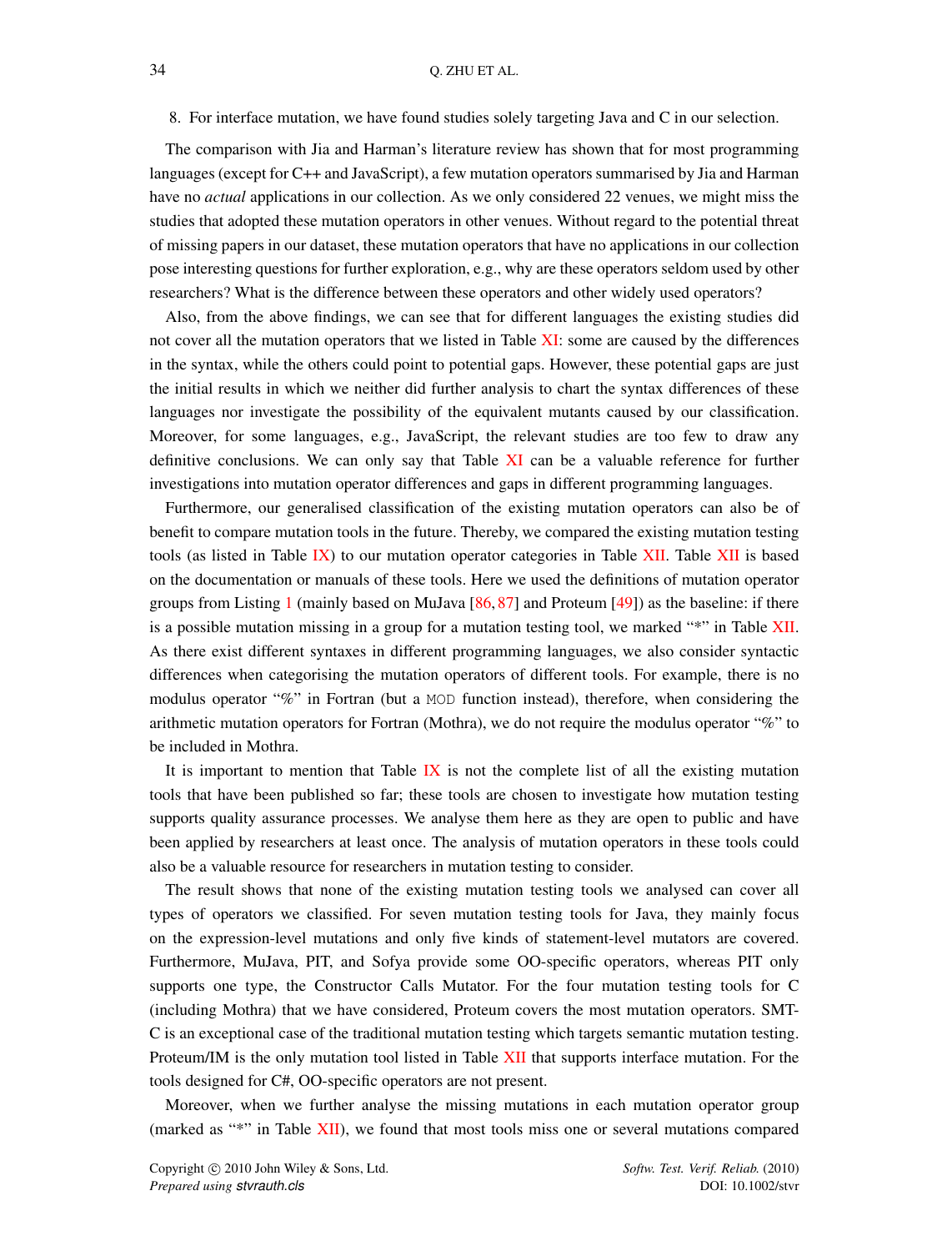8. For interface mutation, we have found studies solely targeting Java and C in our selection.

The comparison with Jia and Harman's literature review has shown that for most programming languages (except for C++ and JavaScript), a few mutation operators summarised by Jia and Harman have no *actual* applications in our collection. As we only considered 22 venues, we might miss the studies that adopted these mutation operators in other venues. Without regard to the potential threat of missing papers in our dataset, these mutation operators that have no applications in our collection pose interesting questions for further exploration, e.g., why are these operators seldom used by other researchers? What is the difference between these operators and other widely used operators?

Also, from the above findings, we can see that for different languages the existing studies did not cover all the mutation operators that we listed in Table XI: some are caused by the differences in the syntax, while the others could point to potential gaps. However, these potential gaps are just the initial results in which we neither did further analysis to chart the syntax differences of these languages nor investigate the possibility of the equivalent mutants caused by our classification. Moreover, for some languages, e.g., JavaScript, the relevant studies are too few to draw any definitive conclusions. We can only say that Table XI can be a valuable reference for further investigations into mutation operator differences and gaps in different programming languages.

Furthermore, our generalised classification of the existing mutation operators can also be of benefit to compare mutation tools in the future. Thereby, we compared the existing mutation testing tools (as listed in Table IX) to our mutation operator categories in Table XII. Table XII is based on the documentation or manuals of these tools. Here we used the definitions of mutation operator groups from Listing 1 (mainly based on MuJava [86, 87] and Proteum [49]) as the baseline: if there is a possible mutation missing in a group for a mutation testing tool, we marked "*" in Table XII. As there exist different syntaxes in different programming languages, we also consider syntactic differences when categorising the mutation operators of different tools. For example, there is no modulus operator "%" in Fortran (but a `MOD` function instead), therefore, when considering the arithmetic mutation operators for Fortran (Mothra), we do not require the modulus operator "%" to be included in Mothra.

It is important to mention that Table IX is not the complete list of all the existing mutation tools that have been published so far; these tools are chosen to investigate how mutation testing supports quality assurance processes. We analyse them here as they are open to public and have been applied by researchers at least once. The analysis of mutation operators in these tools could also be a valuable resource for researchers in mutation testing to consider.

The result shows that none of the existing mutation testing tools we analysed can cover all types of operators we classified. For seven mutation testing tools for Java, they mainly focus on the expression-level mutations and only five kinds of statement-level mutators are covered. Furthermore, MuJava, PIT, and Sofya provide some OO-specific operators, whereas PIT only supports one type, the Constructor Calls Mutator. For the four mutation testing tools for C (including Mothra) that we have considered, Proteum covers the most mutation operators. SMT-C is an exceptional case of the traditional mutation testing which targets semantic mutation testing. Proteum/IM is the only mutation tool listed in Table XII that supports interface mutation. For the tools designed for C#, OO-specific operators are not present.

Moreover, when we further analyse the missing mutations in each mutation operator group (marked as "*" in Table XII), we found that most tools miss one or several mutations compared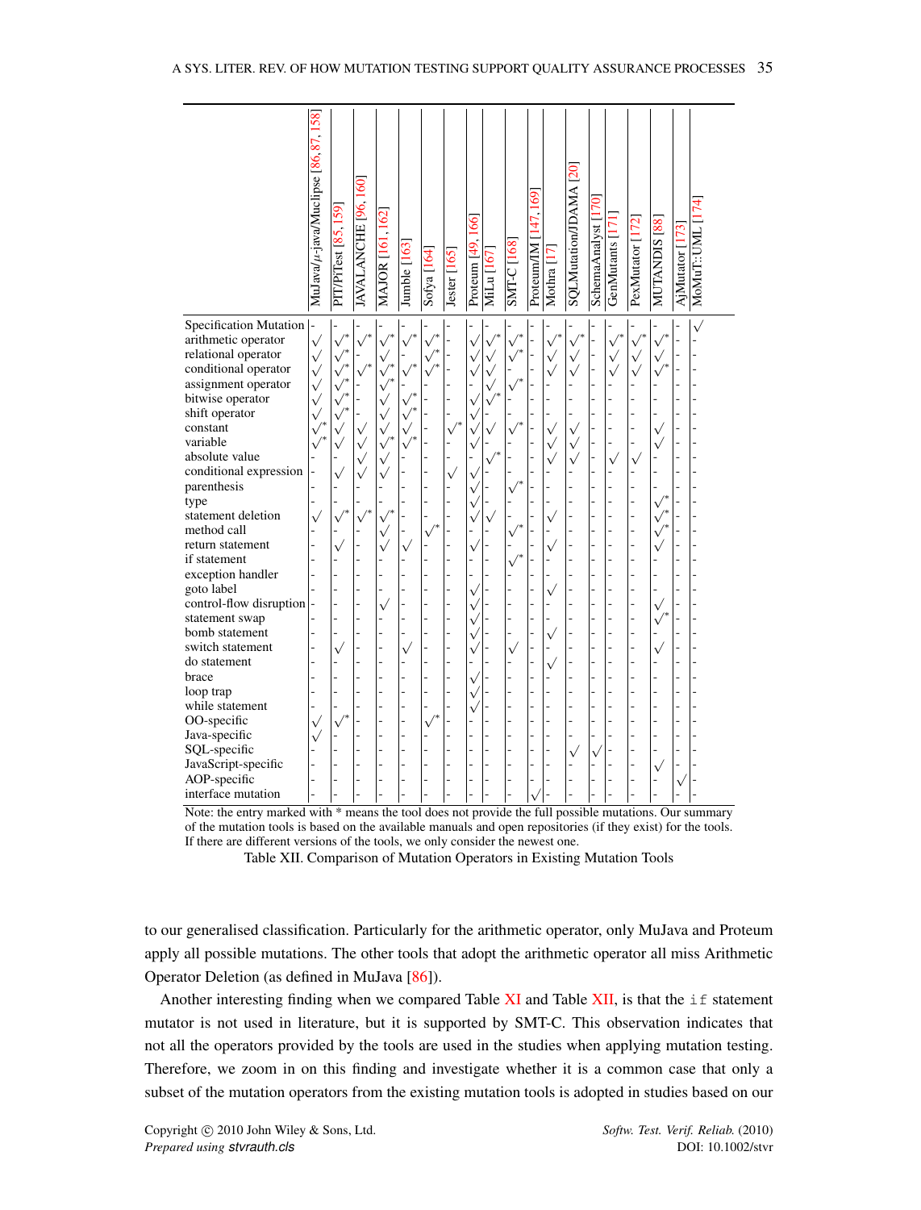| | MuJava/$\mu$-java/Muclipse [86, 87, 158] | PIT/PiTest [85, 159] | JAVALANCHE [96, 160] | MAJOR [161, 162] | Jumble [163] | Sofya [164] | Jester [165] | Proteum [49, 166] | MiLu [167] | SMT-C [168] | Proteum/IM [147, 169] | Mothra [17] | SQLMutation/JDAMA [20] | SchemaAnalyst [170] | GenMutants [171] | PexMutator [172] | MUTANDIS [88] | AjMutator [173] | MoMuT::UML [174] |
|---|---|---|---|---|---|---|---|---|---|---|---|---|---|---|---|---|---|---|---|
| Specification Mutation | - | - | - | - | - | - | - | - | - | - | - | - | - | - | - | - | - | - | √ |
| arithmetic operator | √ | √* | √* | √* | √* | √* | - | √ | √* | √* | - | √* | √* | - | √* | √* | √* | - | - |
| relational operator | √ | √* | - | √ | - | √* | - | √ | √ | √* | - | √ | √ | - | √ | √ | √ | - | - |
| conditional operator | √ | √* | √* | √* | √* | √* | - | √ | √ | - | - | √ | √ | - | √ | √ | √* | - | - |
| assignment operator | √ | √* | - | √* | - | - | - | - | √ | √* | - | - | - | - | - | - | - | - | - |
| bitwise operator | √ | √* | - | √ | √* | - | - | √ | √* | - | - | - | - | - | - | - | - | - | - |
| shift operator | √ | √* | - | √ | √* | - | - | √ | - | - | - | - | - | - | - | - | - | - | - |
| constant | √* | √ | √ | √ | √ | - | √* | √ | √ | √* | - | √ | √ | - | - | - | √ | - | - |
| variable | √* | √ | √ | √* | √* | - | - | √ | - | - | - | √ | √ | - | - | - | √ | - | - |
| absolute value | - | - | √ | √ | - | - | - | - | √* | - | - | √ | √ | - | √ | √ | - | - | - |
| conditional expression | - | √ | √ | √ | - | - | √ | √ | - | - | - | - | - | - | - | - | - | - | - |
| parenthesis | - | - | - | - | - | - | - | √ | - | √* | - | - | - | - | - | - | - | - | - |
| type | - | - | - | - | - | - | - | √ | - | - | - | - | - | - | - | - | √* | - | - |
| statement deletion | √ | √* | √* | √* | - | - | - | √ | √ | - | - | √ | - | - | - | - | √* | - | - |
| method call | - | - | - | √ | - | √* | - | - | - | √* | - | - | - | - | - | - | √* | - | - |
| return statement | - | √ | - | √ | √ | - | - | √ | - | - | - | √ | - | - | - | - | √ | - | - |
| if statement | - | - | - | - | - | - | - | - | - | √* | - | - | - | - | - | - | - | - | - |
| exception handler | - | - | - | - | - | - | - | - | - | - | - | - | - | - | - | - | - | - | - |
| goto label | - | - | - | - | - | - | - | √ | - | - | - | √ | - | - | - | - | - | - | - |
| control-flow disruption | - | - | - | √ | - | - | - | √ | - | - | - | - | - | - | - | - | √ | - | - |
| statement swap | - | - | - | - | - | - | - | √ | - | - | - | - | - | - | - | - | √* | - | - |
| bomb statement | - | - | - | - | - | - | - | √ | - | - | - | √ | - | - | - | - | - | - | - |
| switch statement | - | √ | - | - | √ | - | - | √ | - | √ | - | - | - | - | - | - | √ | - | - |
| do statement | - | - | - | - | - | - | - | - | - | - | - | √ | - | - | - | - | - | - | - |
| brace | - | - | - | - | - | - | - | √ | - | - | - | - | - | - | - | - | - | - | - |
| loop trap | - | - | - | - | - | - | - | √ | - | - | - | - | - | - | - | - | - | - | - |
| while statement | - | - | - | - | - | - | - | √ | - | - | - | - | - | - | - | - | - | - | - |
| OO-specific | √ | √* | - | - | - | √* | - | - | - | - | - | - | - | - | - | - | - | - | - |
| Java-specific | √ | - | - | - | - | - | - | - | - | - | - | - | - | - | - | - | - | - | - |
| SQL-specific | - | - | - | - | - | - | - | - | - | - | - | - | √ | √ | - | - | - | - | - |
| JavaScript-specific | - | - | - | - | - | - | - | - | - | - | - | - | - | - | - | - | √ | - | - |
| AOP-specific | - | - | - | - | - | - | - | - | - | - | - | - | - | - | - | - | - | √ | - |
| interface mutation | - | - | - | - | - | - | - | - | - | - | √ | - | - | - | - | - | - | - | - |

Note: the entry marked with * means the tool does not provide the full possible mutations. Our summary of the mutation tools is based on the available manuals and open repositories (if they exist) for the tools. If there are different versions of the tools, we only consider the newest one.

Table XII. Comparison of Mutation Operators in Existing Mutation Tools

to our generalised classification. Particularly for the arithmetic operator, only MuJava and Proteum apply all possible mutations. The other tools that adopt the arithmetic operator all miss Arithmetic Operator Deletion (as defined in MuJava [86]).

Another interesting finding when we compared Table XI and Table XII, is that the `if` statement mutator is not used in literature, but it is supported by SMT-C. This observation indicates that not all the operators provided by the tools are used in the studies when applying mutation testing. Therefore, we zoom in on this finding and investigate whether it is a common case that only a subset of the mutation operators from the existing mutation tools is adopted in studies based on our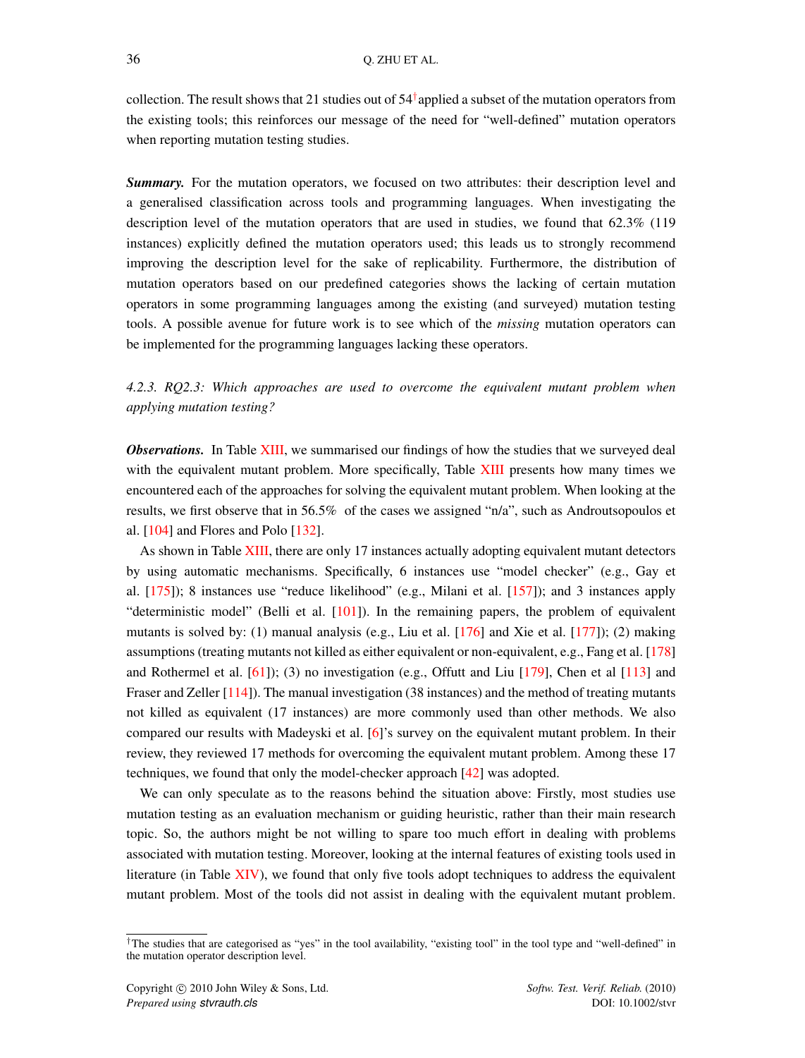collection. The result shows that 21 studies out of 54[†] applied a subset of the mutation operators from the existing tools; this reinforces our message of the need for "well-defined" mutation operators when reporting mutation testing studies.

***Summary.*** For the mutation operators, we focused on two attributes: their description level and a generalised classification across tools and programming languages. When investigating the description level of the mutation operators that are used in studies, we found that 62.3% (119 instances) explicitly defined the mutation operators used; this leads us to strongly recommend improving the description level for the sake of replicability. Furthermore, the distribution of mutation operators based on our predefined categories shows the lacking of certain mutation operators in some programming languages among the existing (and surveyed) mutation testing tools. A possible avenue for future work is to see which of the *missing* mutation operators can be implemented for the programming languages lacking these operators.

*4.2.3. RQ2.3: Which approaches are used to overcome the equivalent mutant problem when applying mutation testing?*

***Observations.*** In Table XIII, we summarised our findings of how the studies that we surveyed deal with the equivalent mutant problem. More specifically, Table XIII presents how many times we encountered each of the approaches for solving the equivalent mutant problem. When looking at the results, we first observe that in 56.5% of the cases we assigned "n/a", such as Androutsopoulos et al. [104] and Flores and Polo [132].

As shown in Table XIII, there are only 17 instances actually adopting equivalent mutant detectors by using automatic mechanisms. Specifically, 6 instances use "model checker" (e.g., Gay et al. [175]); 8 instances use "reduce likelihood" (e.g., Milani et al. [157]); and 3 instances apply "deterministic model" (Belli et al. [101]). In the remaining papers, the problem of equivalent mutants is solved by: (1) manual analysis (e.g., Liu et al. [176] and Xie et al. [177]); (2) making assumptions (treating mutants not killed as either equivalent or non-equivalent, e.g., Fang et al. [178] and Rothermel et al. [61]); (3) no investigation (e.g., Offutt and Liu [179], Chen et al [113] and Fraser and Zeller [114]). The manual investigation (38 instances) and the method of treating mutants not killed as equivalent (17 instances) are more commonly used than other methods. We also compared our results with Madeyski et al. [6]'s survey on the equivalent mutant problem. In their review, they reviewed 17 methods for overcoming the equivalent mutant problem. Among these 17 techniques, we found that only the model-checker approach [42] was adopted.

We can only speculate as to the reasons behind the situation above: Firstly, most studies use mutation testing as an evaluation mechanism or guiding heuristic, rather than their main research topic. So, the authors might be not willing to spare too much effort in dealing with problems associated with mutation testing. Moreover, looking at the internal features of existing tools used in literature (in Table XIV), we found that only five tools adopt techniques to address the equivalent mutant problem. Most of the tools did not assist in dealing with the equivalent mutant problem.

[†] The studies that are categorised as "yes" in the tool availability, "existing tool" in the tool type and "well-defined" in the mutation operator description level.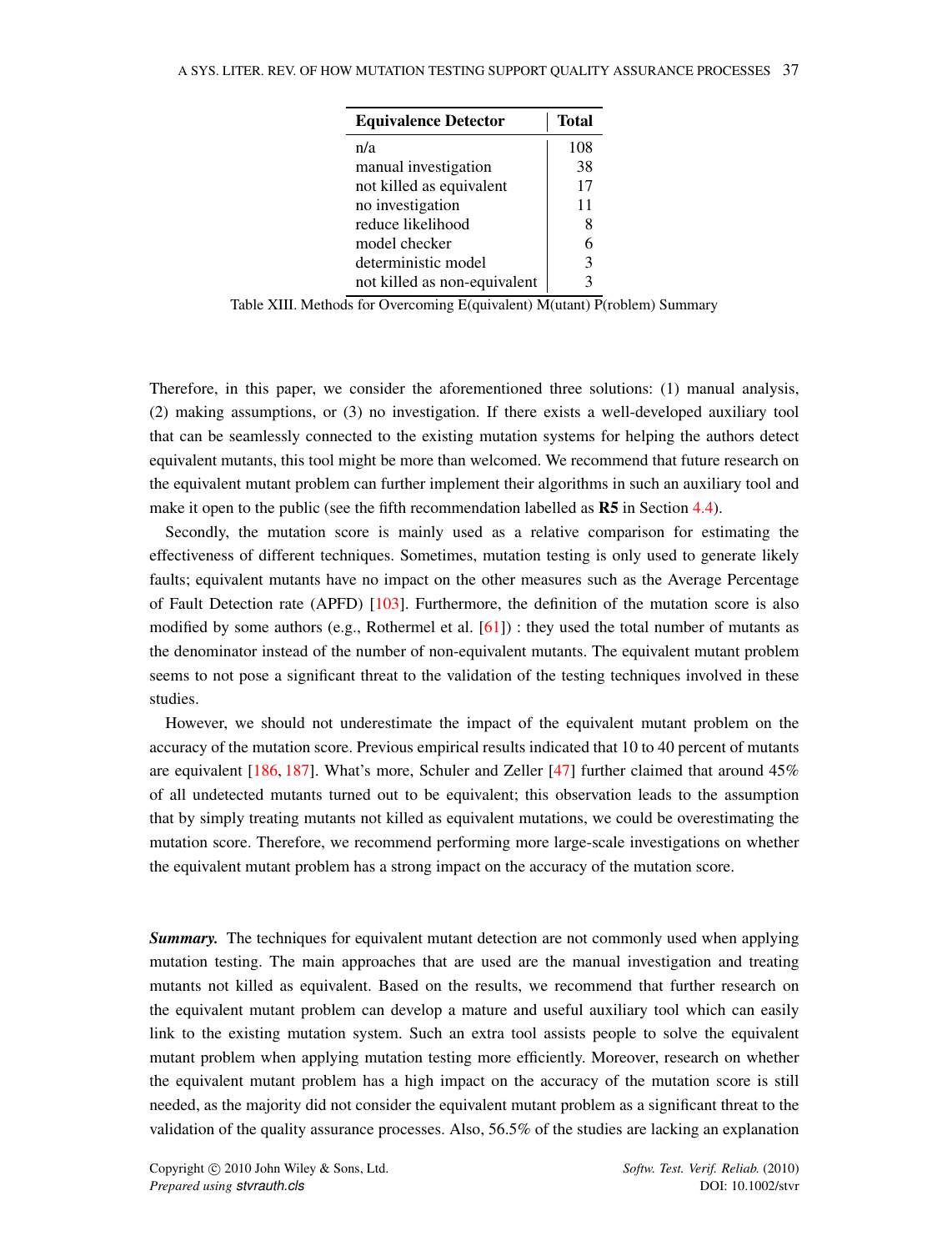| Equivalence Detector | Total |
|---|---|
| n/a | 108 |
| manual investigation | 38 |
| not killed as equivalent | 17 |
| no investigation | 11 |
| reduce likelihood | 8 |
| model checker | 6 |
| deterministic model | 3 |
| not killed as non-equivalent | 3 |

Table XIII. Methods for Overcoming E(quivalent) M(utant) P(roblem) Summary

Therefore, in this paper, we consider the aforementioned three solutions: (1) manual analysis, (2) making assumptions, or (3) no investigation. If there exists a well-developed auxiliary tool that can be seamlessly connected to the existing mutation systems for helping the authors detect equivalent mutants, this tool might be more than welcomed. We recommend that future research on the equivalent mutant problem can further implement their algorithms in such an auxiliary tool and make it open to the public (see the fifth recommendation labelled as **R5** in Section 4.4).

Secondly, the mutation score is mainly used as a relative comparison for estimating the effectiveness of different techniques. Sometimes, mutation testing is only used to generate likely faults; equivalent mutants have no impact on the other measures such as the Average Percentage of Fault Detection rate (APFD) [103]. Furthermore, the definition of the mutation score is also modified by some authors (e.g., Rothermel et al. [61]) : they used the total number of mutants as the denominator instead of the number of non-equivalent mutants. The equivalent mutant problem seems to not pose a significant threat to the validation of the testing techniques involved in these studies.

However, we should not underestimate the impact of the equivalent mutant problem on the accuracy of the mutation score. Previous empirical results indicated that 10 to 40 percent of mutants are equivalent [186, 187]. What's more, Schuler and Zeller [47] further claimed that around 45% of all undetected mutants turned out to be equivalent; this observation leads to the assumption that by simply treating mutants not killed as equivalent mutations, we could be overestimating the mutation score. Therefore, we recommend performing more large-scale investigations on whether the equivalent mutant problem has a strong impact on the accuracy of the mutation score.

***Summary.*** The techniques for equivalent mutant detection are not commonly used when applying mutation testing. The main approaches that are used are the manual investigation and treating mutants not killed as equivalent. Based on the results, we recommend that further research on the equivalent mutant problem can develop a mature and useful auxiliary tool which can easily link to the existing mutation system. Such an extra tool assists people to solve the equivalent mutant problem when applying mutation testing more efficiently. Moreover, research on whether the equivalent mutant problem has a high impact on the accuracy of the mutation score is still needed, as the majority did not consider the equivalent mutant problem as a significant threat to the validation of the quality assurance processes. Also, 56.5% of the studies are lacking an explanation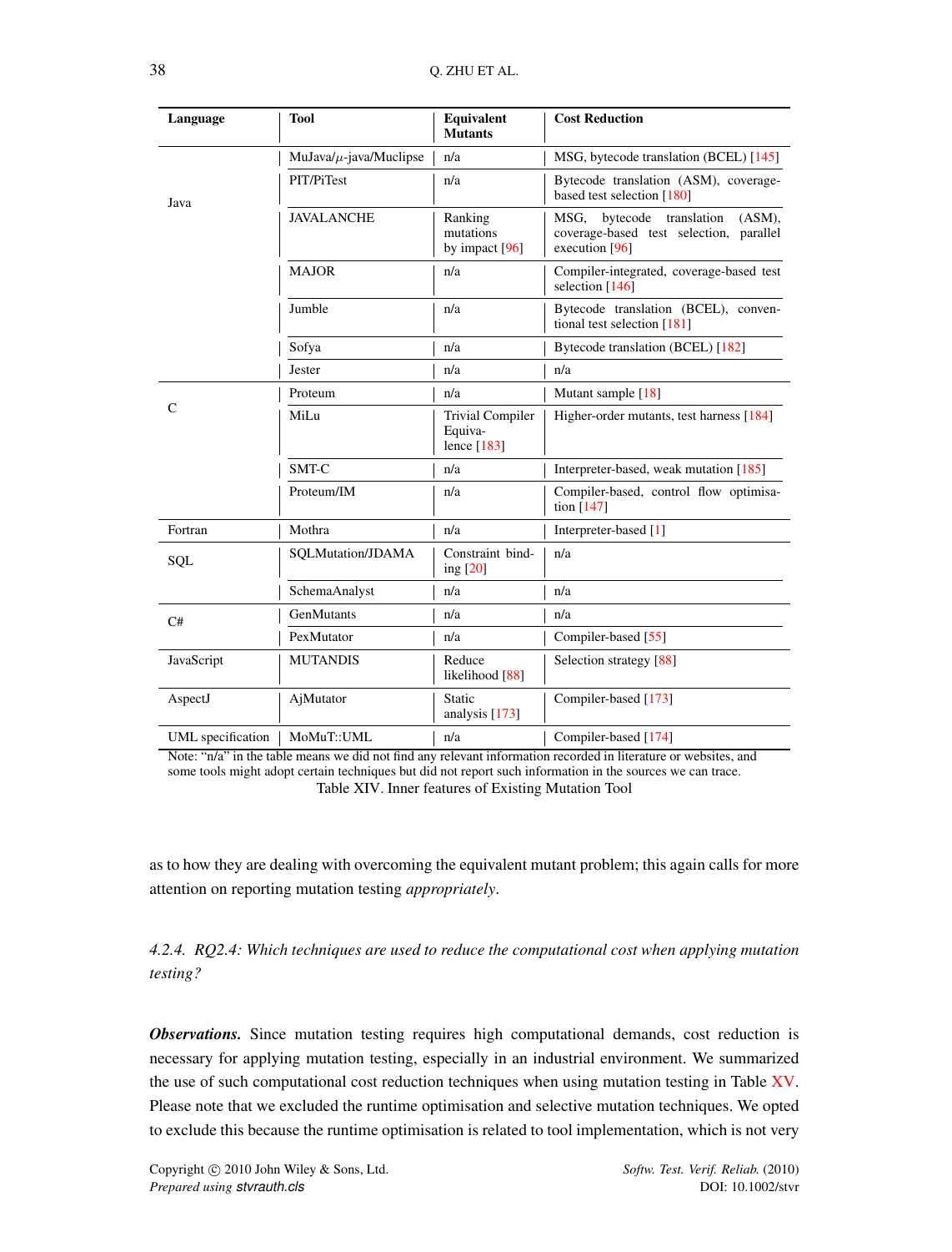| Language | Tool | Equivalent Mutants | Cost Reduction |
|---|---|---|---|
| Java | MuJava/$\mu$-java/Muclipse | n/a | MSG, bytecode translation (BCEL) [145] |
| | PIT/PiTest | n/a | Bytecode translation (ASM), coverage-based test selection [180] |
| | JAVALANCHE | Ranking mutations by impact [96] | MSG, bytecode translation (ASM), coverage-based test selection, parallel execution [96] |
| | MAJOR | n/a | Compiler-integrated, coverage-based test selection [146] |
| | Jumble | n/a | Bytecode translation (BCEL), conventional test selection [181] |
| | Sofya | n/a | Bytecode translation (BCEL) [182] |
| | Jester | n/a | n/a |
| C | Proteum | n/a | Mutant sample [18] |
| | MiLu | Trivial Compiler Equivalence [183] | Higher-order mutants, test harness [184] |
| | SMT-C | n/a | Interpreter-based, weak mutation [185] |
| | Proteum/IM | n/a | Compiler-based, control flow optimisation [147] |
| Fortran | Mothra | n/a | Interpreter-based [1] |
| SQL | SQLMutation/JDAMA | Constraint binding [20] | n/a |
| | SchemaAnalyst | n/a | n/a |
| C# | GenMutants | n/a | n/a |
| | PexMutator | n/a | Compiler-based [55] |
| JavaScript | MUTANDIS | Reduce likelihood [88] | Selection strategy [88] |
| AspectJ | AjMutator | Static analysis [173] | Compiler-based [173] |
| UML specification | MoMuT::UML | n/a | Compiler-based [174] |

Note: "n/a" in the table means we did not find any relevant information recorded in literature or websites, and some tools might adopt certain techniques but did not report such information in the sources we can trace.

Table XIV. Inner features of Existing Mutation Tool

as to how they are dealing with overcoming the equivalent mutant problem; this again calls for more attention on reporting mutation testing *appropriately*.

#### *4.2.4. RQ2.4: Which techniques are used to reduce the computational cost when applying mutation testing?*

***Observations.*** Since mutation testing requires high computational demands, cost reduction is necessary for applying mutation testing, especially in an industrial environment. We summarized the use of such computational cost reduction techniques when using mutation testing in Table XV. Please note that we excluded the runtime optimisation and selective mutation techniques. We opted to exclude this because the runtime optimisation is related to tool implementation, which is not very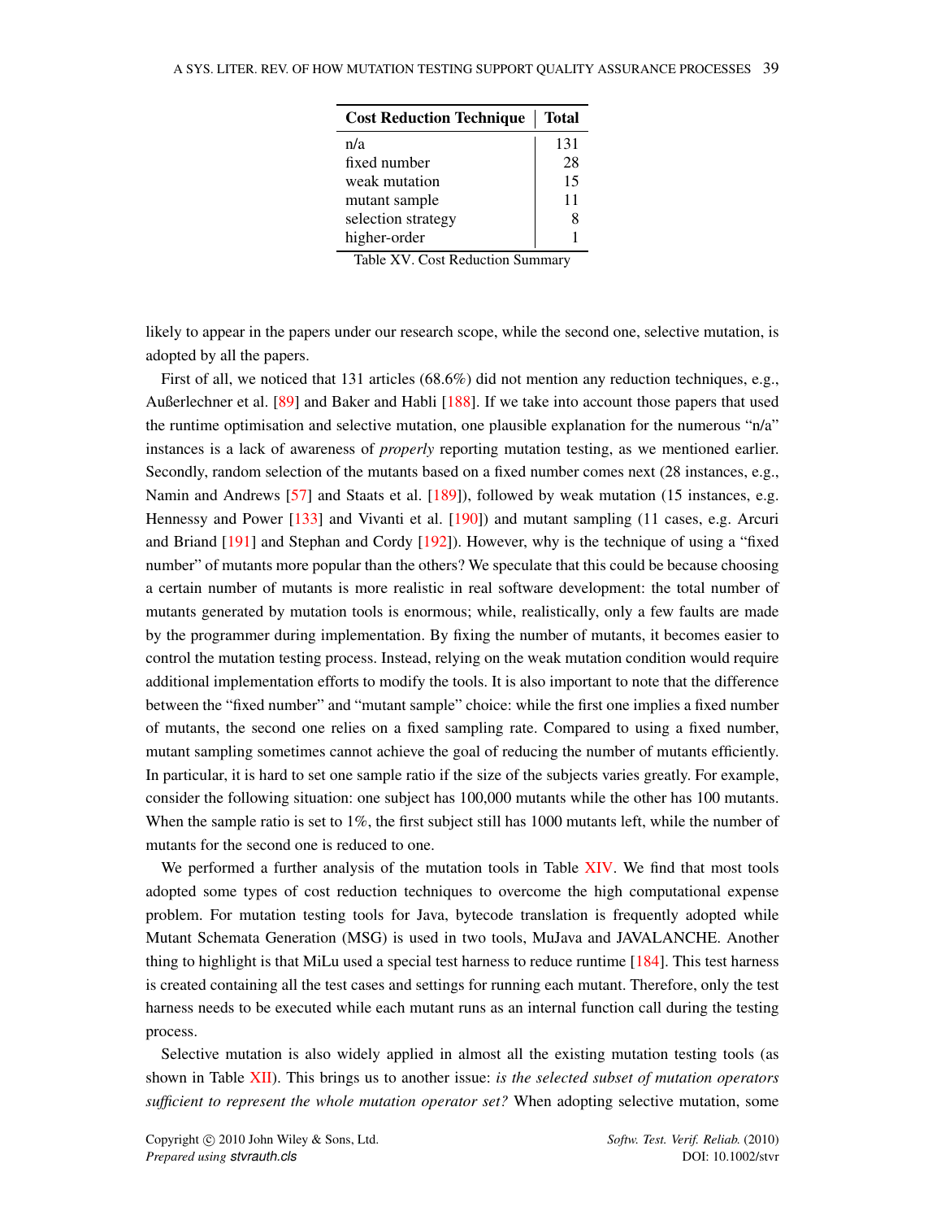| Cost Reduction Technique | Total |
|---|---|
| n/a | 131 |
| fixed number | 28 |
| weak mutation | 15 |
| mutant sample | 11 |
| selection strategy | 8 |
| higher-order | 1 |

Table XV. Cost Reduction Summary

likely to appear in the papers under our research scope, while the second one, selective mutation, is adopted by all the papers.

First of all, we noticed that 131 articles (68.6%) did not mention any reduction techniques, e.g., Außerlechner et al. [89] and Baker and Habli [188]. If we take into account those papers that used the runtime optimisation and selective mutation, one plausible explanation for the numerous “n/a” instances is a lack of awareness of *properly* reporting mutation testing, as we mentioned earlier. Secondly, random selection of the mutants based on a fixed number comes next (28 instances, e.g., Namin and Andrews [57] and Staats et al. [189]), followed by weak mutation (15 instances, e.g. Hennessy and Power [133] and Vivanti et al. [190]) and mutant sampling (11 cases, e.g. Arcuri and Briand [191] and Stephan and Cordy [192]). However, why is the technique of using a “fixed number” of mutants more popular than the others? We speculate that this could be because choosing a certain number of mutants is more realistic in real software development: the total number of mutants generated by mutation tools is enormous; while, realistically, only a few faults are made by the programmer during implementation. By fixing the number of mutants, it becomes easier to control the mutation testing process. Instead, relying on the weak mutation condition would require additional implementation efforts to modify the tools. It is also important to note that the difference between the “fixed number” and “mutant sample” choice: while the first one implies a fixed number of mutants, the second one relies on a fixed sampling rate. Compared to using a fixed number, mutant sampling sometimes cannot achieve the goal of reducing the number of mutants efficiently. In particular, it is hard to set one sample ratio if the size of the subjects varies greatly. For example, consider the following situation: one subject has 100,000 mutants while the other has 100 mutants. When the sample ratio is set to 1%, the first subject still has 1000 mutants left, while the number of mutants for the second one is reduced to one.

We performed a further analysis of the mutation tools in Table XIV. We find that most tools adopted some types of cost reduction techniques to overcome the high computational expense problem. For mutation testing tools for Java, bytecode translation is frequently adopted while Mutant Schemata Generation (MSG) is used in two tools, MuJava and JAVALANCHE. Another thing to highlight is that MiLu used a special test harness to reduce runtime [184]. This test harness is created containing all the test cases and settings for running each mutant. Therefore, only the test harness needs to be executed while each mutant runs as an internal function call during the testing process.

Selective mutation is also widely applied in almost all the existing mutation testing tools (as shown in Table XII). This brings us to another issue: *is the selected subset of mutation operators sufficient to represent the whole mutation operator set?* When adopting selective mutation, some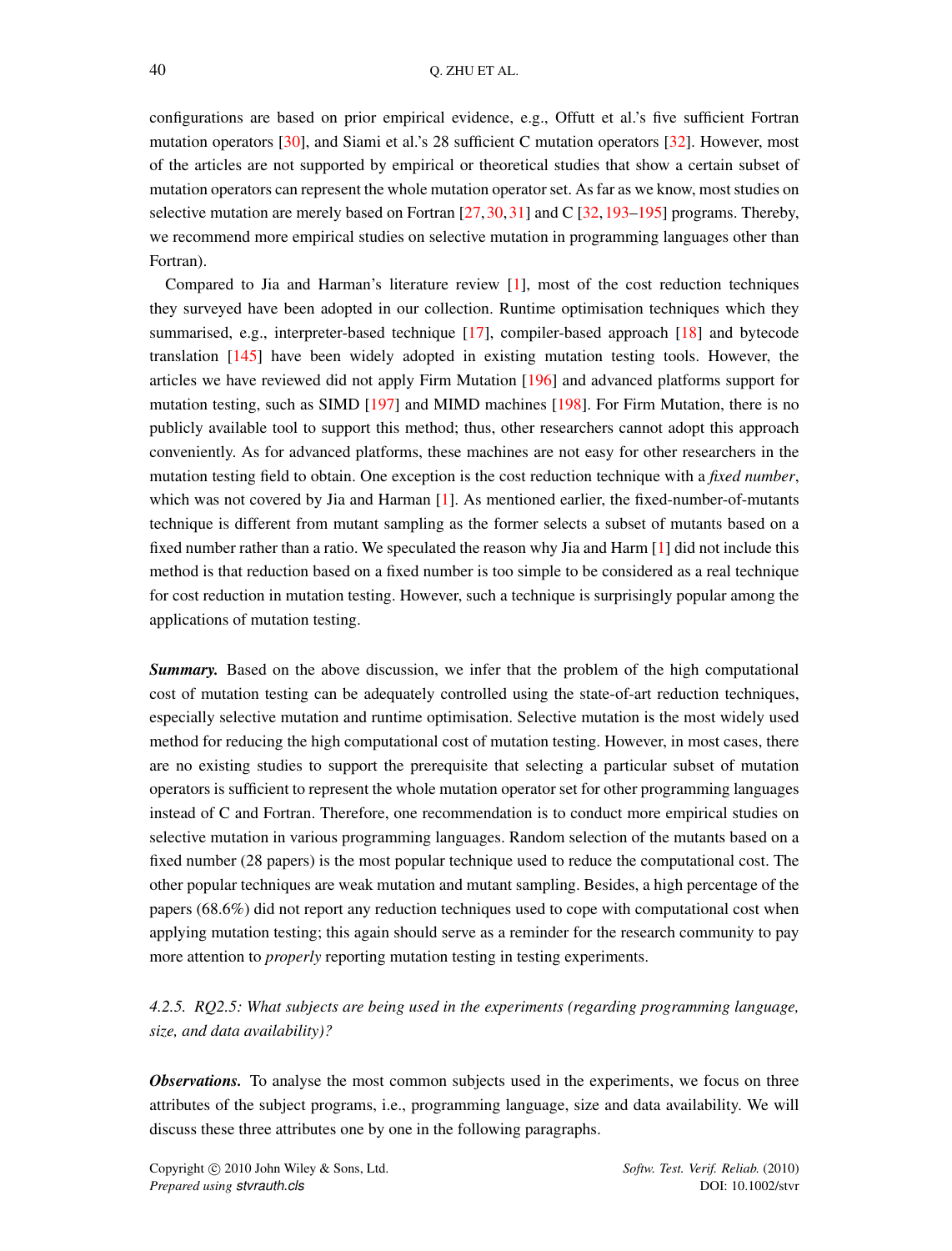configurations are based on prior empirical evidence, e.g., Offutt et al.'s five sufficient Fortran mutation operators [30], and Siami et al.'s 28 sufficient C mutation operators [32]. However, most of the articles are not supported by empirical or theoretical studies that show a certain subset of mutation operators can represent the whole mutation operator set. As far as we know, most studies on selective mutation are merely based on Fortran [27,30,31] and C [32,193–195] programs. Thereby, we recommend more empirical studies on selective mutation in programming languages other than Fortran).

Compared to Jia and Harman's literature review [1], most of the cost reduction techniques they surveyed have been adopted in our collection. Runtime optimisation techniques which they summarised, e.g., interpreter-based technique [17], compiler-based approach [18] and bytecode translation [145] have been widely adopted in existing mutation testing tools. However, the articles we have reviewed did not apply Firm Mutation [196] and advanced platforms support for mutation testing, such as SIMD [197] and MIMD machines [198]. For Firm Mutation, there is no publicly available tool to support this method; thus, other researchers cannot adopt this approach conveniently. As for advanced platforms, these machines are not easy for other researchers in the mutation testing field to obtain. One exception is the cost reduction technique with a *fixed number*, which was not covered by Jia and Harman [1]. As mentioned earlier, the fixed-number-of-mutants technique is different from mutant sampling as the former selects a subset of mutants based on a fixed number rather than a ratio. We speculated the reason why Jia and Harm [1] did not include this method is that reduction based on a fixed number is too simple to be considered as a real technique for cost reduction in mutation testing. However, such a technique is surprisingly popular among the applications of mutation testing.

***Summary.*** Based on the above discussion, we infer that the problem of the high computational cost of mutation testing can be adequately controlled using the state-of-art reduction techniques, especially selective mutation and runtime optimisation. Selective mutation is the most widely used method for reducing the high computational cost of mutation testing. However, in most cases, there are no existing studies to support the prerequisite that selecting a particular subset of mutation operators is sufficient to represent the whole mutation operator set for other programming languages instead of C and Fortran. Therefore, one recommendation is to conduct more empirical studies on selective mutation in various programming languages. Random selection of the mutants based on a fixed number (28 papers) is the most popular technique used to reduce the computational cost. The other popular techniques are weak mutation and mutant sampling. Besides, a high percentage of the papers (68.6%) did not report any reduction techniques used to cope with computational cost when applying mutation testing; this again should serve as a reminder for the research community to pay more attention to *properly* reporting mutation testing in testing experiments.

#### *4.2.5. RQ2.5: What subjects are being used in the experiments (regarding programming language, size, and data availability)?*

***Observations.*** To analyse the most common subjects used in the experiments, we focus on three attributes of the subject programs, i.e., programming language, size and data availability. We will discuss these three attributes one by one in the following paragraphs.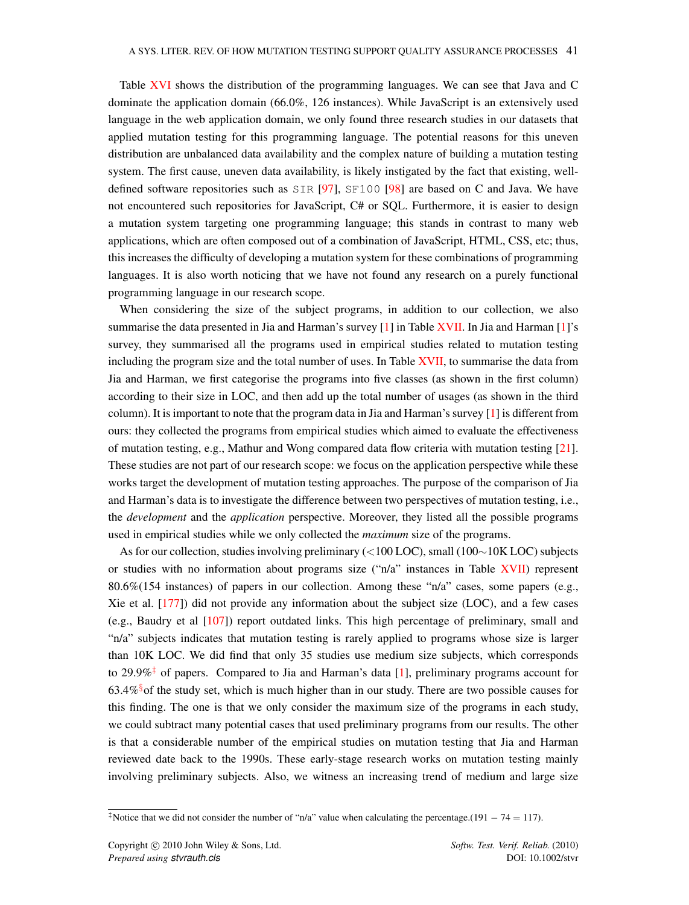Table XVI shows the distribution of the programming languages. We can see that Java and C dominate the application domain (66.0%, 126 instances). While JavaScript is an extensively used language in the web application domain, we only found three research studies in our datasets that applied mutation testing for this programming language. The potential reasons for this uneven distribution are unbalanced data availability and the complex nature of building a mutation testing system. The first cause, uneven data availability, is likely instigated by the fact that existing, well-defined software repositories such as `SIR` [97], `SF100` [98] are based on C and Java. We have not encountered such repositories for JavaScript, C# or SQL. Furthermore, it is easier to design a mutation system targeting one programming language; this stands in contrast to many web applications, which are often composed out of a combination of JavaScript, HTML, CSS, etc; thus, this increases the difficulty of developing a mutation system for these combinations of programming languages. It is also worth noticing that we have not found any research on a purely functional programming language in our research scope.

When considering the size of the subject programs, in addition to our collection, we also summarise the data presented in Jia and Harman's survey [1] in Table XVII. In Jia and Harman [1]'s survey, they summarised all the programs used in empirical studies related to mutation testing including the program size and the total number of uses. In Table XVII, to summarise the data from Jia and Harman, we first categorise the programs into five classes (as shown in the first column) according to their size in LOC, and then add up the total number of usages (as shown in the third column). It is important to note that the program data in Jia and Harman's survey [1] is different from ours: they collected the programs from empirical studies which aimed to evaluate the effectiveness of mutation testing, e.g., Mathur and Wong compared data flow criteria with mutation testing [21]. These studies are not part of our research scope: we focus on the application perspective while these works target the development of mutation testing approaches. The purpose of the comparison of Jia and Harman's data is to investigate the difference between two perspectives of mutation testing, i.e., the *development* and the *application* perspective. Moreover, they listed all the possible programs used in empirical studies while we only collected the *maximum* size of the programs.

As for our collection, studies involving preliminary (<100 LOC), small (100∼10K LOC) subjects or studies with no information about programs size ("n/a" instances in Table XVII) represent 80.6%(154 instances) of papers in our collection. Among these "n/a" cases, some papers (e.g., Xie et al. [177]) did not provide any information about the subject size (LOC), and a few cases (e.g., Baudry et al [107]) report outdated links. This high percentage of preliminary, small and "n/a" subjects indicates that mutation testing is rarely applied to programs whose size is larger than 10K LOC. We did find that only 35 studies use medium size subjects, which corresponds to 29.9%[‡] of papers. Compared to Jia and Harman's data [1], preliminary programs account for 63.4%[§] of the study set, which is much higher than in our study. There are two possible causes for this finding. The one is that we only consider the maximum size of the programs in each study, we could subtract many potential cases that used preliminary programs from our results. The other is that a considerable number of the empirical studies on mutation testing that Jia and Harman reviewed date back to the 1990s. These early-stage research works on mutation testing mainly involving preliminary subjects. Also, we witness an increasing trend of medium and large size

[‡] Notice that we did not consider the number of "n/a" value when calculating the percentage.($191 - 74 = 117$).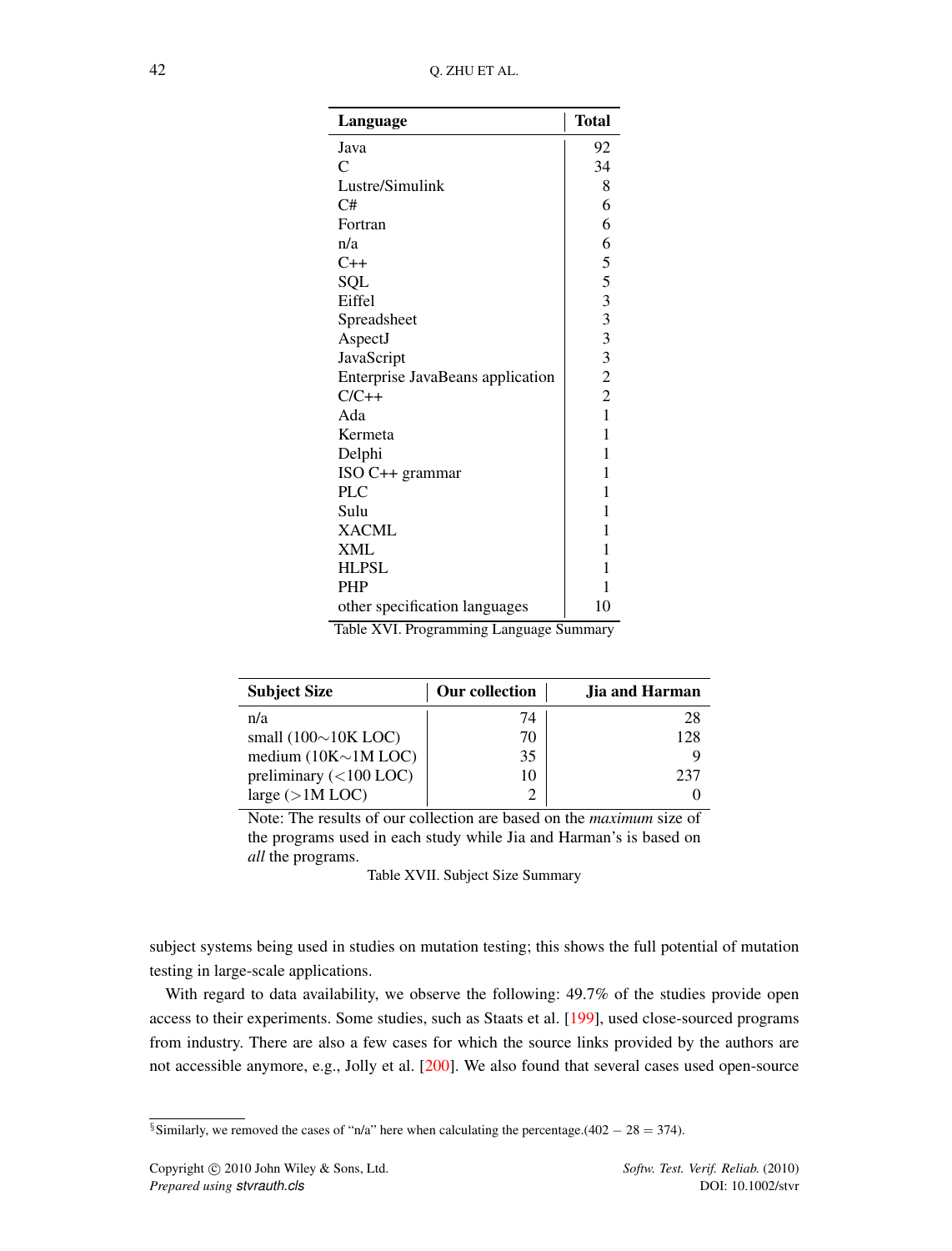| Language | Total |
|---|---|
| Java | 92 |
| C | 34 |
| Lustre/Simulink | 8 |
| C# | 6 |
| Fortran | 6 |
| n/a | 6 |
| C++ | 5 |
| SQL | 5 |
| Eiffel | 3 |
| Spreadsheet | 3 |
| AspectJ | 3 |
| JavaScript | 3 |
| Enterprise JavaBeans application | 2 |
| C/C++ | 2 |
| Ada | 1 |
| Kermeta | 1 |
| Delphi | 1 |
| ISO C++ grammar | 1 |
| PLC | 1 |
| Sulu | 1 |
| XACML | 1 |
| XML | 1 |
| HLPSL | 1 |
| PHP | 1 |
| other specification languages | 10 |

Table XVI. Programming Language Summary

| Subject Size | Our collection | Jia and Harman |
|---|---|---|
| n/a | 74 | 28 |
| small (100∼10K LOC) | 70 | 128 |
| medium (10K∼1M LOC) | 35 | 9 |
| preliminary (<100 LOC) | 10 | 237 |
| large (>1M LOC) | 2 | 0 |

Note: The results of our collection are based on the *maximum* size of the programs used in each study while Jia and Harman's is based on *all* the programs.

Table XVII. Subject Size Summary

subject systems being used in studies on mutation testing; this shows the full potential of mutation testing in large-scale applications.

With regard to data availability, we observe the following: 49.7% of the studies provide open access to their experiments. Some studies, such as Staats et al. [199], used close-sourced programs from industry. There are also a few cases for which the source links provided by the authors are not accessible anymore, e.g., Jolly et al. [200]. We also found that several cases used open-source

§Similarly, we removed the cases of "n/a" here when calculating the percentage.($402 - 28 = 374$).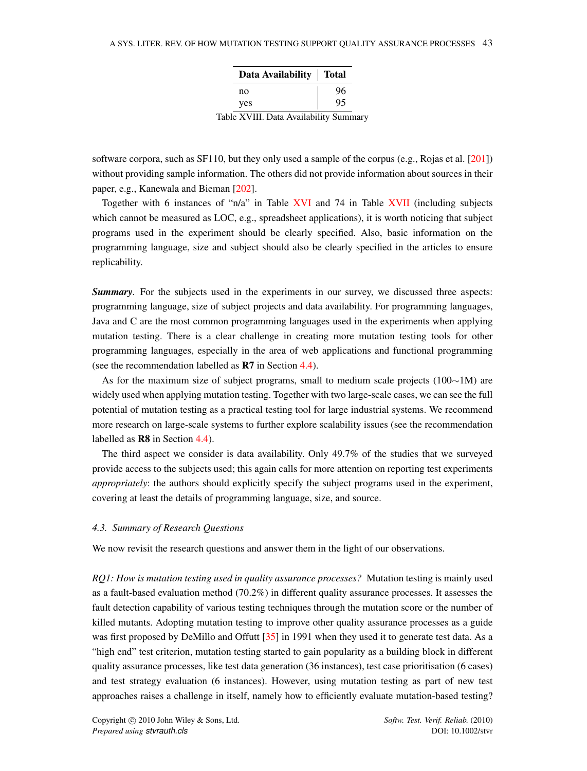| Data Availability | Total |
|---|---|
| no | 96 |
| yes | 95 |

Table XVIII. Data Availability Summary

software corpora, such as SF110, but they only used a sample of the corpus (e.g., Rojas et al. [201]) without providing sample information. The others did not provide information about sources in their paper, e.g., Kanewala and Bieman [202].

Together with 6 instances of "n/a" in Table XVI and 74 in Table XVII (including subjects which cannot be measured as LOC, e.g., spreadsheet applications), it is worth noticing that subject programs used in the experiment should be clearly specified. Also, basic information on the programming language, size and subject should also be clearly specified in the articles to ensure replicability.

***Summary***. For the subjects used in the experiments in our survey, we discussed three aspects: programming language, size of subject projects and data availability. For programming languages, Java and C are the most common programming languages used in the experiments when applying mutation testing. There is a clear challenge in creating more mutation testing tools for other programming languages, especially in the area of web applications and functional programming (see the recommendation labelled as **R7** in Section 4.4).

As for the maximum size of subject programs, small to medium scale projects (100∼1M) are widely used when applying mutation testing. Together with two large-scale cases, we can see the full potential of mutation testing as a practical testing tool for large industrial systems. We recommend more research on large-scale systems to further explore scalability issues (see the recommendation labelled as **R8** in Section 4.4).

The third aspect we consider is data availability. Only 49.7% of the studies that we surveyed provide access to the subjects used; this again calls for more attention on reporting test experiments *appropriately*: the authors should explicitly specify the subject programs used in the experiment, covering at least the details of programming language, size, and source.

### *4.3. Summary of Research Questions*

We now revisit the research questions and answer them in the light of our observations.

*RQ1: How is mutation testing used in quality assurance processes?* Mutation testing is mainly used as a fault-based evaluation method (70.2%) in different quality assurance processes. It assesses the fault detection capability of various testing techniques through the mutation score or the number of killed mutants. Adopting mutation testing to improve other quality assurance processes as a guide was first proposed by DeMillo and Offutt [35] in 1991 when they used it to generate test data. As a "high end" test criterion, mutation testing started to gain popularity as a building block in different quality assurance processes, like test data generation (36 instances), test case prioritisation (6 cases) and test strategy evaluation (6 instances). However, using mutation testing as part of new test approaches raises a challenge in itself, namely how to efficiently evaluate mutation-based testing?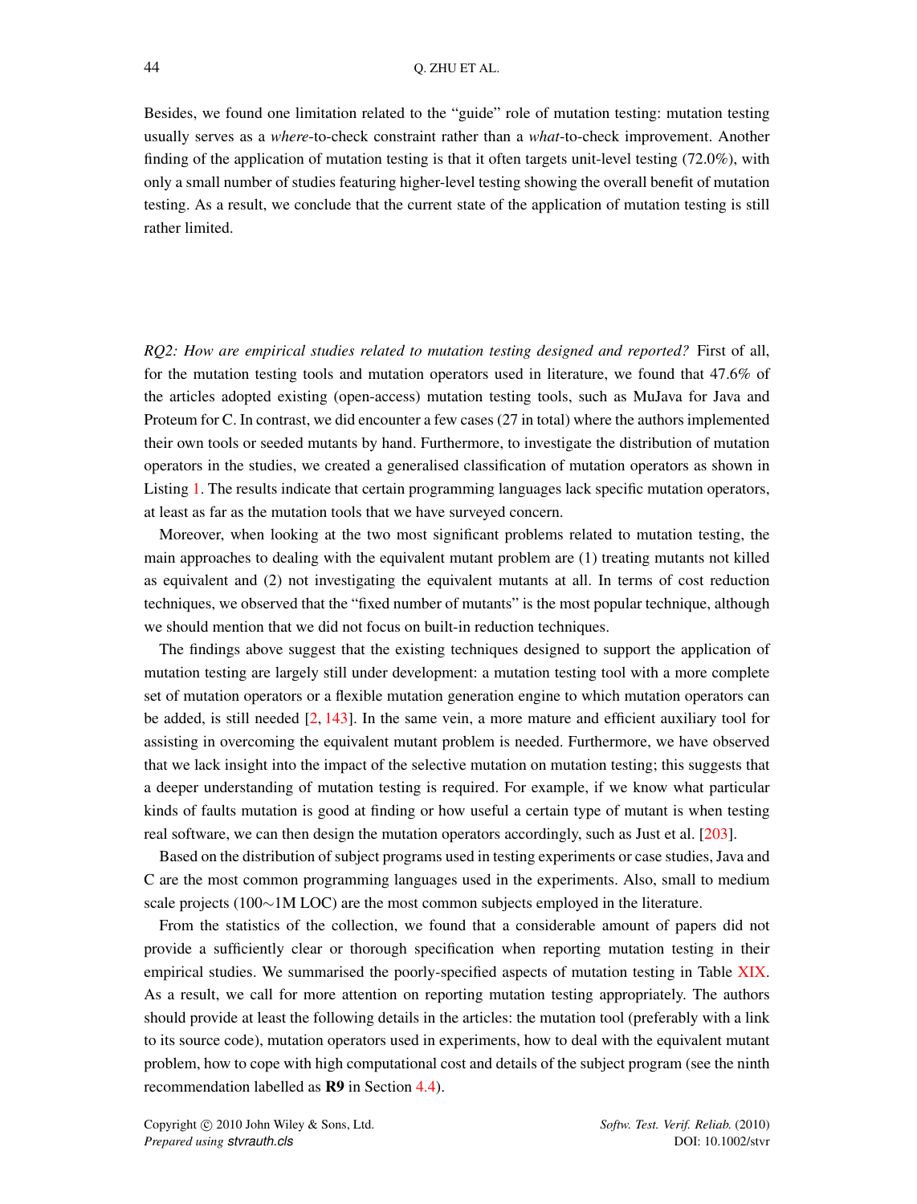Besides, we found one limitation related to the "guide" role of mutation testing: mutation testing usually serves as a *where*-to-check constraint rather than a *what*-to-check improvement. Another finding of the application of mutation testing is that it often targets unit-level testing (72.0%), with only a small number of studies featuring higher-level testing showing the overall benefit of mutation testing. As a result, we conclude that the current state of the application of mutation testing is still rather limited.

*RQ2: How are empirical studies related to mutation testing designed and reported?* First of all, for the mutation testing tools and mutation operators used in literature, we found that 47.6% of the articles adopted existing (open-access) mutation testing tools, such as MuJava for Java and Proteum for C. In contrast, we did encounter a few cases (27 in total) where the authors implemented their own tools or seeded mutants by hand. Furthermore, to investigate the distribution of mutation operators in the studies, we created a generalised classification of mutation operators as shown in Listing 1. The results indicate that certain programming languages lack specific mutation operators, at least as far as the mutation tools that we have surveyed concern.

Moreover, when looking at the two most significant problems related to mutation testing, the main approaches to dealing with the equivalent mutant problem are (1) treating mutants not killed as equivalent and (2) not investigating the equivalent mutants at all. In terms of cost reduction techniques, we observed that the "fixed number of mutants" is the most popular technique, although we should mention that we did not focus on built-in reduction techniques.

The findings above suggest that the existing techniques designed to support the application of mutation testing are largely still under development: a mutation testing tool with a more complete set of mutation operators or a flexible mutation generation engine to which mutation operators can be added, is still needed [2, 143]. In the same vein, a more mature and efficient auxiliary tool for assisting in overcoming the equivalent mutant problem is needed. Furthermore, we have observed that we lack insight into the impact of the selective mutation on mutation testing; this suggests that a deeper understanding of mutation testing is required. For example, if we know what particular kinds of faults mutation is good at finding or how useful a certain type of mutant is when testing real software, we can then design the mutation operators accordingly, such as Just et al. [203].

Based on the distribution of subject programs used in testing experiments or case studies, Java and C are the most common programming languages used in the experiments. Also, small to medium scale projects (100∼1M LOC) are the most common subjects employed in the literature.

From the statistics of the collection, we found that a considerable amount of papers did not provide a sufficiently clear or thorough specification when reporting mutation testing in their empirical studies. We summarised the poorly-specified aspects of mutation testing in Table XIX. As a result, we call for more attention on reporting mutation testing appropriately. The authors should provide at least the following details in the articles: the mutation tool (preferably with a link to its source code), mutation operators used in experiments, how to deal with the equivalent mutant problem, how to cope with high computational cost and details of the subject program (see the ninth recommendation labelled as **R9** in Section 4.4).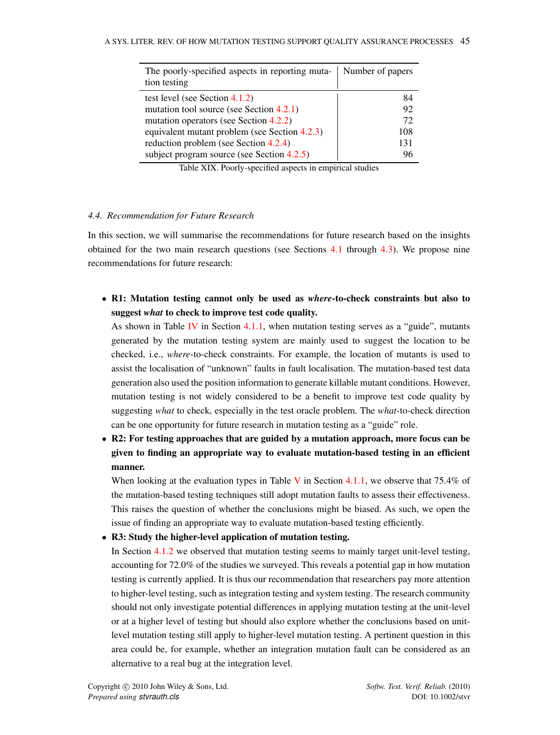| The poorly-specified aspects in reporting mutation testing | Number of papers |
|---|---|
| test level (see Section 4.1.2) | 84 |
| mutation tool source (see Section 4.2.1) | 92 |
| mutation operators (see Section 4.2.2) | 72 |
| equivalent mutant problem (see Section 4.2.3) | 108 |
| reduction problem (see Section 4.2.4) | 131 |
| subject program source (see Section 4.2.5) | 96 |

Table XIX. Poorly-specified aspects in empirical studies

### 4.4. Recommendation for Future Research

In this section, we will summarise the recommendations for future research based on the insights obtained for the two main research questions (see Sections 4.1 through 4.3). We propose nine recommendations for future research:

- **R1: Mutation testing cannot only be used as *where*-to-check constraints but also to suggest *what* to check to improve test code quality.**
  As shown in Table IV in Section 4.1.1, when mutation testing serves as a "guide", mutants generated by the mutation testing system are mainly used to suggest the location to be checked, i.e., *where*-to-check constraints. For example, the location of mutants is used to assist the localisation of "unknown" faults in fault localisation. The mutation-based test data generation also used the position information to generate killable mutant conditions. However, mutation testing is not widely considered to be a benefit to improve test code quality by suggesting *what* to check, especially in the test oracle problem. The *what*-to-check direction can be one opportunity for future research in mutation testing as a "guide" role.
- **R2: For testing approaches that are guided by a mutation approach, more focus can be given to finding an appropriate way to evaluate mutation-based testing in an efficient manner.**
  When looking at the evaluation types in Table V in Section 4.1.1, we observe that 75.4% of the mutation-based testing techniques still adopt mutation faults to assess their effectiveness. This raises the question of whether the conclusions might be biased. As such, we open the issue of finding an appropriate way to evaluate mutation-based testing efficiently.
- **R3: Study the higher-level application of mutation testing.**
  In Section 4.1.2 we observed that mutation testing seems to mainly target unit-level testing, accounting for 72.0% of the studies we surveyed. This reveals a potential gap in how mutation testing is currently applied. It is thus our recommendation that researchers pay more attention to higher-level testing, such as integration testing and system testing. The research community should not only investigate potential differences in applying mutation testing at the unit-level or at a higher level of testing but should also explore whether the conclusions based on unit-level mutation testing still apply to higher-level mutation testing. A pertinent question in this area could be, for example, whether an integration mutation fault can be considered as an alternative to a real bug at the integration level.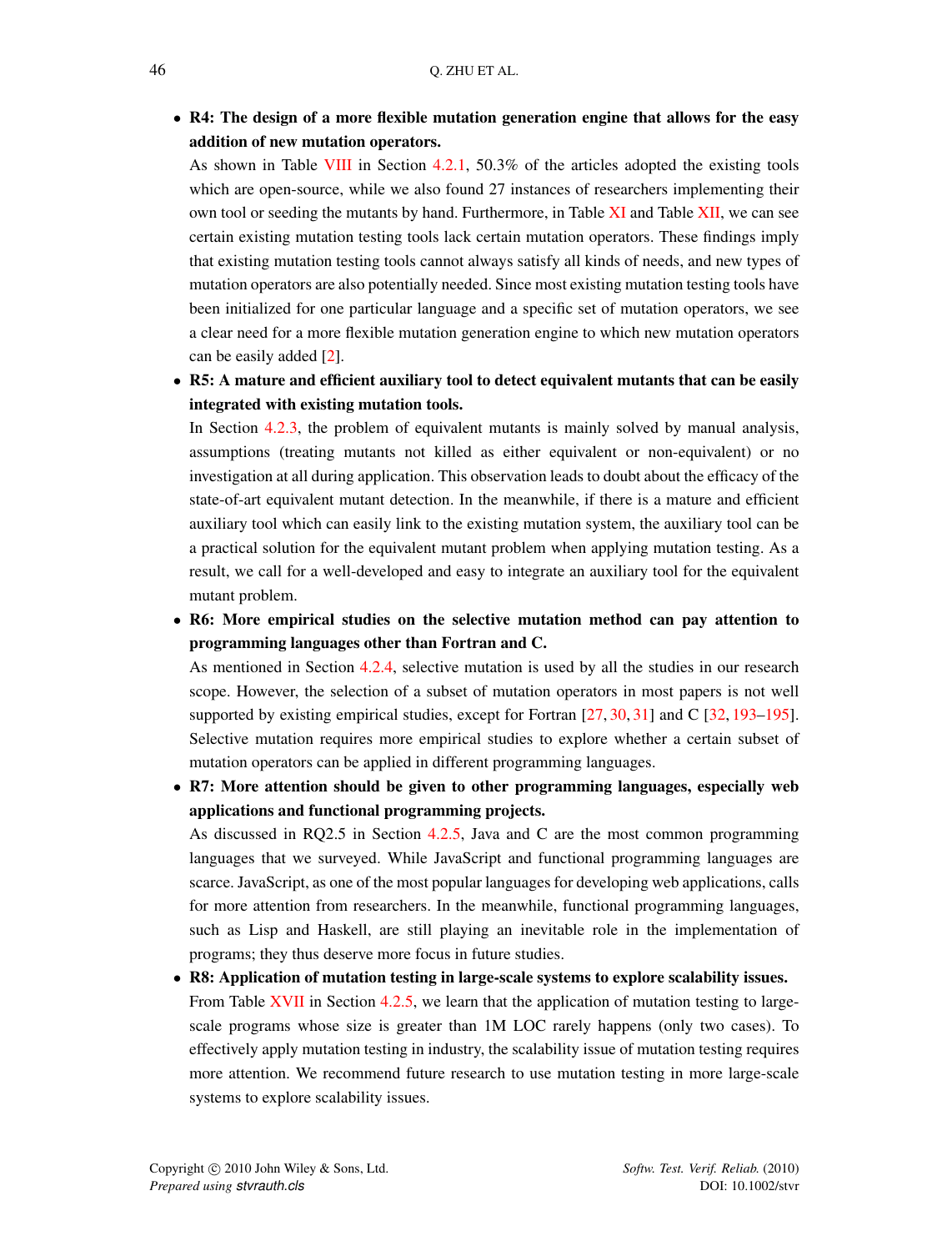- **R4: The design of a more flexible mutation generation engine that allows for the easy addition of new mutation operators.**

  As shown in Table VIII in Section 4.2.1, 50.3% of the articles adopted the existing tools which are open-source, while we also found 27 instances of researchers implementing their own tool or seeding the mutants by hand. Furthermore, in Table XI and Table XII, we can see certain existing mutation testing tools lack certain mutation operators. These findings imply that existing mutation testing tools cannot always satisfy all kinds of needs, and new types of mutation operators are also potentially needed. Since most existing mutation testing tools have been initialized for one particular language and a specific set of mutation operators, we see a clear need for a more flexible mutation generation engine to which new mutation operators can be easily added [2].

- **R5: A mature and efficient auxiliary tool to detect equivalent mutants that can be easily integrated with existing mutation tools.**

  In Section 4.2.3, the problem of equivalent mutants is mainly solved by manual analysis, assumptions (treating mutants not killed as either equivalent or non-equivalent) or no investigation at all during application. This observation leads to doubt about the efficacy of the state-of-art equivalent mutant detection. In the meanwhile, if there is a mature and efficient auxiliary tool which can easily link to the existing mutation system, the auxiliary tool can be a practical solution for the equivalent mutant problem when applying mutation testing. As a result, we call for a well-developed and easy to integrate an auxiliary tool for the equivalent mutant problem.

- **R6: More empirical studies on the selective mutation method can pay attention to programming languages other than Fortran and C.**

  As mentioned in Section 4.2.4, selective mutation is used by all the studies in our research scope. However, the selection of a subset of mutation operators in most papers is not well supported by existing empirical studies, except for Fortran [27, 30, 31] and C [32, 193–195]. Selective mutation requires more empirical studies to explore whether a certain subset of mutation operators can be applied in different programming languages.

- **R7: More attention should be given to other programming languages, especially web applications and functional programming projects.**

  As discussed in RQ2.5 in Section 4.2.5, Java and C are the most common programming languages that we surveyed. While JavaScript and functional programming languages are scarce. JavaScript, as one of the most popular languages for developing web applications, calls for more attention from researchers. In the meanwhile, functional programming languages, such as Lisp and Haskell, are still playing an inevitable role in the implementation of programs; they thus deserve more focus in future studies.

- **R8: Application of mutation testing in large-scale systems to explore scalability issues.**

  From Table XVII in Section 4.2.5, we learn that the application of mutation testing to large-scale programs whose size is greater than 1M LOC rarely happens (only two cases). To effectively apply mutation testing in industry, the scalability issue of mutation testing requires more attention. We recommend future research to use mutation testing in more large-scale systems to explore scalability issues.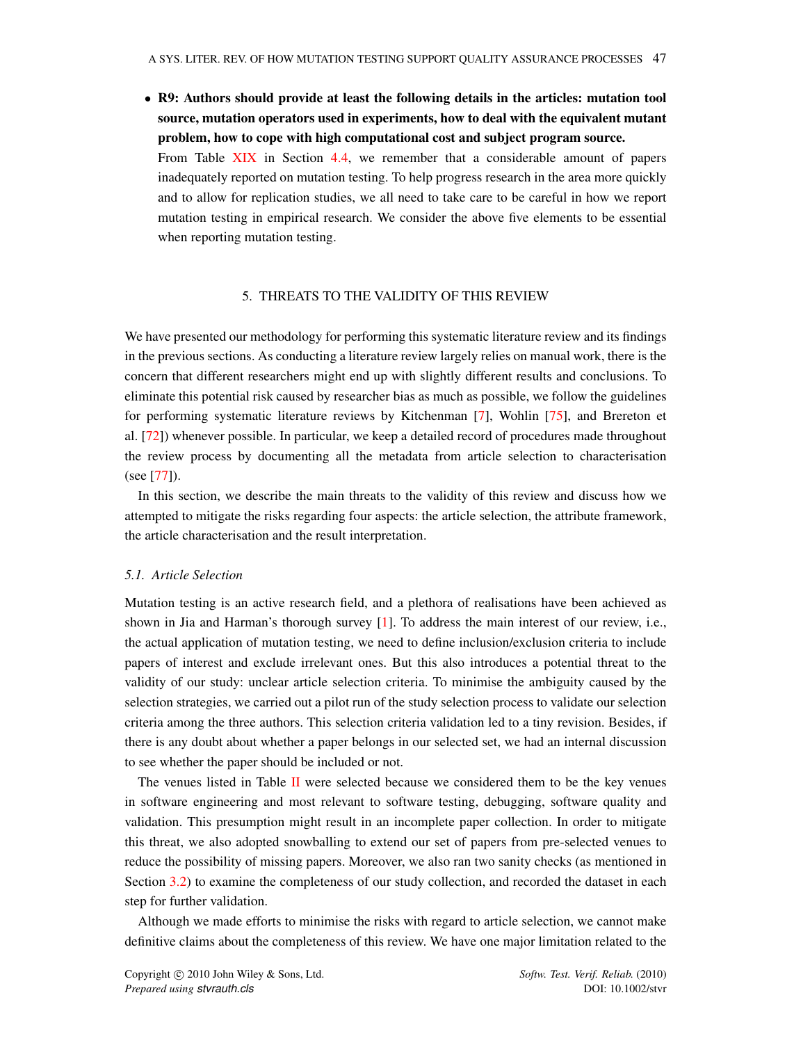- **R9: Authors should provide at least the following details in the articles: mutation tool source, mutation operators used in experiments, how to deal with the equivalent mutant problem, how to cope with high computational cost and subject program source.**
  From Table XIX in Section 4.4, we remember that a considerable amount of papers inadequately reported on mutation testing. To help progress research in the area more quickly and to allow for replication studies, we all need to take care to be careful in how we report mutation testing in empirical research. We consider the above five elements to be essential when reporting mutation testing.

## 5. THREATS TO THE VALIDITY OF THIS REVIEW

We have presented our methodology for performing this systematic literature review and its findings in the previous sections. As conducting a literature review largely relies on manual work, there is the concern that different researchers might end up with slightly different results and conclusions. To eliminate this potential risk caused by researcher bias as much as possible, we follow the guidelines for performing systematic literature reviews by Kitchenman [7], Wohlin [75], and Brereton et al. [72]) whenever possible. In particular, we keep a detailed record of procedures made throughout the review process by documenting all the metadata from article selection to characterisation (see [77]).

In this section, we describe the main threats to the validity of this review and discuss how we attempted to mitigate the risks regarding four aspects: the article selection, the attribute framework, the article characterisation and the result interpretation.

### 5.1. Article Selection

Mutation testing is an active research field, and a plethora of realisations have been achieved as shown in Jia and Harman's thorough survey [1]. To address the main interest of our review, i.e., the actual application of mutation testing, we need to define inclusion/exclusion criteria to include papers of interest and exclude irrelevant ones. But this also introduces a potential threat to the validity of our study: unclear article selection criteria. To minimise the ambiguity caused by the selection strategies, we carried out a pilot run of the study selection process to validate our selection criteria among the three authors. This selection criteria validation led to a tiny revision. Besides, if there is any doubt about whether a paper belongs in our selected set, we had an internal discussion to see whether the paper should be included or not.

The venues listed in Table II were selected because we considered them to be the key venues in software engineering and most relevant to software testing, debugging, software quality and validation. This presumption might result in an incomplete paper collection. In order to mitigate this threat, we also adopted snowballing to extend our set of papers from pre-selected venues to reduce the possibility of missing papers. Moreover, we also ran two sanity checks (as mentioned in Section 3.2) to examine the completeness of our study collection, and recorded the dataset in each step for further validation.

Although we made efforts to minimise the risks with regard to article selection, we cannot make definitive claims about the completeness of this review. We have one major limitation related to the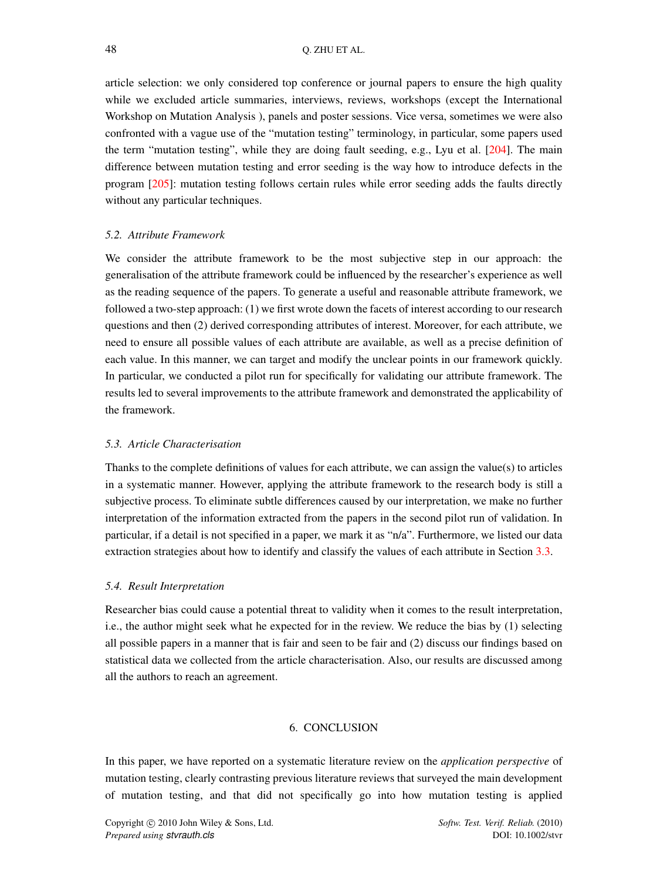article selection: we only considered top conference or journal papers to ensure the high quality while we excluded article summaries, interviews, reviews, workshops (except the International Workshop on Mutation Analysis ), panels and poster sessions. Vice versa, sometimes we were also confronted with a vague use of the "mutation testing" terminology, in particular, some papers used the term "mutation testing", while they are doing fault seeding, e.g., Lyu et al. [204]. The main difference between mutation testing and error seeding is the way how to introduce defects in the program [205]: mutation testing follows certain rules while error seeding adds the faults directly without any particular techniques.

### 5.2. Attribute Framework

We consider the attribute framework to be the most subjective step in our approach: the generalisation of the attribute framework could be influenced by the researcher's experience as well as the reading sequence of the papers. To generate a useful and reasonable attribute framework, we followed a two-step approach: (1) we first wrote down the facets of interest according to our research questions and then (2) derived corresponding attributes of interest. Moreover, for each attribute, we need to ensure all possible values of each attribute are available, as well as a precise definition of each value. In this manner, we can target and modify the unclear points in our framework quickly. In particular, we conducted a pilot run for specifically for validating our attribute framework. The results led to several improvements to the attribute framework and demonstrated the applicability of the framework.

### 5.3. Article Characterisation

Thanks to the complete definitions of values for each attribute, we can assign the value(s) to articles in a systematic manner. However, applying the attribute framework to the research body is still a subjective process. To eliminate subtle differences caused by our interpretation, we make no further interpretation of the information extracted from the papers in the second pilot run of validation. In particular, if a detail is not specified in a paper, we mark it as "n/a". Furthermore, we listed our data extraction strategies about how to identify and classify the values of each attribute in Section 3.3.

### 5.4. Result Interpretation

Researcher bias could cause a potential threat to validity when it comes to the result interpretation, i.e., the author might seek what he expected for in the review. We reduce the bias by (1) selecting all possible papers in a manner that is fair and seen to be fair and (2) discuss our findings based on statistical data we collected from the article characterisation. Also, our results are discussed among all the authors to reach an agreement.

## 6. CONCLUSION

In this paper, we have reported on a systematic literature review on the *application perspective* of mutation testing, clearly contrasting previous literature reviews that surveyed the main development of mutation testing, and that did not specifically go into how mutation testing is applied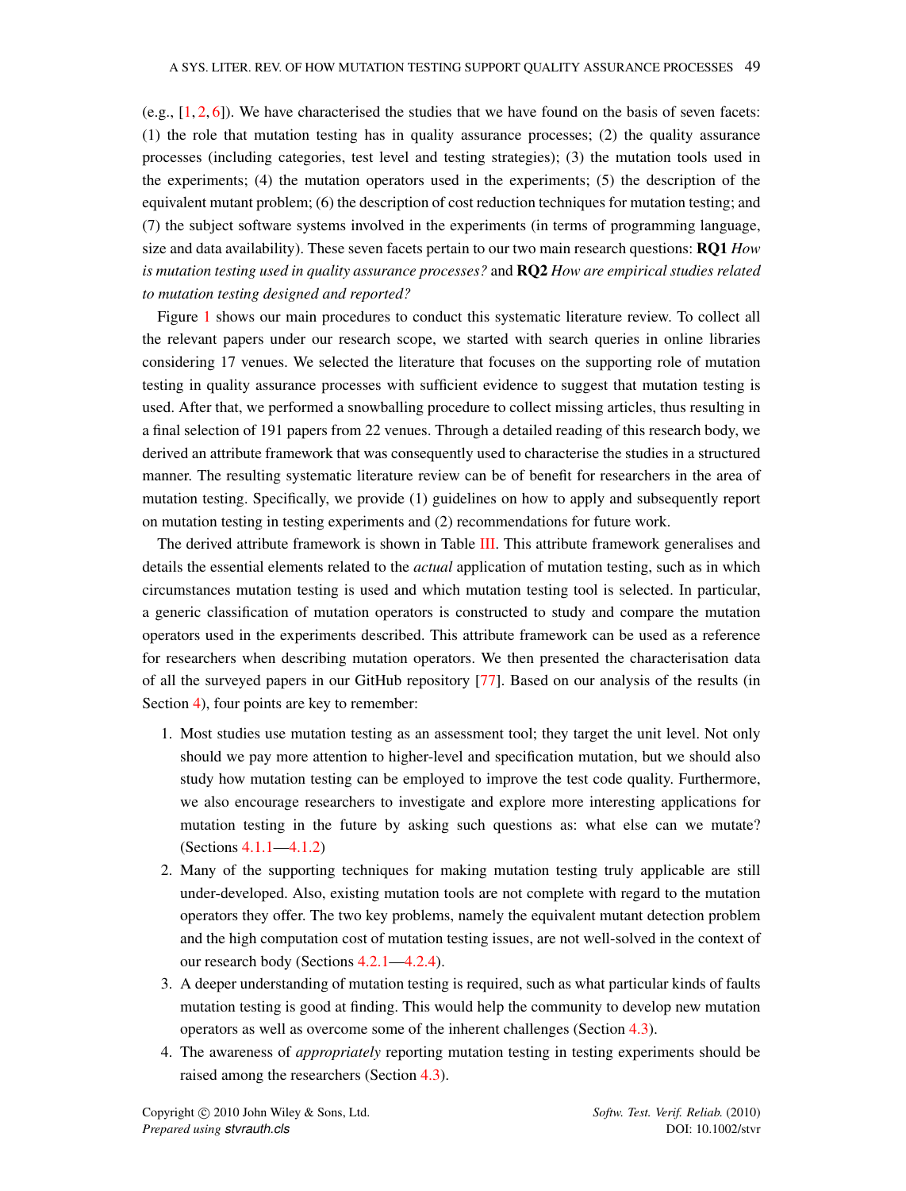(e.g., [1, 2, 6]). We have characterised the studies that we have found on the basis of seven facets: (1) the role that mutation testing has in quality assurance processes; (2) the quality assurance processes (including categories, test level and testing strategies); (3) the mutation tools used in the experiments; (4) the mutation operators used in the experiments; (5) the description of the equivalent mutant problem; (6) the description of cost reduction techniques for mutation testing; and (7) the subject software systems involved in the experiments (in terms of programming language, size and data availability). These seven facets pertain to our two main research questions: **RQ1** *How is mutation testing used in quality assurance processes?* and **RQ2** *How are empirical studies related to mutation testing designed and reported?*

Figure 1 shows our main procedures to conduct this systematic literature review. To collect all the relevant papers under our research scope, we started with search queries in online libraries considering 17 venues. We selected the literature that focuses on the supporting role of mutation testing in quality assurance processes with sufficient evidence to suggest that mutation testing is used. After that, we performed a snowballing procedure to collect missing articles, thus resulting in a final selection of 191 papers from 22 venues. Through a detailed reading of this research body, we derived an attribute framework that was consequently used to characterise the studies in a structured manner. The resulting systematic literature review can be of benefit for researchers in the area of mutation testing. Specifically, we provide (1) guidelines on how to apply and subsequently report on mutation testing in testing experiments and (2) recommendations for future work.

The derived attribute framework is shown in Table III. This attribute framework generalises and details the essential elements related to the *actual* application of mutation testing, such as in which circumstances mutation testing is used and which mutation testing tool is selected. In particular, a generic classification of mutation operators is constructed to study and compare the mutation operators used in the experiments described. This attribute framework can be used as a reference for researchers when describing mutation operators. We then presented the characterisation data of all the surveyed papers in our GitHub repository [77]. Based on our analysis of the results (in Section 4), four points are key to remember:

1. Most studies use mutation testing as an assessment tool; they target the unit level. Not only should we pay more attention to higher-level and specification mutation, but we should also study how mutation testing can be employed to improve the test code quality. Furthermore, we also encourage researchers to investigate and explore more interesting applications for mutation testing in the future by asking such questions as: what else can we mutate? (Sections 4.1.1—4.1.2)
2. Many of the supporting techniques for making mutation testing truly applicable are still under-developed. Also, existing mutation tools are not complete with regard to the mutation operators they offer. The two key problems, namely the equivalent mutant detection problem and the high computation cost of mutation testing issues, are not well-solved in the context of our research body (Sections 4.2.1—4.2.4).
3. A deeper understanding of mutation testing is required, such as what particular kinds of faults mutation testing is good at finding. This would help the community to develop new mutation operators as well as overcome some of the inherent challenges (Section 4.3).
4. The awareness of *appropriately* reporting mutation testing in testing experiments should be raised among the researchers (Section 4.3).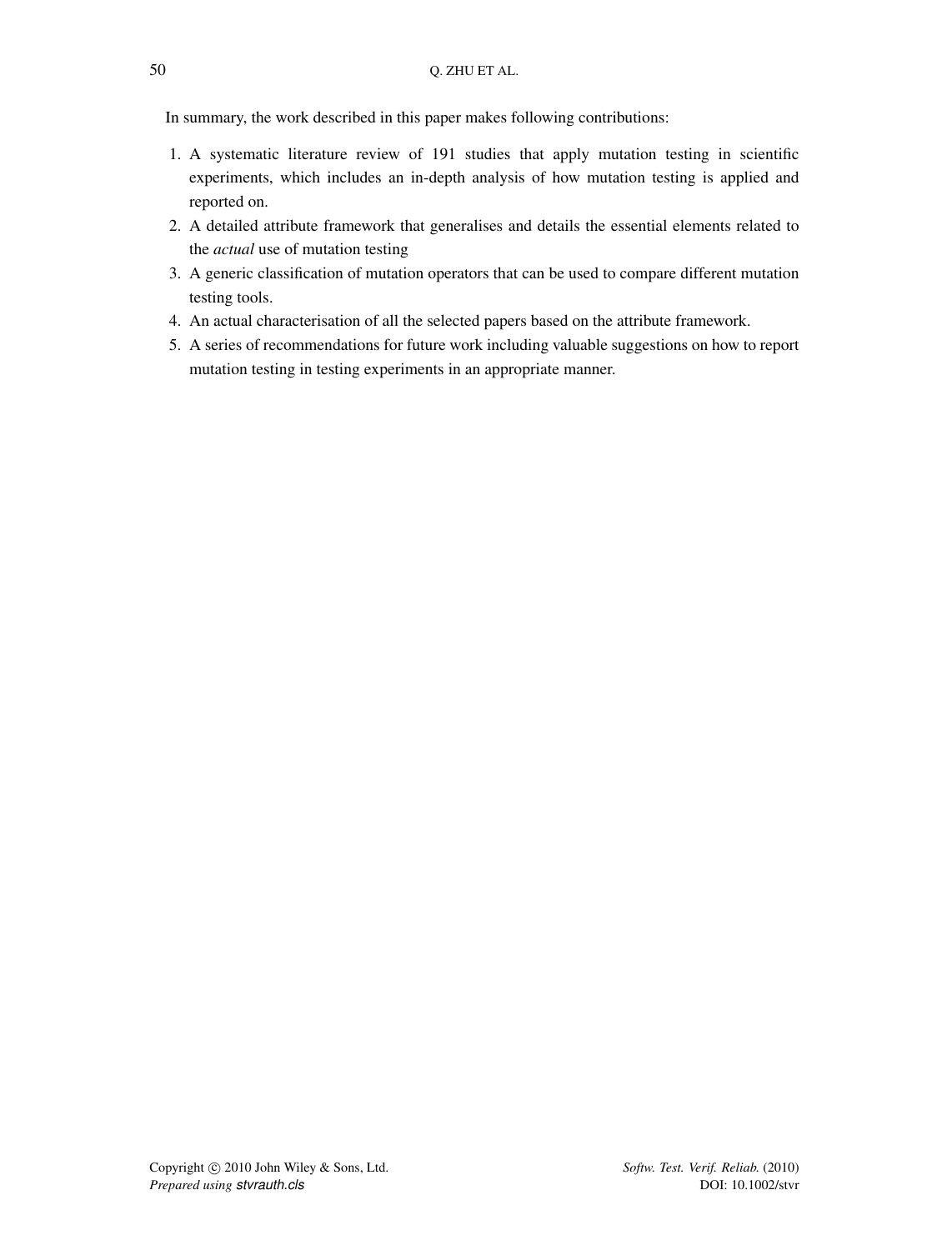In summary, the work described in this paper makes following contributions:

1. A systematic literature review of 191 studies that apply mutation testing in scientific experiments, which includes an in-depth analysis of how mutation testing is applied and reported on.
2. A detailed attribute framework that generalises and details the essential elements related to the *actual* use of mutation testing
3. A generic classification of mutation operators that can be used to compare different mutation testing tools.
4. An actual characterisation of all the selected papers based on the attribute framework.
5. A series of recommendations for future work including valuable suggestions on how to report mutation testing in testing experiments in an appropriate manner.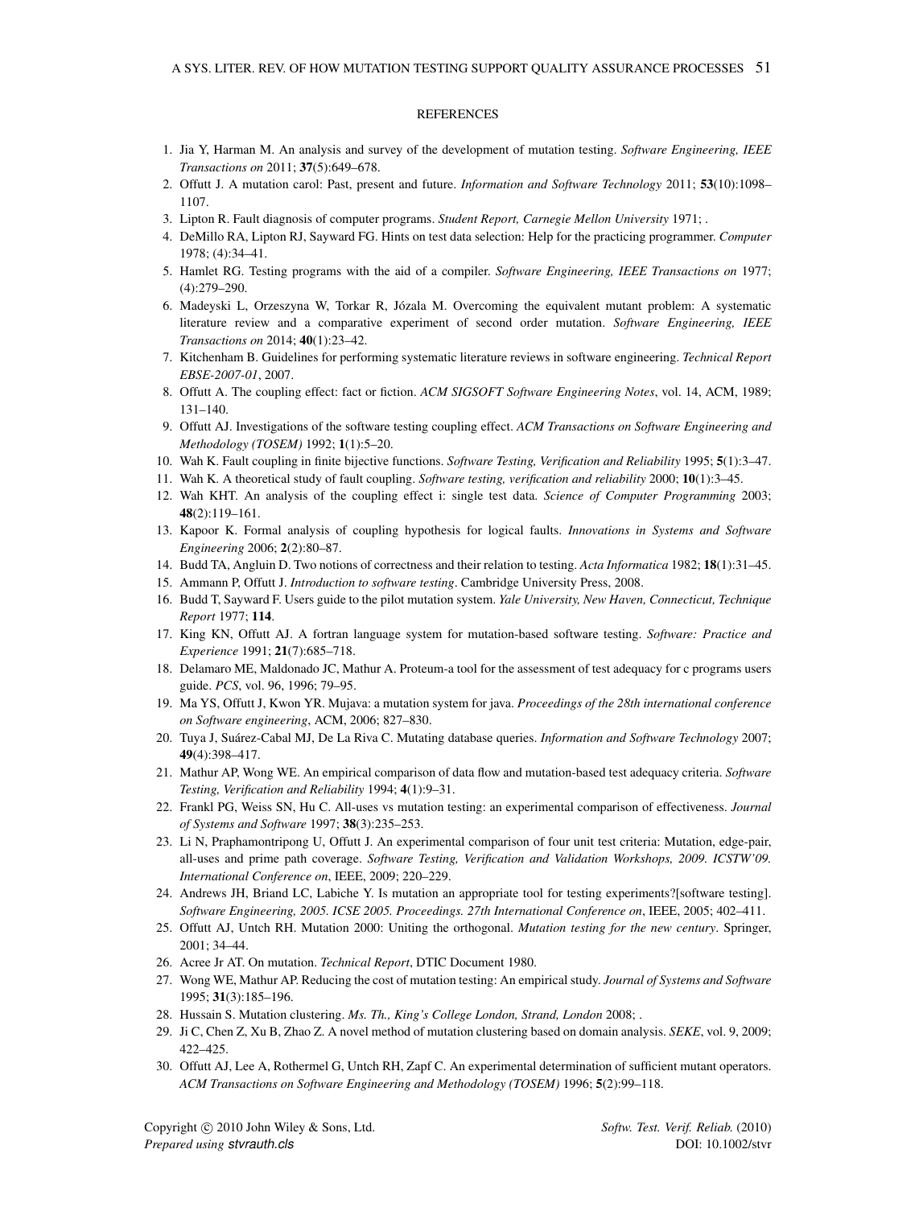## REFERENCES

1. Jia Y, Harman M. An analysis and survey of the development of mutation testing. *Software Engineering, IEEE Transactions on* 2011; **37**(5):649–678.
2. Offutt J. A mutation carol: Past, present and future. *Information and Software Technology* 2011; **53**(10):1098–1107.
3. Lipton R. Fault diagnosis of computer programs. *Student Report, Carnegie Mellon University* 1971; .
4. DeMillo RA, Lipton RJ, Sayward FG. Hints on test data selection: Help for the practicing programmer. *Computer* 1978; (4):34–41.
5. Hamlet RG. Testing programs with the aid of a compiler. *Software Engineering, IEEE Transactions on* 1977; (4):279–290.
6. Madeyski L, Orzeszyna W, Torkar R, Józala M. Overcoming the equivalent mutant problem: A systematic literature review and a comparative experiment of second order mutation. *Software Engineering, IEEE Transactions on* 2014; **40**(1):23–42.
7. Kitchenham B. Guidelines for performing systematic literature reviews in software engineering. *Technical Report EBSE-2007-01*, 2007.
8. Offutt A. The coupling effect: fact or fiction. *ACM SIGSOFT Software Engineering Notes*, vol. 14, ACM, 1989; 131–140.
9. Offutt AJ. Investigations of the software testing coupling effect. *ACM Transactions on Software Engineering and Methodology (TOSEM)* 1992; **1**(1):5–20.
10. Wah K. Fault coupling in finite bijective functions. *Software Testing, Verification and Reliability* 1995; **5**(1):3–47.
11. Wah K. A theoretical study of fault coupling. *Software testing, verification and reliability* 2000; **10**(1):3–45.
12. Wah KHT. An analysis of the coupling effect i: single test data. *Science of Computer Programming* 2003; **48**(2):119–161.
13. Kapoor K. Formal analysis of coupling hypothesis for logical faults. *Innovations in Systems and Software Engineering* 2006; **2**(2):80–87.
14. Budd TA, Angluin D. Two notions of correctness and their relation to testing. *Acta Informatica* 1982; **18**(1):31–45.
15. Ammann P, Offutt J. *Introduction to software testing*. Cambridge University Press, 2008.
16. Budd T, Sayward F. Users guide to the pilot mutation system. *Yale University, New Haven, Connecticut, Technique Report* 1977; **114**.
17. King KN, Offutt AJ. A fortran language system for mutation-based software testing. *Software: Practice and Experience* 1991; **21**(7):685–718.
18. Delamaro ME, Maldonado JC, Mathur A. Proteum-a tool for the assessment of test adequacy for c programs users guide. *PCS*, vol. 96, 1996; 79–95.
19. Ma YS, Offutt J, Kwon YR. Mujava: a mutation system for java. *Proceedings of the 28th international conference on Software engineering*, ACM, 2006; 827–830.
20. Tuya J, Suárez-Cabal MJ, De La Riva C. Mutating database queries. *Information and Software Technology* 2007; **49**(4):398–417.
21. Mathur AP, Wong WE. An empirical comparison of data flow and mutation-based test adequacy criteria. *Software Testing, Verification and Reliability* 1994; **4**(1):9–31.
22. Frankl PG, Weiss SN, Hu C. All-uses vs mutation testing: an experimental comparison of effectiveness. *Journal of Systems and Software* 1997; **38**(3):235–253.
23. Li N, Praphamontripong U, Offutt J. An experimental comparison of four unit test criteria: Mutation, edge-pair, all-uses and prime path coverage. *Software Testing, Verification and Validation Workshops, 2009. ICSTW'09. International Conference on*, IEEE, 2009; 220–229.
24. Andrews JH, Briand LC, Labiche Y. Is mutation an appropriate tool for testing experiments?[software testing]. *Software Engineering, 2005. ICSE 2005. Proceedings. 27th International Conference on*, IEEE, 2005; 402–411.
25. Offutt AJ, Untch RH. Mutation 2000: Uniting the orthogonal. *Mutation testing for the new century*. Springer, 2001; 34–44.
26. Acree Jr AT. On mutation. *Technical Report*, DTIC Document 1980.
27. Wong WE, Mathur AP. Reducing the cost of mutation testing: An empirical study. *Journal of Systems and Software* 1995; **31**(3):185–196.
28. Hussain S. Mutation clustering. *Ms. Th., King's College London, Strand, London* 2008; .
29. Ji C, Chen Z, Xu B, Zhao Z. A novel method of mutation clustering based on domain analysis. *SEKE*, vol. 9, 2009; 422–425.
30. Offutt AJ, Lee A, Rothermel G, Untch RH, Zapf C. An experimental determination of sufficient mutant operators. *ACM Transactions on Software Engineering and Methodology (TOSEM)* 1996; **5**(2):99–118.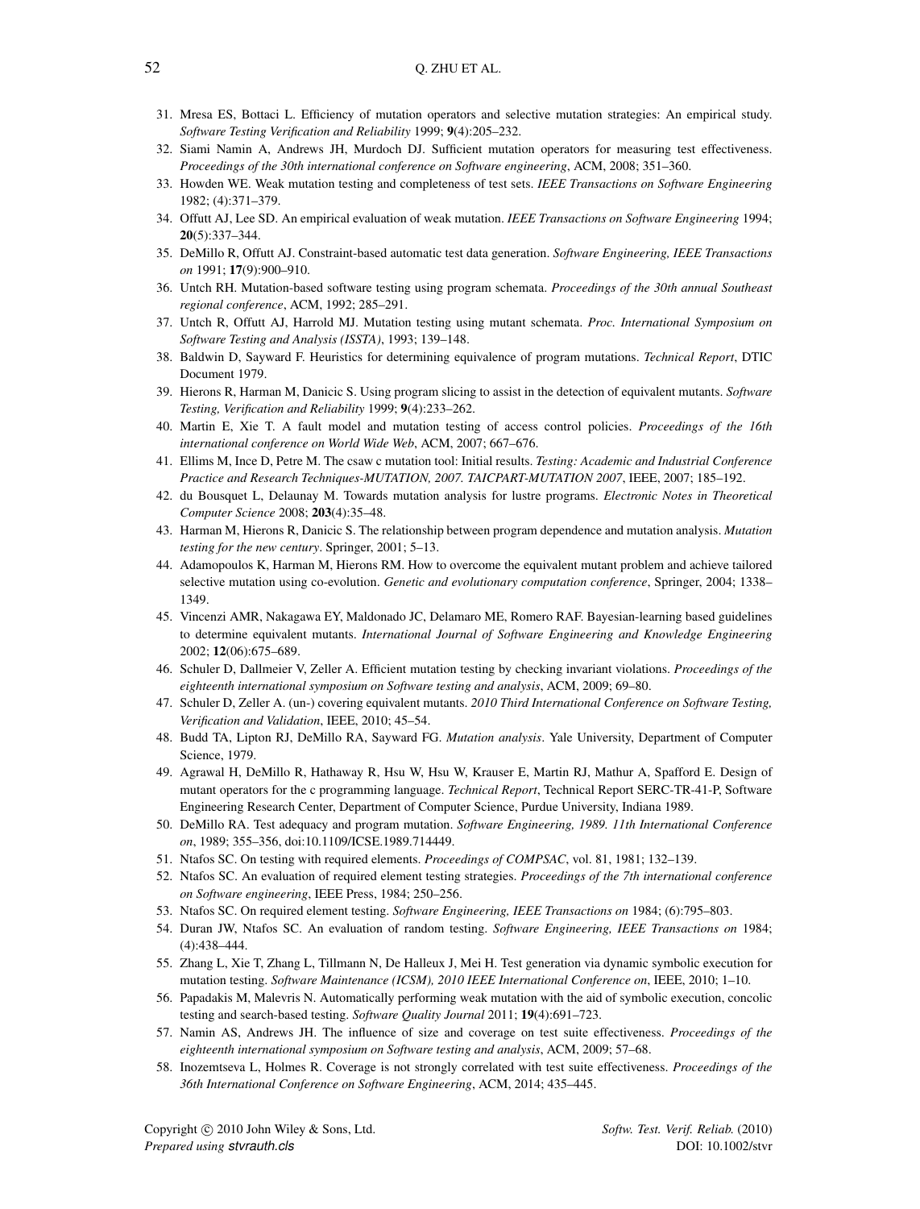31. Mresa ES, Bottaci L. Efficiency of mutation operators and selective mutation strategies: An empirical study. *Software Testing Verification and Reliability* 1999; **9**(4):205–232.
32. Siami Namin A, Andrews JH, Murdoch DJ. Sufficient mutation operators for measuring test effectiveness. *Proceedings of the 30th international conference on Software engineering*, ACM, 2008; 351–360.
33. Howden WE. Weak mutation testing and completeness of test sets. *IEEE Transactions on Software Engineering* 1982; (4):371–379.
34. Offutt AJ, Lee SD. An empirical evaluation of weak mutation. *IEEE Transactions on Software Engineering* 1994; **20**(5):337–344.
35. DeMillo R, Offutt AJ. Constraint-based automatic test data generation. *Software Engineering, IEEE Transactions on* 1991; **17**(9):900–910.
36. Untch RH. Mutation-based software testing using program schemata. *Proceedings of the 30th annual Southeast regional conference*, ACM, 1992; 285–291.
37. Untch R, Offutt AJ, Harrold MJ. Mutation testing using mutant schemata. *Proc. International Symposium on Software Testing and Analysis (ISSTA)*, 1993; 139–148.
38. Baldwin D, Sayward F. Heuristics for determining equivalence of program mutations. *Technical Report*, DTIC Document 1979.
39. Hierons R, Harman M, Danicic S. Using program slicing to assist in the detection of equivalent mutants. *Software Testing, Verification and Reliability* 1999; **9**(4):233–262.
40. Martin E, Xie T. A fault model and mutation testing of access control policies. *Proceedings of the 16th international conference on World Wide Web*, ACM, 2007; 667–676.
41. Ellims M, Ince D, Petre M. The csaw c mutation tool: Initial results. *Testing: Academic and Industrial Conference Practice and Research Techniques-MUTATION, 2007. TAICPART-MUTATION 2007*, IEEE, 2007; 185–192.
42. du Bousquet L, Delaunay M. Towards mutation analysis for lustre programs. *Electronic Notes in Theoretical Computer Science* 2008; **203**(4):35–48.
43. Harman M, Hierons R, Danicic S. The relationship between program dependence and mutation analysis. *Mutation testing for the new century*. Springer, 2001; 5–13.
44. Adamopoulos K, Harman M, Hierons RM. How to overcome the equivalent mutant problem and achieve tailored selective mutation using co-evolution. *Genetic and evolutionary computation conference*, Springer, 2004; 1338–1349.
45. Vincenzi AMR, Nakagawa EY, Maldonado JC, Delamaro ME, Romero RAF. Bayesian-learning based guidelines to determine equivalent mutants. *International Journal of Software Engineering and Knowledge Engineering* 2002; **12**(06):675–689.
46. Schuler D, Dallmeier V, Zeller A. Efficient mutation testing by checking invariant violations. *Proceedings of the eighteenth international symposium on Software testing and analysis*, ACM, 2009; 69–80.
47. Schuler D, Zeller A. (un-) covering equivalent mutants. *2010 Third International Conference on Software Testing, Verification and Validation*, IEEE, 2010; 45–54.
48. Budd TA, Lipton RJ, DeMillo RA, Sayward FG. *Mutation analysis*. Yale University, Department of Computer Science, 1979.
49. Agrawal H, DeMillo R, Hathaway R, Hsu W, Hsu W, Krauser E, Martin RJ, Mathur A, Spafford E. Design of mutant operators for the c programming language. *Technical Report*, Technical Report SERC-TR-41-P, Software Engineering Research Center, Department of Computer Science, Purdue University, Indiana 1989.
50. DeMillo RA. Test adequacy and program mutation. *Software Engineering, 1989. 11th International Conference on*, 1989; 355–356, doi:10.1109/ICSE.1989.714449.
51. Ntafos SC. On testing with required elements. *Proceedings of COMPSAC*, vol. 81, 1981; 132–139.
52. Ntafos SC. An evaluation of required element testing strategies. *Proceedings of the 7th international conference on Software engineering*, IEEE Press, 1984; 250–256.
53. Ntafos SC. On required element testing. *Software Engineering, IEEE Transactions on* 1984; (6):795–803.
54. Duran JW, Ntafos SC. An evaluation of random testing. *Software Engineering, IEEE Transactions on* 1984; (4):438–444.
55. Zhang L, Xie T, Zhang L, Tillmann N, De Halleux J, Mei H. Test generation via dynamic symbolic execution for mutation testing. *Software Maintenance (ICSM), 2010 IEEE International Conference on*, IEEE, 2010; 1–10.
56. Papadakis M, Malevris N. Automatically performing weak mutation with the aid of symbolic execution, concolic testing and search-based testing. *Software Quality Journal* 2011; **19**(4):691–723.
57. Namin AS, Andrews JH. The influence of size and coverage on test suite effectiveness. *Proceedings of the eighteenth international symposium on Software testing and analysis*, ACM, 2009; 57–68.
58. Inozemtseva L, Holmes R. Coverage is not strongly correlated with test suite effectiveness. *Proceedings of the 36th International Conference on Software Engineering*, ACM, 2014; 435–445.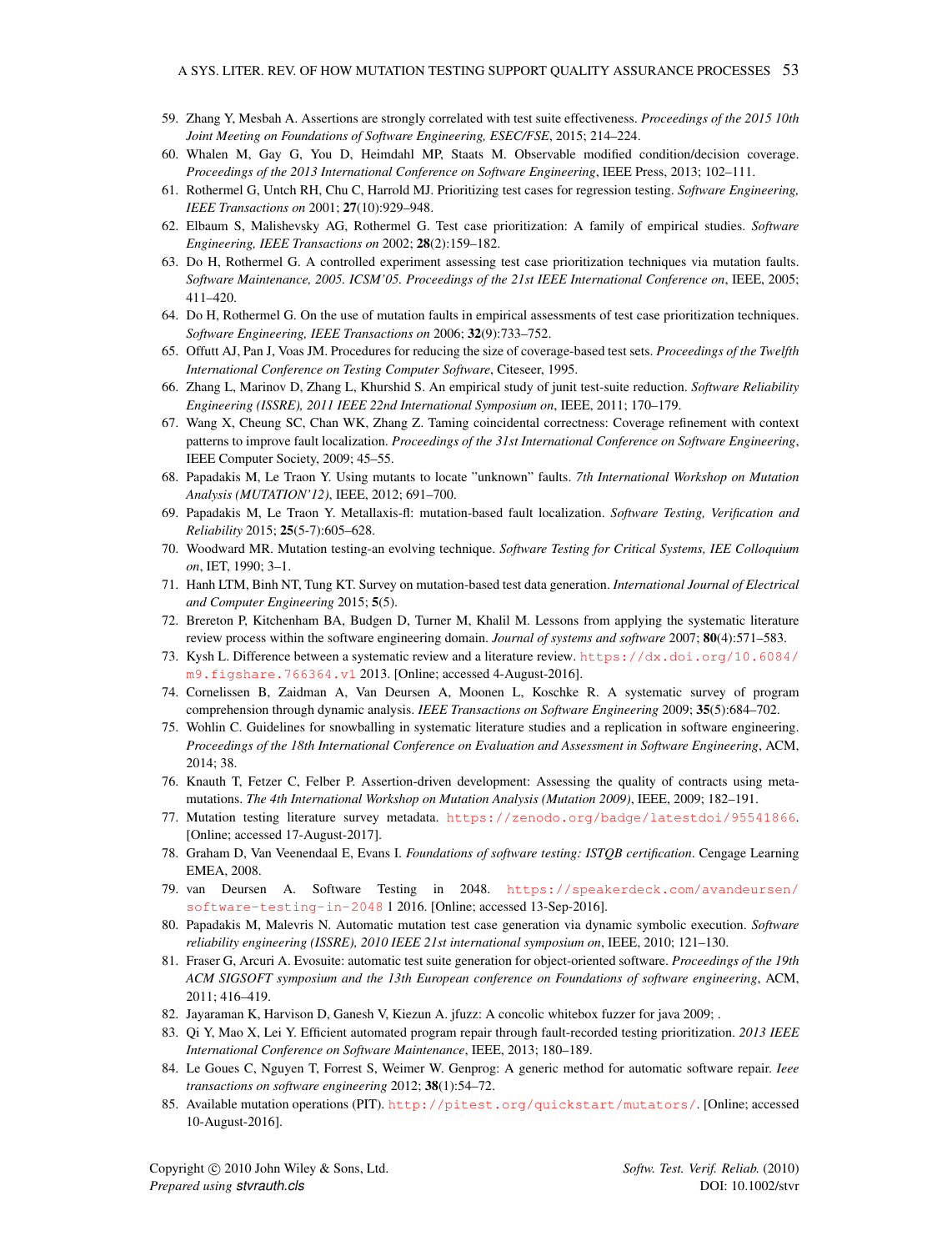59. Zhang Y, Mesbah A. Assertions are strongly correlated with test suite effectiveness. *Proceedings of the 2015 10th Joint Meeting on Foundations of Software Engineering, ESEC/FSE*, 2015; 214–224.
60. Whalen M, Gay G, You D, Heimdahl MP, Staats M. Observable modified condition/decision coverage. *Proceedings of the 2013 International Conference on Software Engineering*, IEEE Press, 2013; 102–111.
61. Rothermel G, Untch RH, Chu C, Harrold MJ. Prioritizing test cases for regression testing. *Software Engineering, IEEE Transactions on* 2001; **27**(10):929–948.
62. Elbaum S, Malishevsky AG, Rothermel G. Test case prioritization: A family of empirical studies. *Software Engineering, IEEE Transactions on* 2002; **28**(2):159–182.
63. Do H, Rothermel G. A controlled experiment assessing test case prioritization techniques via mutation faults. *Software Maintenance, 2005. ICSM'05. Proceedings of the 21st IEEE International Conference on*, IEEE, 2005; 411–420.
64. Do H, Rothermel G. On the use of mutation faults in empirical assessments of test case prioritization techniques. *Software Engineering, IEEE Transactions on* 2006; **32**(9):733–752.
65. Offutt AJ, Pan J, Voas JM. Procedures for reducing the size of coverage-based test sets. *Proceedings of the Twelfth International Conference on Testing Computer Software*, Citeseer, 1995.
66. Zhang L, Marinov D, Zhang L, Khurshid S. An empirical study of junit test-suite reduction. *Software Reliability Engineering (ISSRE), 2011 IEEE 22nd International Symposium on*, IEEE, 2011; 170–179.
67. Wang X, Cheung SC, Chan WK, Zhang Z. Taming coincidental correctness: Coverage refinement with context patterns to improve fault localization. *Proceedings of the 31st International Conference on Software Engineering*, IEEE Computer Society, 2009; 45–55.
68. Papadakis M, Le Traon Y. Using mutants to locate "unknown" faults. *7th International Workshop on Mutation Analysis (MUTATION'12)*, IEEE, 2012; 691–700.
69. Papadakis M, Le Traon Y. Metallaxis-fl: mutation-based fault localization. *Software Testing, Verification and Reliability* 2015; **25**(5-7):605–628.
70. Woodward MR. Mutation testing-an evolving technique. *Software Testing for Critical Systems, IEE Colloquium on*, IET, 1990; 3–1.
71. Hanh LTM, Binh NT, Tung KT. Survey on mutation-based test data generation. *International Journal of Electrical and Computer Engineering* 2015; **5**(5).
72. Brereton P, Kitchenham BA, Budgen D, Turner M, Khalil M. Lessons from applying the systematic literature review process within the software engineering domain. *Journal of systems and software* 2007; **80**(4):571–583.
73. Kysh L. Difference between a systematic review and a literature review. https://dx.doi.org/10.6084/m9.figshare.766364.v1 2013. [Online; accessed 4-August-2016].
74. Cornelissen B, Zaidman A, Van Deursen A, Moonen L, Koschke R. A systematic survey of program comprehension through dynamic analysis. *IEEE Transactions on Software Engineering* 2009; **35**(5):684–702.
75. Wohlin C. Guidelines for snowballing in systematic literature studies and a replication in software engineering. *Proceedings of the 18th International Conference on Evaluation and Assessment in Software Engineering*, ACM, 2014; 38.
76. Knauth T, Fetzer C, Felber P. Assertion-driven development: Assessing the quality of contracts using meta-mutations. *The 4th International Workshop on Mutation Analysis (Mutation 2009)*, IEEE, 2009; 182–191.
77. Mutation testing literature survey metadata. https://zenodo.org/badge/latestdoi/95541866. [Online; accessed 17-August-2017].
78. Graham D, Van Veenendaal E, Evans I. *Foundations of software testing: ISTQB certification*. Cengage Learning EMEA, 2008.
79. van Deursen A. Software Testing in 2048. https://speakerdeck.com/avandeursen/software-testing-in-2048 1 2016. [Online; accessed 13-Sep-2016].
80. Papadakis M, Malevris N. Automatic mutation test case generation via dynamic symbolic execution. *Software reliability engineering (ISSRE), 2010 IEEE 21st international symposium on*, IEEE, 2010; 121–130.
81. Fraser G, Arcuri A. Evosuite: automatic test suite generation for object-oriented software. *Proceedings of the 19th ACM SIGSOFT symposium and the 13th European conference on Foundations of software engineering*, ACM, 2011; 416–419.
82. Jayaraman K, Harvison D, Ganesh V, Kiezun A. jfuzz: A concolic whitebox fuzzer for java 2009; .
83. Qi Y, Mao X, Lei Y. Efficient automated program repair through fault-recorded testing prioritization. *2013 IEEE International Conference on Software Maintenance*, IEEE, 2013; 180–189.
84. Le Goues C, Nguyen T, Forrest S, Weimer W. Genprog: A generic method for automatic software repair. *Ieee transactions on software engineering* 2012; **38**(1):54–72.
85. Available mutation operations (PIT). http://pitest.org/quickstart/mutators/. [Online; accessed 10-August-2016].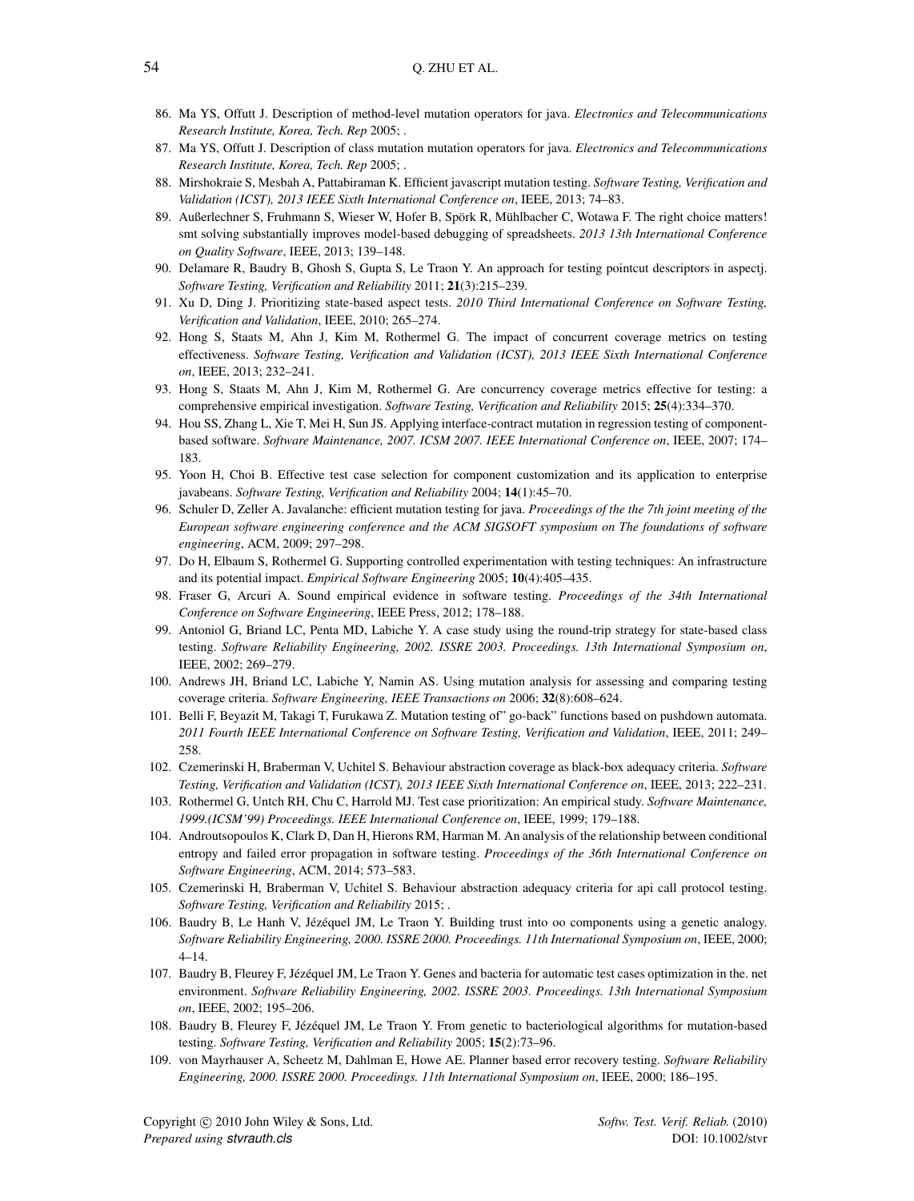86. Ma YS, Offutt J. Description of method-level mutation operators for java. *Electronics and Telecommunications Research Institute, Korea, Tech. Rep* 2005; .
87. Ma YS, Offutt J. Description of class mutation mutation operators for java. *Electronics and Telecommunications Research Institute, Korea, Tech. Rep* 2005; .
88. Mirshokraie S, Mesbah A, Pattabiraman K. Efficient javascript mutation testing. *Software Testing, Verification and Validation (ICST), 2013 IEEE Sixth International Conference on*, IEEE, 2013; 74–83.
89. Außerlechner S, Fruhmann S, Wieser W, Hofer B, Spörk R, Mühlbacher C, Wotawa F. The right choice matters! smt solving substantially improves model-based debugging of spreadsheets. *2013 13th International Conference on Quality Software*, IEEE, 2013; 139–148.
90. Delamare R, Baudry B, Ghosh S, Gupta S, Le Traon Y. An approach for testing pointcut descriptors in aspectj. *Software Testing, Verification and Reliability* 2011; **21**(3):215–239.
91. Xu D, Ding J. Prioritizing state-based aspect tests. *2010 Third International Conference on Software Testing, Verification and Validation*, IEEE, 2010; 265–274.
92. Hong S, Staats M, Ahn J, Kim M, Rothermel G. The impact of concurrent coverage metrics on testing effectiveness. *Software Testing, Verification and Validation (ICST), 2013 IEEE Sixth International Conference on*, IEEE, 2013; 232–241.
93. Hong S, Staats M, Ahn J, Kim M, Rothermel G. Are concurrency coverage metrics effective for testing: a comprehensive empirical investigation. *Software Testing, Verification and Reliability* 2015; **25**(4):334–370.
94. Hou SS, Zhang L, Xie T, Mei H, Sun JS. Applying interface-contract mutation in regression testing of component-based software. *Software Maintenance, 2007. ICSM 2007. IEEE International Conference on*, IEEE, 2007; 174–183.
95. Yoon H, Choi B. Effective test case selection for component customization and its application to enterprise javabeans. *Software Testing, Verification and Reliability* 2004; **14**(1):45–70.
96. Schuler D, Zeller A. Javalanche: efficient mutation testing for java. *Proceedings of the the 7th joint meeting of the European software engineering conference and the ACM SIGSOFT symposium on The foundations of software engineering*, ACM, 2009; 297–298.
97. Do H, Elbaum S, Rothermel G. Supporting controlled experimentation with testing techniques: An infrastructure and its potential impact. *Empirical Software Engineering* 2005; **10**(4):405–435.
98. Fraser G, Arcuri A. Sound empirical evidence in software testing. *Proceedings of the 34th International Conference on Software Engineering*, IEEE Press, 2012; 178–188.
99. Antoniol G, Briand LC, Penta MD, Labiche Y. A case study using the round-trip strategy for state-based class testing. *Software Reliability Engineering, 2002. ISSRE 2003. Proceedings. 13th International Symposium on*, IEEE, 2002; 269–279.
100. Andrews JH, Briand LC, Labiche Y, Namin AS. Using mutation analysis for assessing and comparing testing coverage criteria. *Software Engineering, IEEE Transactions on* 2006; **32**(8):608–624.
101. Belli F, Beyazit M, Takagi T, Furukawa Z. Mutation testing of" go-back" functions based on pushdown automata. *2011 Fourth IEEE International Conference on Software Testing, Verification and Validation*, IEEE, 2011; 249–258.
102. Czemerinski H, Braberman V, Uchitel S. Behaviour abstraction coverage as black-box adequacy criteria. *Software Testing, Verification and Validation (ICST), 2013 IEEE Sixth International Conference on*, IEEE, 2013; 222–231.
103. Rothermel G, Untch RH, Chu C, Harrold MJ. Test case prioritization: An empirical study. *Software Maintenance, 1999.(ICSM'99) Proceedings. IEEE International Conference on*, IEEE, 1999; 179–188.
104. Androutsopoulos K, Clark D, Dan H, Hierons RM, Harman M. An analysis of the relationship between conditional entropy and failed error propagation in software testing. *Proceedings of the 36th International Conference on Software Engineering*, ACM, 2014; 573–583.
105. Czemerinski H, Braberman V, Uchitel S. Behaviour abstraction adequacy criteria for api call protocol testing. *Software Testing, Verification and Reliability* 2015; .
106. Baudry B, Le Hanh V, Jézéquel JM, Le Traon Y. Building trust into oo components using a genetic analogy. *Software Reliability Engineering, 2000. ISSRE 2000. Proceedings. 11th International Symposium on*, IEEE, 2000; 4–14.
107. Baudry B, Fleurey F, Jézéquel JM, Le Traon Y. Genes and bacteria for automatic test cases optimization in the. net environment. *Software Reliability Engineering, 2002. ISSRE 2003. Proceedings. 13th International Symposium on*, IEEE, 2002; 195–206.
108. Baudry B, Fleurey F, Jézéquel JM, Le Traon Y. From genetic to bacteriological algorithms for mutation-based testing. *Software Testing, Verification and Reliability* 2005; **15**(2):73–96.
109. von Mayrhauser A, Scheetz M, Dahlman E, Howe AE. Planner based error recovery testing. *Software Reliability Engineering, 2000. ISSRE 2000. Proceedings. 11th International Symposium on*, IEEE, 2000; 186–195.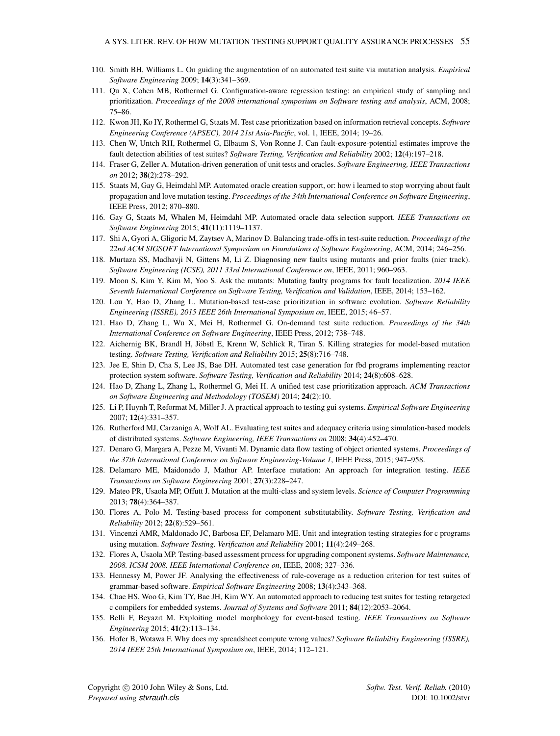110. Smith BH, Williams L. On guiding the augmentation of an automated test suite via mutation analysis. *Empirical Software Engineering* 2009; **14**(3):341–369.
111. Qu X, Cohen MB, Rothermel G. Configuration-aware regression testing: an empirical study of sampling and prioritization. *Proceedings of the 2008 international symposium on Software testing and analysis*, ACM, 2008; 75–86.
112. Kwon JH, Ko IY, Rothermel G, Staats M. Test case prioritization based on information retrieval concepts. *Software Engineering Conference (APSEC), 2014 21st Asia-Pacific*, vol. 1, IEEE, 2014; 19–26.
113. Chen W, Untch RH, Rothermel G, Elbaum S, Von Ronne J. Can fault-exposure-potential estimates improve the fault detection abilities of test suites? *Software Testing, Verification and Reliability* 2002; **12**(4):197–218.
114. Fraser G, Zeller A. Mutation-driven generation of unit tests and oracles. *Software Engineering, IEEE Transactions on* 2012; **38**(2):278–292.
115. Staats M, Gay G, Heimdahl MP. Automated oracle creation support, or: how i learned to stop worrying about fault propagation and love mutation testing. *Proceedings of the 34th International Conference on Software Engineering*, IEEE Press, 2012; 870–880.
116. Gay G, Staats M, Whalen M, Heimdahl MP. Automated oracle data selection support. *IEEE Transactions on Software Engineering* 2015; **41**(11):1119–1137.
117. Shi A, Gyori A, Gligoric M, Zaytsev A, Marinov D. Balancing trade-offs in test-suite reduction. *Proceedings of the 22nd ACM SIGSOFT International Symposium on Foundations of Software Engineering*, ACM, 2014; 246–256.
118. Murtaza SS, Madhavji N, Gittens M, Li Z. Diagnosing new faults using mutants and prior faults (nier track). *Software Engineering (ICSE), 2011 33rd International Conference on*, IEEE, 2011; 960–963.
119. Moon S, Kim Y, Kim M, Yoo S. Ask the mutants: Mutating faulty programs for fault localization. *2014 IEEE Seventh International Conference on Software Testing, Verification and Validation*, IEEE, 2014; 153–162.
120. Lou Y, Hao D, Zhang L. Mutation-based test-case prioritization in software evolution. *Software Reliability Engineering (ISSRE), 2015 IEEE 26th International Symposium on*, IEEE, 2015; 46–57.
121. Hao D, Zhang L, Wu X, Mei H, Rothermel G. On-demand test suite reduction. *Proceedings of the 34th International Conference on Software Engineering*, IEEE Press, 2012; 738–748.
122. Aichernig BK, Brandl H, Jöbstl E, Krenn W, Schlick R, Tiran S. Killing strategies for model-based mutation testing. *Software Testing, Verification and Reliability* 2015; **25**(8):716–748.
123. Jee E, Shin D, Cha S, Lee JS, Bae DH. Automated test case generation for fbd programs implementing reactor protection system software. *Software Testing, Verification and Reliability* 2014; **24**(8):608–628.
124. Hao D, Zhang L, Zhang L, Rothermel G, Mei H. A unified test case prioritization approach. *ACM Transactions on Software Engineering and Methodology (TOSEM)* 2014; **24**(2):10.
125. Li P, Huynh T, Reformat M, Miller J. A practical approach to testing gui systems. *Empirical Software Engineering* 2007; **12**(4):331–357.
126. Rutherford MJ, Carzaniga A, Wolf AL. Evaluating test suites and adequacy criteria using simulation-based models of distributed systems. *Software Engineering, IEEE Transactions on* 2008; **34**(4):452–470.
127. Denaro G, Margara A, Pezze M, Vivanti M. Dynamic data flow testing of object oriented systems. *Proceedings of the 37th International Conference on Software Engineering-Volume 1*, IEEE Press, 2015; 947–958.
128. Delamaro ME, Maidonado J, Mathur AP. Interface mutation: An approach for integration testing. *IEEE Transactions on Software Engineering* 2001; **27**(3):228–247.
129. Mateo PR, Usaola MP, Offutt J. Mutation at the multi-class and system levels. *Science of Computer Programming* 2013; **78**(4):364–387.
130. Flores A, Polo M. Testing-based process for component substitutability. *Software Testing, Verification and Reliability* 2012; **22**(8):529–561.
131. Vincenzi AMR, Maldonado JC, Barbosa EF, Delamaro ME. Unit and integration testing strategies for c programs using mutation. *Software Testing, Verification and Reliability* 2001; **11**(4):249–268.
132. Flores A, Usaola MP. Testing-based assessment process for upgrading component systems. *Software Maintenance, 2008. ICSM 2008. IEEE International Conference on*, IEEE, 2008; 327–336.
133. Hennessy M, Power JF. Analysing the effectiveness of rule-coverage as a reduction criterion for test suites of grammar-based software. *Empirical Software Engineering* 2008; **13**(4):343–368.
134. Chae HS, Woo G, Kim TY, Bae JH, Kim WY. An automated approach to reducing test suites for testing retargeted c compilers for embedded systems. *Journal of Systems and Software* 2011; **84**(12):2053–2064.
135. Belli F, Beyazıt M. Exploiting model morphology for event-based testing. *IEEE Transactions on Software Engineering* 2015; **41**(2):113–134.
136. Hofer B, Wotawa F. Why does my spreadsheet compute wrong values? *Software Reliability Engineering (ISSRE), 2014 IEEE 25th International Symposium on*, IEEE, 2014; 112–121.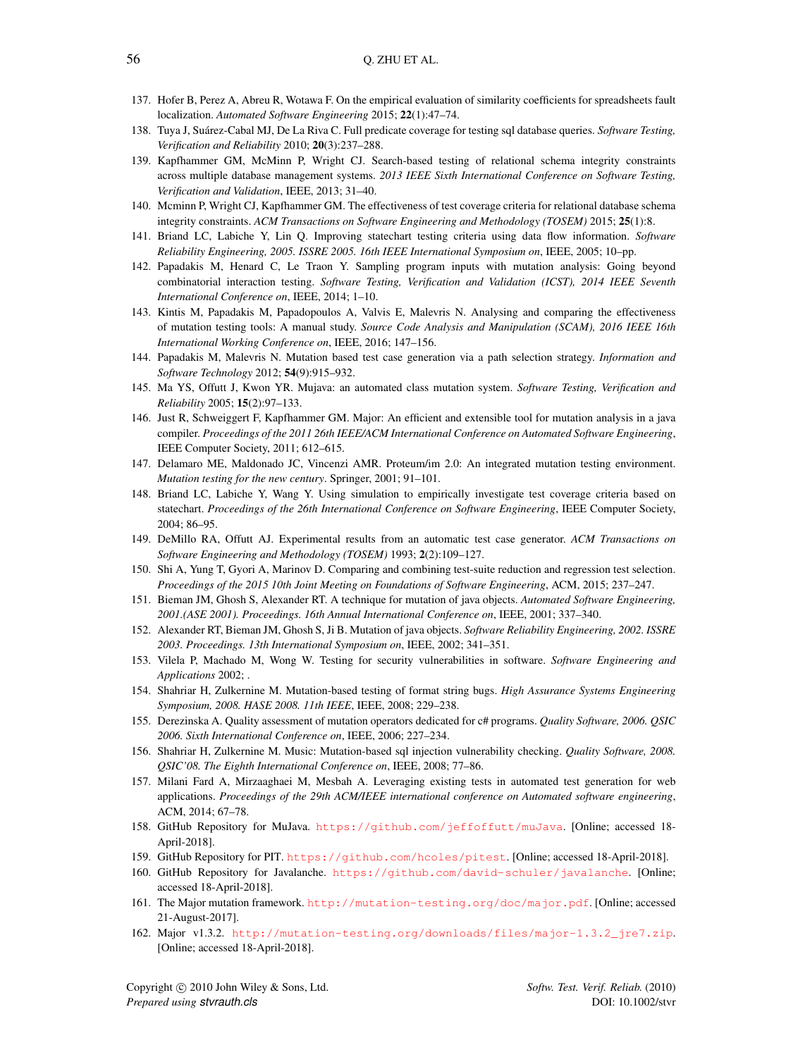137. Hofer B, Perez A, Abreu R, Wotawa F. On the empirical evaluation of similarity coefficients for spreadsheets fault localization. *Automated Software Engineering* 2015; **22**(1):47–74.
138. Tuya J, Suárez-Cabal MJ, De La Riva C. Full predicate coverage for testing sql database queries. *Software Testing, Verification and Reliability* 2010; **20**(3):237–288.
139. Kapfhammer GM, McMinn P, Wright CJ. Search-based testing of relational schema integrity constraints across multiple database management systems. *2013 IEEE Sixth International Conference on Software Testing, Verification and Validation*, IEEE, 2013; 31–40.
140. Mcminn P, Wright CJ, Kapfhammer GM. The effectiveness of test coverage criteria for relational database schema integrity constraints. *ACM Transactions on Software Engineering and Methodology (TOSEM)* 2015; **25**(1):8.
141. Briand LC, Labiche Y, Lin Q. Improving statechart testing criteria using data flow information. *Software Reliability Engineering, 2005. ISSRE 2005. 16th IEEE International Symposium on*, IEEE, 2005; 10–pp.
142. Papadakis M, Henard C, Le Traon Y. Sampling program inputs with mutation analysis: Going beyond combinatorial interaction testing. *Software Testing, Verification and Validation (ICST), 2014 IEEE Seventh International Conference on*, IEEE, 2014; 1–10.
143. Kintis M, Papadakis M, Papadopoulos A, Valvis E, Malevris N. Analysing and comparing the effectiveness of mutation testing tools: A manual study. *Source Code Analysis and Manipulation (SCAM), 2016 IEEE 16th International Working Conference on*, IEEE, 2016; 147–156.
144. Papadakis M, Malevris N. Mutation based test case generation via a path selection strategy. *Information and Software Technology* 2012; **54**(9):915–932.
145. Ma YS, Offutt J, Kwon YR. Mujava: an automated class mutation system. *Software Testing, Verification and Reliability* 2005; **15**(2):97–133.
146. Just R, Schweiggert F, Kapfhammer GM. Major: An efficient and extensible tool for mutation analysis in a java compiler. *Proceedings of the 2011 26th IEEE/ACM International Conference on Automated Software Engineering*, IEEE Computer Society, 2011; 612–615.
147. Delamaro ME, Maldonado JC, Vincenzi AMR. Proteum/im 2.0: An integrated mutation testing environment. *Mutation testing for the new century*. Springer, 2001; 91–101.
148. Briand LC, Labiche Y, Wang Y. Using simulation to empirically investigate test coverage criteria based on statechart. *Proceedings of the 26th International Conference on Software Engineering*, IEEE Computer Society, 2004; 86–95.
149. DeMillo RA, Offutt AJ. Experimental results from an automatic test case generator. *ACM Transactions on Software Engineering and Methodology (TOSEM)* 1993; **2**(2):109–127.
150. Shi A, Yung T, Gyori A, Marinov D. Comparing and combining test-suite reduction and regression test selection. *Proceedings of the 2015 10th Joint Meeting on Foundations of Software Engineering*, ACM, 2015; 237–247.
151. Bieman JM, Ghosh S, Alexander RT. A technique for mutation of java objects. *Automated Software Engineering, 2001.(ASE 2001). Proceedings. 16th Annual International Conference on*, IEEE, 2001; 337–340.
152. Alexander RT, Bieman JM, Ghosh S, Ji B. Mutation of java objects. *Software Reliability Engineering, 2002. ISSRE 2003. Proceedings. 13th International Symposium on*, IEEE, 2002; 341–351.
153. Vilela P, Machado M, Wong W. Testing for security vulnerabilities in software. *Software Engineering and Applications* 2002; .
154. Shahriar H, Zulkernine M. Mutation-based testing of format string bugs. *High Assurance Systems Engineering Symposium, 2008. HASE 2008. 11th IEEE*, IEEE, 2008; 229–238.
155. Derezinska A. Quality assessment of mutation operators dedicated for c# programs. *Quality Software, 2006. QSIC 2006. Sixth International Conference on*, IEEE, 2006; 227–234.
156. Shahriar H, Zulkernine M. Music: Mutation-based sql injection vulnerability checking. *Quality Software, 2008. QSIC'08. The Eighth International Conference on*, IEEE, 2008; 77–86.
157. Milani Fard A, Mirzaaghaei M, Mesbah A. Leveraging existing tests in automated test generation for web applications. *Proceedings of the 29th ACM/IEEE international conference on Automated software engineering*, ACM, 2014; 67–78.
158. GitHub Repository for MuJava. https://github.com/jeffoffutt/muJava. [Online; accessed 18-April-2018].
159. GitHub Repository for PIT. https://github.com/hcoles/pitest. [Online; accessed 18-April-2018].
160. GitHub Repository for Javalanche. https://github.com/david-schuler/javalanche. [Online; accessed 18-April-2018].
161. The Major mutation framework. http://mutation-testing.org/doc/major.pdf. [Online; accessed 21-August-2017].
162. Major v1.3.2. http://mutation-testing.org/downloads/files/major-1.3.2_jre7.zip. [Online; accessed 18-April-2018].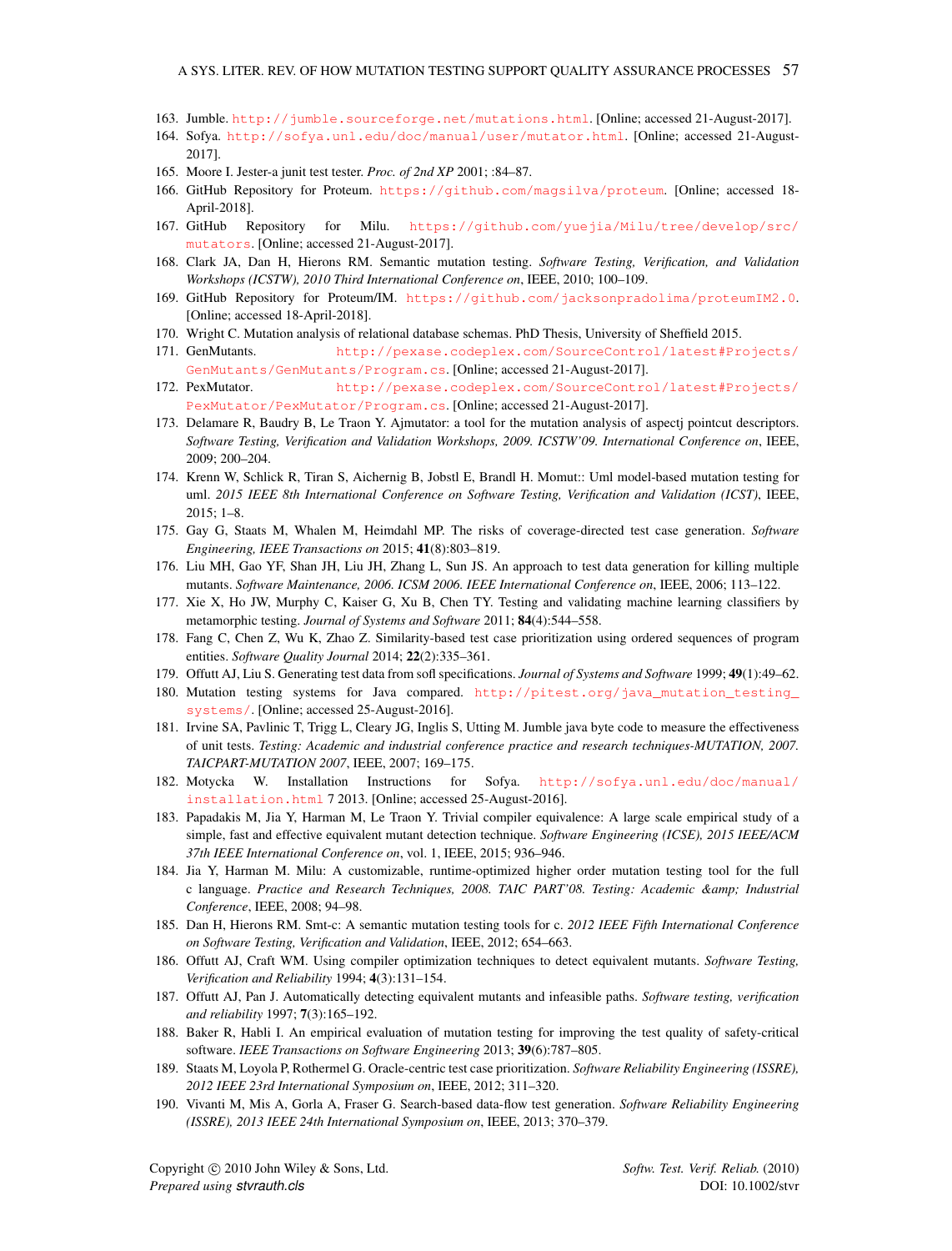163. Jumble. http://jumble.sourceforge.net/mutations.html. [Online; accessed 21-August-2017].
164. Sofya. http://sofya.unl.edu/doc/manual/user/mutator.html. [Online; accessed 21-August-2017].
165. Moore I. Jester-a junit test tester. *Proc. of 2nd XP* 2001; :84–87.
166. GitHub Repository for Proteum. https://github.com/magsilva/proteum. [Online; accessed 18-April-2018].
167. GitHub Repository for Milu. https://github.com/yuejia/Milu/tree/develop/src/mutators. [Online; accessed 21-August-2017].
168. Clark JA, Dan H, Hierons RM. Semantic mutation testing. *Software Testing, Verification, and Validation Workshops (ICSTW), 2010 Third International Conference on*, IEEE, 2010; 100–109.
169. GitHub Repository for Proteum/IM. https://github.com/jacksonpradolima/proteumIM2.0. [Online; accessed 18-April-2018].
170. Wright C. Mutation analysis of relational database schemas. PhD Thesis, University of Sheffield 2015.
171. GenMutants. http://pexase.codeplex.com/SourceControl/latest#Projects/GenMutants/GenMutants/Program.cs. [Online; accessed 21-August-2017].
172. PexMutator. http://pexase.codeplex.com/SourceControl/latest#Projects/PexMutator/PexMutator/Program.cs. [Online; accessed 21-August-2017].
173. Delamare R, Baudry B, Le Traon Y. Ajmutator: a tool for the mutation analysis of aspectj pointcut descriptors. *Software Testing, Verification and Validation Workshops, 2009. ICSTW'09. International Conference on*, IEEE, 2009; 200–204.
174. Krenn W, Schlick R, Tiran S, Aichernig B, Jobstl E, Brandl H. Momut:: Uml model-based mutation testing for uml. *2015 IEEE 8th International Conference on Software Testing, Verification and Validation (ICST)*, IEEE, 2015; 1–8.
175. Gay G, Staats M, Whalen M, Heimdahl MP. The risks of coverage-directed test case generation. *Software Engineering, IEEE Transactions on* 2015; **41**(8):803–819.
176. Liu MH, Gao YF, Shan JH, Liu JH, Zhang L, Sun JS. An approach to test data generation for killing multiple mutants. *Software Maintenance, 2006. ICSM 2006. IEEE International Conference on*, IEEE, 2006; 113–122.
177. Xie X, Ho JW, Murphy C, Kaiser G, Xu B, Chen TY. Testing and validating machine learning classifiers by metamorphic testing. *Journal of Systems and Software* 2011; **84**(4):544–558.
178. Fang C, Chen Z, Wu K, Zhao Z. Similarity-based test case prioritization using ordered sequences of program entities. *Software Quality Journal* 2014; **22**(2):335–361.
179. Offutt AJ, Liu S. Generating test data from sofl specifications. *Journal of Systems and Software* 1999; **49**(1):49–62.
180. Mutation testing systems for Java compared. http://pitest.org/java_mutation_testing_systems/. [Online; accessed 25-August-2016].
181. Irvine SA, Pavlinic T, Trigg L, Cleary JG, Inglis S, Utting M. Jumble java byte code to measure the effectiveness of unit tests. *Testing: Academic and industrial conference practice and research techniques-MUTATION, 2007. TAICPART-MUTATION 2007*, IEEE, 2007; 169–175.
182. Motycka W. Installation Instructions for Sofya. http://sofya.unl.edu/doc/manual/installation.html 7 2013. [Online; accessed 25-August-2016].
183. Papadakis M, Jia Y, Harman M, Le Traon Y. Trivial compiler equivalence: A large scale empirical study of a simple, fast and effective equivalent mutant detection technique. *Software Engineering (ICSE), 2015 IEEE/ACM 37th IEEE International Conference on*, vol. 1, IEEE, 2015; 936–946.
184. Jia Y, Harman M. Milu: A customizable, runtime-optimized higher order mutation testing tool for the full c language. *Practice and Research Techniques, 2008. TAIC PART'08. Testing: Academic &amp; Industrial Conference*, IEEE, 2008; 94–98.
185. Dan H, Hierons RM. Smt-c: A semantic mutation testing tools for c. *2012 IEEE Fifth International Conference on Software Testing, Verification and Validation*, IEEE, 2012; 654–663.
186. Offutt AJ, Craft WM. Using compiler optimization techniques to detect equivalent mutants. *Software Testing, Verification and Reliability* 1994; **4**(3):131–154.
187. Offutt AJ, Pan J. Automatically detecting equivalent mutants and infeasible paths. *Software testing, verification and reliability* 1997; **7**(3):165–192.
188. Baker R, Habli I. An empirical evaluation of mutation testing for improving the test quality of safety-critical software. *IEEE Transactions on Software Engineering* 2013; **39**(6):787–805.
189. Staats M, Loyola P, Rothermel G. Oracle-centric test case prioritization. *Software Reliability Engineering (ISSRE), 2012 IEEE 23rd International Symposium on*, IEEE, 2012; 311–320.
190. Vivanti M, Mis A, Gorla A, Fraser G. Search-based data-flow test generation. *Software Reliability Engineering (ISSRE), 2013 IEEE 24th International Symposium on*, IEEE, 2013; 370–379.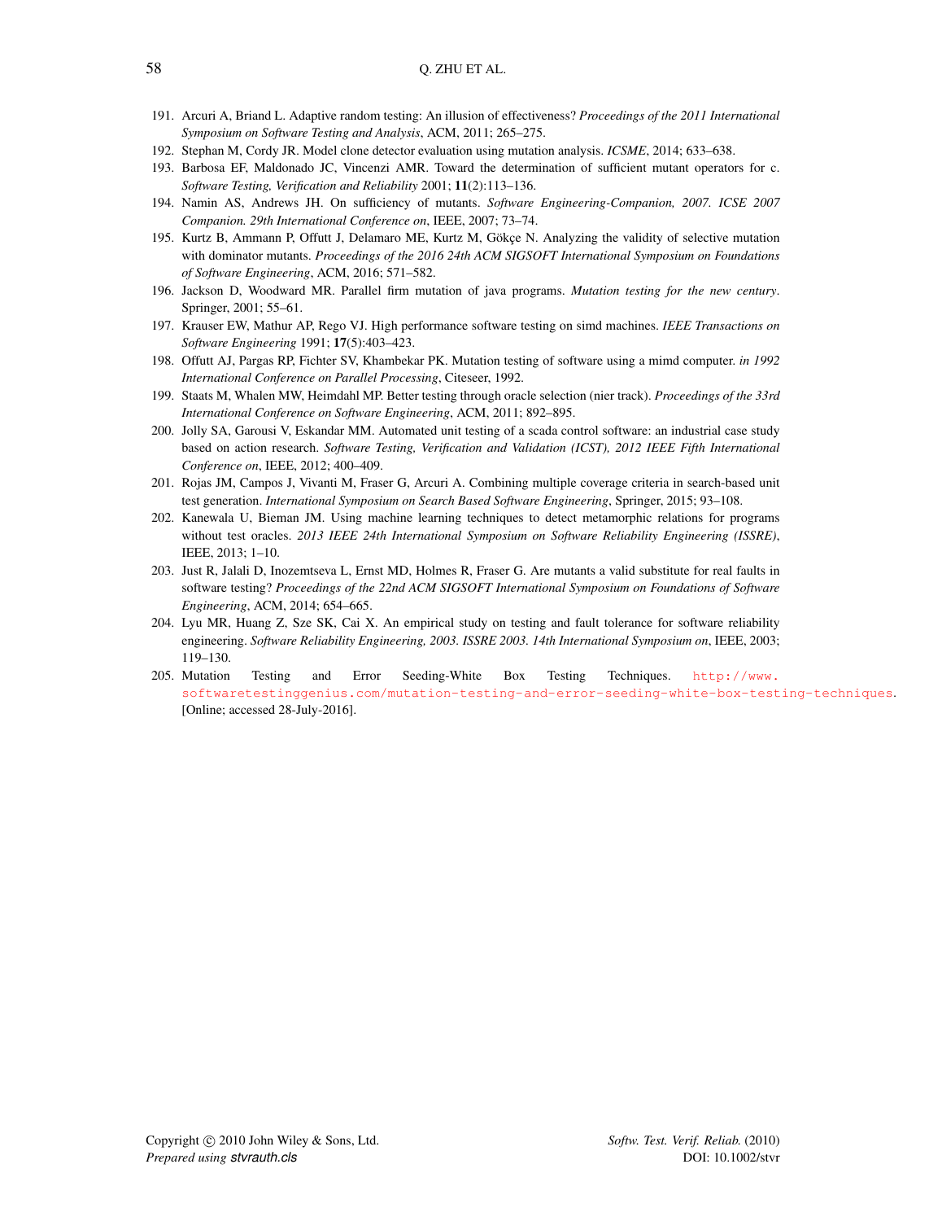191. Arcuri A, Briand L. Adaptive random testing: An illusion of effectiveness? *Proceedings of the 2011 International Symposium on Software Testing and Analysis*, ACM, 2011; 265–275.
192. Stephan M, Cordy JR. Model clone detector evaluation using mutation analysis. *ICSME*, 2014; 633–638.
193. Barbosa EF, Maldonado JC, Vincenzi AMR. Toward the determination of sufficient mutant operators for c. *Software Testing, Verification and Reliability* 2001; **11**(2):113–136.
194. Namin AS, Andrews JH. On sufficiency of mutants. *Software Engineering-Companion, 2007. ICSE 2007 Companion. 29th International Conference on*, IEEE, 2007; 73–74.
195. Kurtz B, Ammann P, Offutt J, Delamaro ME, Kurtz M, Gökçe N. Analyzing the validity of selective mutation with dominator mutants. *Proceedings of the 2016 24th ACM SIGSOFT International Symposium on Foundations of Software Engineering*, ACM, 2016; 571–582.
196. Jackson D, Woodward MR. Parallel firm mutation of java programs. *Mutation testing for the new century*. Springer, 2001; 55–61.
197. Krauser EW, Mathur AP, Rego VJ. High performance software testing on simd machines. *IEEE Transactions on Software Engineering* 1991; **17**(5):403–423.
198. Offutt AJ, Pargas RP, Fichter SV, Khambekar PK. Mutation testing of software using a mimd computer. *in 1992 International Conference on Parallel Processing*, Citeseer, 1992.
199. Staats M, Whalen MW, Heimdahl MP. Better testing through oracle selection (nier track). *Proceedings of the 33rd International Conference on Software Engineering*, ACM, 2011; 892–895.
200. Jolly SA, Garousi V, Eskandar MM. Automated unit testing of a scada control software: an industrial case study based on action research. *Software Testing, Verification and Validation (ICST), 2012 IEEE Fifth International Conference on*, IEEE, 2012; 400–409.
201. Rojas JM, Campos J, Vivanti M, Fraser G, Arcuri A. Combining multiple coverage criteria in search-based unit test generation. *International Symposium on Search Based Software Engineering*, Springer, 2015; 93–108.
202. Kanewala U, Bieman JM. Using machine learning techniques to detect metamorphic relations for programs without test oracles. *2013 IEEE 24th International Symposium on Software Reliability Engineering (ISSRE)*, IEEE, 2013; 1–10.
203. Just R, Jalali D, Inozemtseva L, Ernst MD, Holmes R, Fraser G. Are mutants a valid substitute for real faults in software testing? *Proceedings of the 22nd ACM SIGSOFT International Symposium on Foundations of Software Engineering*, ACM, 2014; 654–665.
204. Lyu MR, Huang Z, Sze SK, Cai X. An empirical study on testing and fault tolerance for software reliability engineering. *Software Reliability Engineering, 2003. ISSRE 2003. 14th International Symposium on*, IEEE, 2003; 119–130.
205. Mutation Testing and Error Seeding-White Box Testing Techniques. http://www.softwaretestinggenius.com/mutation-testing-and-error-seeding-white-box-testing-techniques. [Online; accessed 28-July-2016].